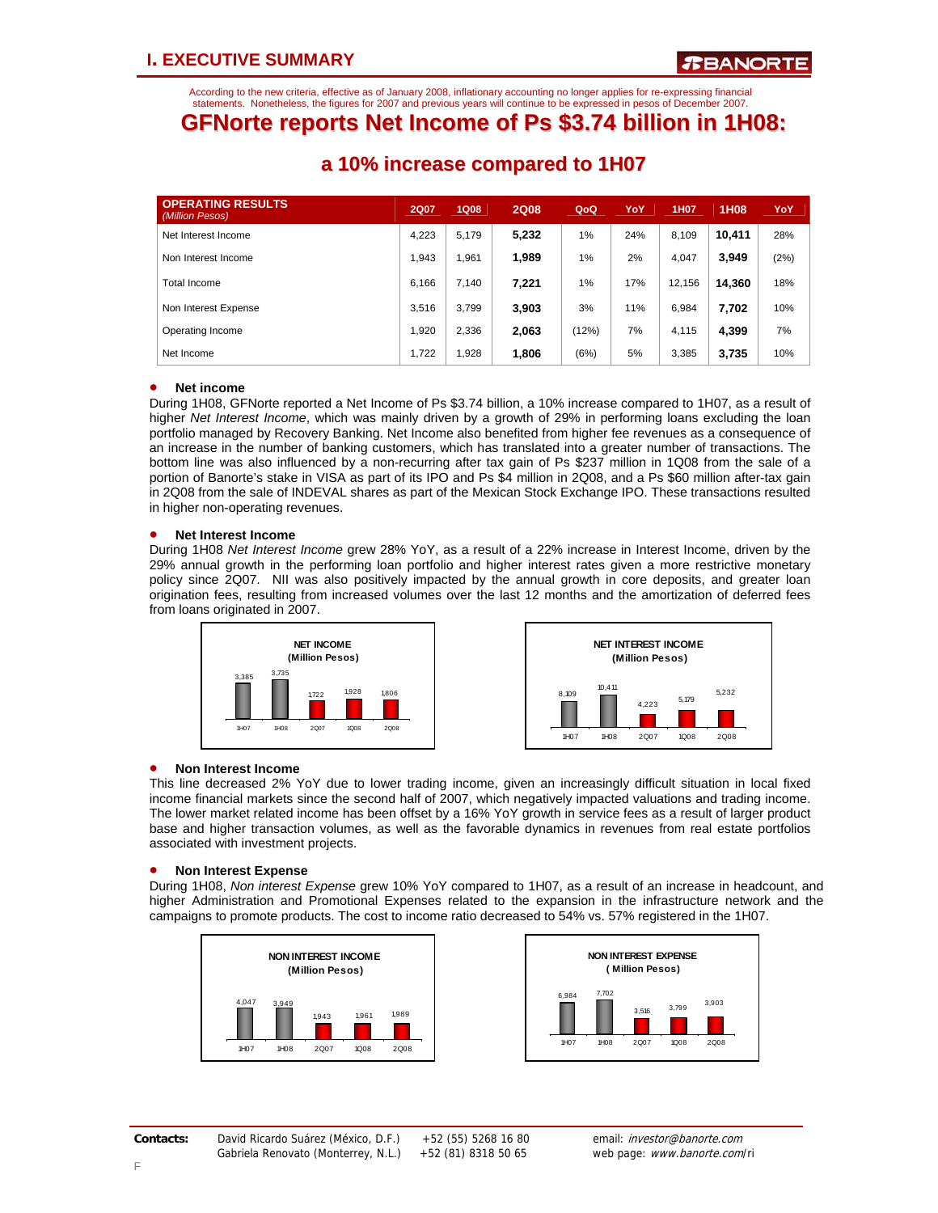# I. EXECUTIVE SUMMARY

According to the new criteria, effective as of January 2008, inflationary accounting no longer applies for re-expressing financial statements. Nonetheless, the figures for 2007 and previous years will continue to be expressed in pesos of December 2007.

## GFNorte reports Net Income of Ps $3.74 billion in 1H08:

## a 10% increase compared to 1H07

| OPERATING RESULTS *(Million Pesos)* | 2Q07 | 1Q08 | 2Q08 | QoQ | YoY | 1H07 | 1H08 | YoY |
|---|---|---|---|---|---|---|---|---|
| Net Interest Income | 4,223 | 5,179 | **5,232** | 1% | 24% | 8,109 | **10,411** | 28% |
| Non Interest Income | 1,943 | 1,961 | **1,989** | 1% | 2% | 4,047 | **3,949** | (2%) |
| Total Income | 6,166 | 7,140 | **7,221** | 1% | 17% | 12,156 | **14,360** | 18% |
| Non Interest Expense | 3,516 | 3,799 | **3,903** | 3% | 11% | 6,984 | **7,702** | 10% |
| Operating Income | 1,920 | 2,336 | **2,063** | (12%) | 7% | 4,115 | **4,399** | 7% |
| Net Income | 1,722 | 1,928 | **1,806** | (6%) | 5% | 3,385 | **3,735** | 10% |

- **Net income**

During 1H08, GFNorte reported a Net Income of Ps $3.74 billion, a 10% increase compared to 1H07, as a result of higher *Net Interest Income*, which was mainly driven by a growth of 29% in performing loans excluding the loan portfolio managed by Recovery Banking. Net Income also benefited from higher fee revenues as a consequence of an increase in the number of banking customers, which has translated into a greater number of transactions. The bottom line was also influenced by a non-recurring after tax gain of Ps $237 million in 1Q08 from the sale of a portion of Banorte's stake in VISA as part of its IPO and Ps $4 million in 2Q08, and a Ps $60 million after-tax gain in 2Q08 from the sale of INDEVAL shares as part of the Mexican Stock Exchange IPO. These transactions resulted in higher non-operating revenues.

- **Net Interest Income**

During 1H08 *Net Interest Income* grew 28% YoY, as a result of a 22% increase in Interest Income, driven by the 29% annual growth in the performing loan portfolio and higher interest rates given a more restrictive monetary policy since 2Q07. NII was also positively impacted by the annual growth in core deposits, and greater loan origination fees, resulting from increased volumes over the last 12 months and the amortization of deferred fees from loans originated in 2007.

**NET INCOME (Million Pesos)**

| 1H07 | 1H08 | 2Q07 | 1Q08 | 2Q08 |
|---|---|---|---|---|
| 3,385 | 3,735 | 1722 | 1928 | 1,806 |

**NET INTEREST INCOME (Million Pesos)**

| 1H07 | 1H08 | 2Q07 | 1Q08 | 2Q08 |
|---|---|---|---|---|
| 8,109 | 10,411 | 4,223 | 5,179 | 5,232 |

- **Non Interest Income**

This line decreased 2% YoY due to lower trading income, given an increasingly difficult situation in local fixed income financial markets since the second half of 2007, which negatively impacted valuations and trading income. The lower market related income has been offset by a 16% YoY growth in service fees as a result of larger product base and higher transaction volumes, as well as the favorable dynamics in revenues from real estate portfolios associated with investment projects.

- **Non Interest Expense**

During 1H08, *Non interest Expense* grew 10% YoY compared to 1H07, as a result of an increase in headcount, and higher Administration and Promotional Expenses related to the expansion in the infrastructure network and the campaigns to promote products. The cost to income ratio decreased to 54% vs. 57% registered in the 1H07.

**NON INTEREST INCOME (Million Pesos)**

| 1H07 | 1H08 | 2Q07 | 1Q08 | 2Q08 |
|---|---|---|---|---|
| 4,047 | 3,949 | 1,943 | 1,961 | 1,989 |

**NON INTEREST EXPENSE (Million Pesos)**

| 1H07 | 1H08 | 2Q07 | 1Q08 | 2Q08 |
|---|---|---|---|---|
| 6,984 | 7,702 | 3,516 | 3,799 | 3,903 |

**Contacts:** David Ricardo Suárez (México, D.F.) +52 (55) 5268 16 80 email: *investor@banorte.com*
Gabriela Renovato (Monterrey, N.L.) +52 (81) 8318 50 65 web page: *www.banorte.com*/ri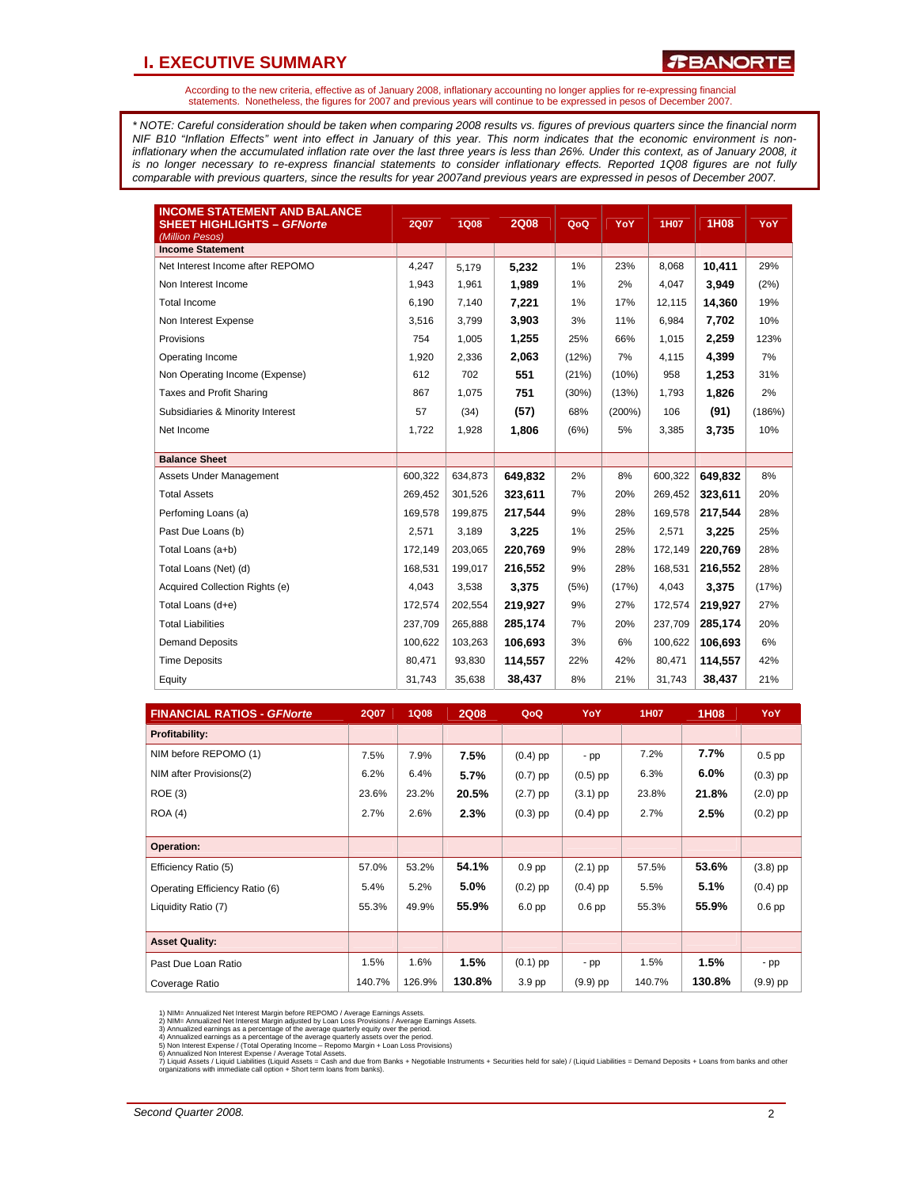# I. EXECUTIVE SUMMARY

According to the new criteria, effective as of January 2008, inflationary accounting no longer applies for re-expressing financial statements. Nonetheless, the figures for 2007 and previous years will continue to be expressed in pesos of December 2007.

*\* NOTE: Careful consideration should be taken when comparing 2008 results vs. figures of previous quarters since the financial norm NIF B10 "Inflation Effects" went into effect in January of this year. This norm indicates that the economic environment is non-inflationary when the accumulated inflation rate over the last three years is less than 26%. Under this context, as of January 2008, it is no longer necessary to re-express financial statements to consider inflationary effects. Reported 1Q08 figures are not fully comparable with previous quarters, since the results for year 2007and previous years are expressed in pesos of December 2007.*

| **INCOME STATEMENT AND BALANCE SHEET HIGHLIGHTS – *GFNorte*** *(Million Pesos)* | 2Q07 | 1Q08 | 2Q08 | QoQ | YoY | 1H07 | 1H08 | YoY |
|---|---|---|---|---|---|---|---|---|
| **Income Statement** | | | | | | | | |
| Net Interest Income after REPOMO | 4,247 | 5,179 | **5,232** | 1% | 23% | 8,068 | **10,411** | 29% |
| Non Interest Income | 1,943 | 1,961 | **1,989** | 1% | 2% | 4,047 | **3,949** | (2%) |
| Total Income | 6,190 | 7,140 | **7,221** | 1% | 17% | 12,115 | **14,360** | 19% |
| Non Interest Expense | 3,516 | 3,799 | **3,903** | 3% | 11% | 6,984 | **7,702** | 10% |
| Provisions | 754 | 1,005 | **1,255** | 25% | 66% | 1,015 | **2,259** | 123% |
| Operating Income | 1,920 | 2,336 | **2,063** | (12%) | 7% | 4,115 | **4,399** | 7% |
| Non Operating Income (Expense) | 612 | 702 | **551** | (21%) | (10%) | 958 | **1,253** | 31% |
| Taxes and Profit Sharing | 867 | 1,075 | **751** | (30%) | (13%) | 1,793 | **1,826** | 2% |
| Subsidiaries & Minority Interest | 57 | (34) | **(57)** | 68% | (200%) | 106 | **(91)** | (186%) |
| Net Income | 1,722 | 1,928 | **1,806** | (6%) | 5% | 3,385 | **3,735** | 10% |
| **Balance Sheet** | | | | | | | | |
| Assets Under Management | 600,322 | 634,873 | **649,832** | 2% | 8% | 600,322 | **649,832** | 8% |
| Total Assets | 269,452 | 301,526 | **323,611** | 7% | 20% | 269,452 | **323,611** | 20% |
| Perfoming Loans (a) | 169,578 | 199,875 | **217,544** | 9% | 28% | 169,578 | **217,544** | 28% |
| Past Due Loans (b) | 2,571 | 3,189 | **3,225** | 1% | 25% | 2,571 | **3,225** | 25% |
| Total Loans (a+b) | 172,149 | 203,065 | **220,769** | 9% | 28% | 172,149 | **220,769** | 28% |
| Total Loans (Net) (d) | 168,531 | 199,017 | **216,552** | 9% | 28% | 168,531 | **216,552** | 28% |
| Acquired Collection Rights (e) | 4,043 | 3,538 | **3,375** | (5%) | (17%) | 4,043 | **3,375** | (17%) |
| Total Loans (d+e) | 172,574 | 202,554 | **219,927** | 9% | 27% | 172,574 | **219,927** | 27% |
| Total Liabilities | 237,709 | 265,888 | **285,174** | 7% | 20% | 237,709 | **285,174** | 20% |
| Demand Deposits | 100,622 | 103,263 | **106,693** | 3% | 6% | 100,622 | **106,693** | 6% |
| Time Deposits | 80,471 | 93,830 | **114,557** | 22% | 42% | 80,471 | **114,557** | 42% |
| Equity | 31,743 | 35,638 | **38,437** | 8% | 21% | 31,743 | **38,437** | 21% |

| **FINANCIAL RATIOS - *GFNorte*** | 2Q07 | 1Q08 | 2Q08 | QoQ | YoY | 1H07 | 1H08 | YoY |
|---|---|---|---|---|---|---|---|---|
| **Profitability:** | | | | | | | | |
| NIM before REPOMO (1) | 7.5% | 7.9% | **7.5%** | (0.4) pp | - pp | 7.2% | **7.7%** | 0.5 pp |
| NIM after Provisions(2) | 6.2% | 6.4% | **5.7%** | (0.7) pp | (0.5) pp | 6.3% | **6.0%** | (0.3) pp |
| ROE (3) | 23.6% | 23.2% | **20.5%** | (2.7) pp | (3.1) pp | 23.8% | **21.8%** | (2.0) pp |
| ROA (4) | 2.7% | 2.6% | **2.3%** | (0.3) pp | (0.4) pp | 2.7% | **2.5%** | (0.2) pp |
| **Operation:** | | | | | | | | |
| Efficiency Ratio (5) | 57.0% | 53.2% | **54.1%** | 0.9 pp | (2.1) pp | 57.5% | **53.6%** | (3.8) pp |
| Operating Efficiency Ratio (6) | 5.4% | 5.2% | **5.0%** | (0.2) pp | (0.4) pp | 5.5% | **5.1%** | (0.4) pp |
| Liquidity Ratio (7) | 55.3% | 49.9% | **55.9%** | 6.0 pp | 0.6 pp | 55.3% | **55.9%** | 0.6 pp |
| **Asset Quality:** | | | | | | | | |
| Past Due Loan Ratio | 1.5% | 1.6% | **1.5%** | (0.1) pp | - pp | 1.5% | **1.5%** | - pp |
| Coverage Ratio | 140.7% | 126.9% | **130.8%** | 3.9 pp | (9.9) pp | 140.7% | **130.8%** | (9.9) pp |

1) NIM= Annualized Net Interest Margin before REPOMO / Average Earnings Assets.
2) NIM= Annualized Net Interest Margin adjusted by Loan Loss Provisions / Average Earnings Assets.
3) Annualized earnings as a percentage of the average quarterly equity over the period.
4) Annualized earnings as a percentage of the average quarterly assets over the period.
5) Non Interest Expense / (Total Operating Income – Repomo Margin + Loan Loss Provisions)
6) Annualized Non Interest Expense / Average Total Assets.
7) Liquid Assets / Liquid Liabilities (Liquid Assets = Cash and due from Banks + Negotiable Instruments + Securities held for sale) / (Liquid Liabilities = Demand Deposits + Loans from banks and other organizations with immediate call option + Short term loans from banks).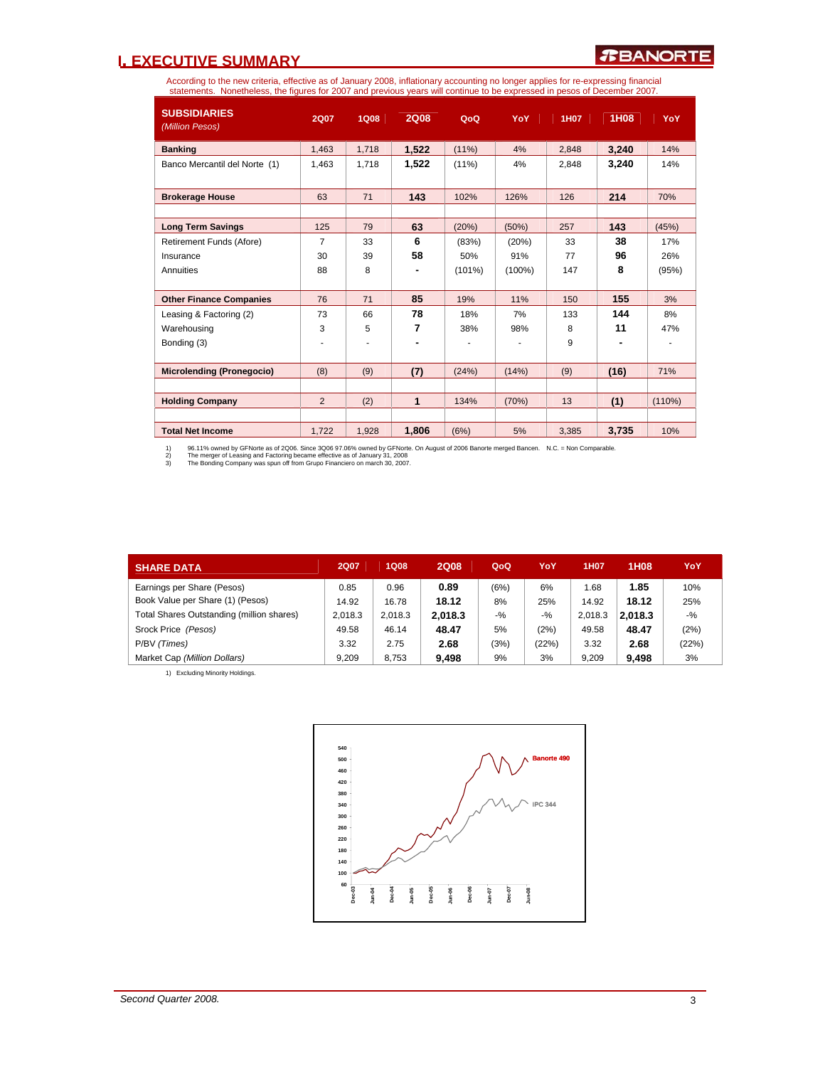# I. EXECUTIVE SUMMARY

According to the new criteria, effective as of January 2008, inflationary accounting no longer applies for re-expressing financial statements. Nonetheless, the figures for 2007 and previous years will continue to be expressed in pesos of December 2007.

| SUBSIDIARIES *(Million Pesos)* | 2Q07 | 1Q08 | 2Q08 | QoQ | YoY | 1H07 | 1H08 | YoY |
|---|---|---|---|---|---|---|---|---|
| **Banking** | 1,463 | 1,718 | **1,522** | (11%) | 4% | 2,848 | **3,240** | 14% |
| Banco Mercantil del Norte (1) | 1,463 | 1,718 | **1,522** | (11%) | 4% | 2,848 | **3,240** | 14% |
| **Brokerage House** | 63 | 71 | **143** | 102% | 126% | 126 | **214** | 70% |
| **Long Term Savings** | 125 | 79 | **63** | (20%) | (50%) | 257 | **143** | (45%) |
| Retirement Funds (Afore) | 7 | 33 | **6** | (83%) | (20%) | 33 | **38** | 17% |
| Insurance | 30 | 39 | **58** | 50% | 91% | 77 | **96** | 26% |
| Annuities | 88 | 8 | **-** | (101%) | (100%) | 147 | **8** | (95%) |
| **Other Finance Companies** | 76 | 71 | **85** | 19% | 11% | 150 | **155** | 3% |
| Leasing & Factoring (2) | 73 | 66 | **78** | 18% | 7% | 133 | **144** | 8% |
| Warehousing | 3 | 5 | **7** | 38% | 98% | 8 | **11** | 47% |
| Bonding (3) | - | - | **-** | - | - | 9 | **-** | - |
| **Microlending (Pronegocio)** | (8) | (9) | **(7)** | (24%) | (14%) | (9) | **(16)** | 71% |
| **Holding Company** | 2 | (2) | **1** | 134% | (70%) | 13 | **(1)** | (110%) |
| **Total Net Income** | 1,722 | 1,928 | **1,806** | (6%) | 5% | 3,385 | **3,735** | 10% |

1) 96.11% owned by GFNorte as of 2Q06. Since 3Q06 97.06% owned by GFNorte. On August of 2006 Banorte merged Bancen. N.C. = Non Comparable.
2) The merger of Leasing and Factoring became effective as of January 31, 2008
3) The Bonding Company was spun off from Grupo Financiero on march 30, 2007.

| SHARE DATA | 2Q07 | 1Q08 | 2Q08 | QoQ | YoY | 1H07 | 1H08 | YoY |
|---|---|---|---|---|---|---|---|---|
| Earnings per Share (Pesos) | 0.85 | 0.96 | **0.89** | (6%) | 6% | 1.68 | **1.85** | 10% |
| Book Value per Share (1) (Pesos) | 14.92 | 16.78 | **18.12** | 8% | 25% | 14.92 | **18.12** | 25% |
| Total Shares Outstanding (million shares) | 2,018.3 | 2,018.3 | **2,018.3** | -% | -% | 2,018.3 | **2,018.3** | -% |
| Srock Price *(Pesos)* | 49.58 | 46.14 | **48.47** | 5% | (2%) | 49.58 | **48.47** | (2%) |
| P/BV *(Times)* | 3.32 | 2.75 | **2.68** | (3%) | (22%) | 3.32 | **2.68** | (22%) |
| Market Cap *(Million Dollars)* | 9,209 | 8,753 | **9,498** | 9% | 3% | 9,209 | **9,498** | 3% |

1) Excluding Minority Holdings.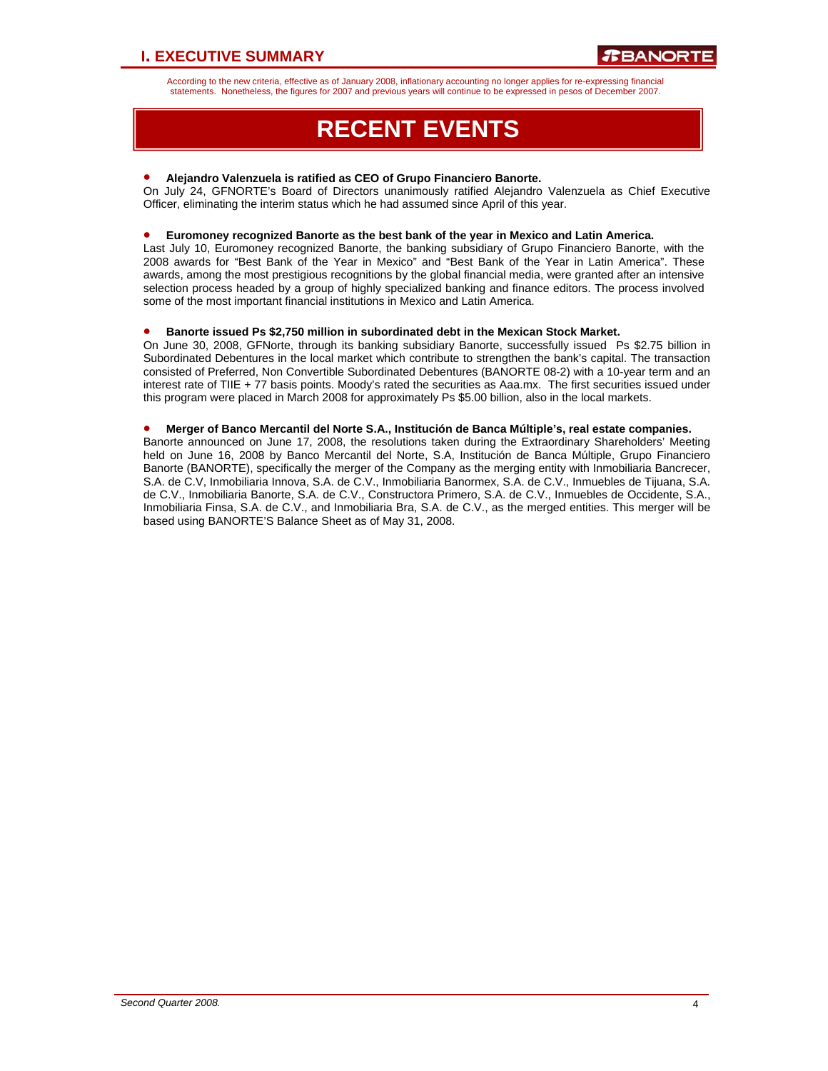According to the new criteria, effective as of January 2008, inflationary accounting no longer applies for re-expressing financial statements. Nonetheless, the figures for 2007 and previous years will continue to be expressed in pesos of December 2007.

# RECENT EVENTS

- **Alejandro Valenzuela is ratified as CEO of Grupo Financiero Banorte.**

On July 24, GFNORTE's Board of Directors unanimously ratified Alejandro Valenzuela as Chief Executive Officer, eliminating the interim status which he had assumed since April of this year.

- **Euromoney recognized Banorte as the best bank of the year in Mexico and Latin America.**

Last July 10, Euromoney recognized Banorte, the banking subsidiary of Grupo Financiero Banorte, with the 2008 awards for "Best Bank of the Year in Mexico" and "Best Bank of the Year in Latin America". These awards, among the most prestigious recognitions by the global financial media, were granted after an intensive selection process headed by a group of highly specialized banking and finance editors. The process involved some of the most important financial institutions in Mexico and Latin America.

- **Banorte issued Ps $2,750 million in subordinated debt in the Mexican Stock Market.**

On June 30, 2008, GFNorte, through its banking subsidiary Banorte, successfully issued Ps $2.75 billion in Subordinated Debentures in the local market which contribute to strengthen the bank's capital. The transaction consisted of Preferred, Non Convertible Subordinated Debentures (BANORTE 08-2) with a 10-year term and an interest rate of TIIE + 77 basis points. Moody's rated the securities as Aaa.mx. The first securities issued under this program were placed in March 2008 for approximately Ps $5.00 billion, also in the local markets.

- **Merger of Banco Mercantil del Norte S.A., Institución de Banca Múltiple's, real estate companies.**

Banorte announced on June 17, 2008, the resolutions taken during the Extraordinary Shareholders' Meeting held on June 16, 2008 by Banco Mercantil del Norte, S.A, Institución de Banca Múltiple, Grupo Financiero Banorte (BANORTE), specifically the merger of the Company as the merging entity with Inmobiliaria Bancrecer, S.A. de C.V, Inmobiliaria Innova, S.A. de C.V., Inmobiliaria Banormex, S.A. de C.V., Inmuebles de Tijuana, S.A. de C.V., Inmobiliaria Banorte, S.A. de C.V., Constructora Primero, S.A. de C.V., Inmuebles de Occidente, S.A., Inmobiliaria Finsa, S.A. de C.V., and Inmobiliaria Bra, S.A. de C.V., as the merged entities. This merger will be based using BANORTE'S Balance Sheet as of May 31, 2008.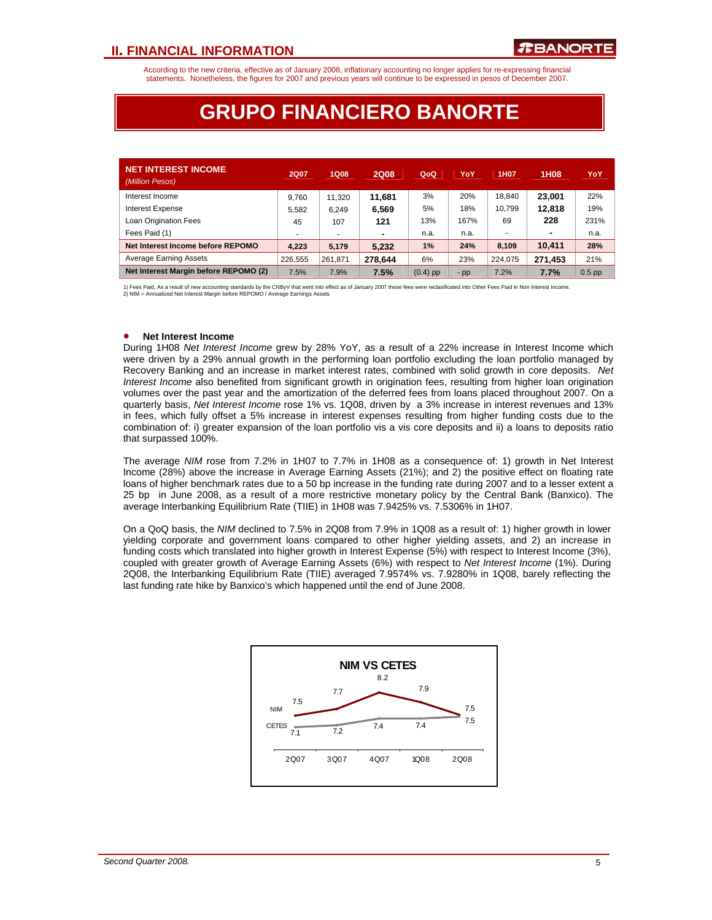According to the new criteria, effective as of January 2008, inflationary accounting no longer applies for re-expressing financial statements. Nonetheless, the figures for 2007 and previous years will continue to be expressed in pesos of December 2007.

# GRUPO FINANCIERO BANORTE

| **NET INTEREST INCOME** *(Million Pesos)* | 2Q07 | 1Q08 | 2Q08 | QoQ | YoY | 1H07 | 1H08 | YoY |
|---|---|---|---|---|---|---|---|---|
| Interest Income | 9,760 | 11,320 | **11,681** | 3% | 20% | 18,840 | **23,001** | 22% |
| Interest Expense | 5,582 | 6,249 | **6,569** | 5% | 18% | 10,799 | **12,818** | 19% |
| Loan Origination Fees | 45 | 107 | **121** | 13% | 167% | 69 | **228** | 231% |
| Fees Paid (1) | - | - | **-** | n.a. | n.a. | - | **-** | n.a. |
| **Net Interest Income before REPOMO** | **4,223** | **5,179** | **5,232** | **1%** | **24%** | **8,109** | **10,411** | **28%** |
| Average Earning Assets | 226,555 | 261,871 | **278,644** | 6% | 23% | 224,075 | **271,453** | 21% |
| **Net Interest Margin before REPOMO (2)** | 7.5% | 7.9% | **7.5%** | (0.4) pp | - pp | 7.2% | **7.7%** | 0.5 pp |

1) Fees Paid, As a result of new accounting standards by the CNByV that went into effect as of January 2007 these fees were reclasificated into Other Fees Paid in Non Interest Income.
2) NIM = Annualized Net Interest Margin before REPOMO / Average Earnings Assets

- **Net Interest Income**

During 1H08 *Net Interest Income* grew by 28% YoY, as a result of a 22% increase in Interest Income which were driven by a 29% annual growth in the performing loan portfolio excluding the loan portfolio managed by Recovery Banking and an increase in market interest rates, combined with solid growth in core deposits. *Net Interest Income* also benefited from significant growth in origination fees, resulting from higher loan origination volumes over the past year and the amortization of the deferred fees from loans placed throughout 2007. On a quarterly basis, *Net Interest Income* rose 1% vs. 1Q08, driven by a 3% increase in interest revenues and 13% in fees, which fully offset a 5% increase in interest expenses resulting from higher funding costs due to the combination of: i) greater expansion of the loan portfolio vis a vis core deposits and ii) a loans to deposits ratio that surpassed 100%.

The average *NIM* rose from 7.2% in 1H07 to 7.7% in 1H08 as a consequence of: 1) growth in Net Interest Income (28%) above the increase in Average Earning Assets (21%); and 2) the positive effect on floating rate loans of higher benchmark rates due to a 50 bp increase in the funding rate during 2007 and to a lesser extent a 25 bp in June 2008, as a result of a more restrictive monetary policy by the Central Bank (Banxico). The average Interbanking Equilibrium Rate (TIIE) in 1H08 was 7.9425% vs. 7.5306% in 1H07.

On a QoQ basis, the *NIM* declined to 7.5% in 2Q08 from 7.9% in 1Q08 as a result of: 1) higher growth in lower yielding corporate and government loans compared to other higher yielding assets, and 2) an increase in funding costs which translated into higher growth in Interest Expense (5%) with respect to Interest Income (3%), coupled with greater growth of Average Earning Assets (6%) with respect to *Net Interest Income* (1%). During 2Q08, the Interbanking Equilibrium Rate (TIIE) averaged 7.9574% vs. 7.9280% in 1Q08, barely reflecting the last funding rate hike by Banxico's which happened until the end of June 2008.

**NIM VS CETES**

| | 2Q07 | 3Q07 | 4Q07 | 1Q08 | 2Q08 |
|---|---|---|---|---|---|
| NIM | 7.5 | 7.7 | 8.2 | 7.9 | 7.5 |
| CETES | 7.1 | 7.2 | 7.4 | 7.4 | 7.5 |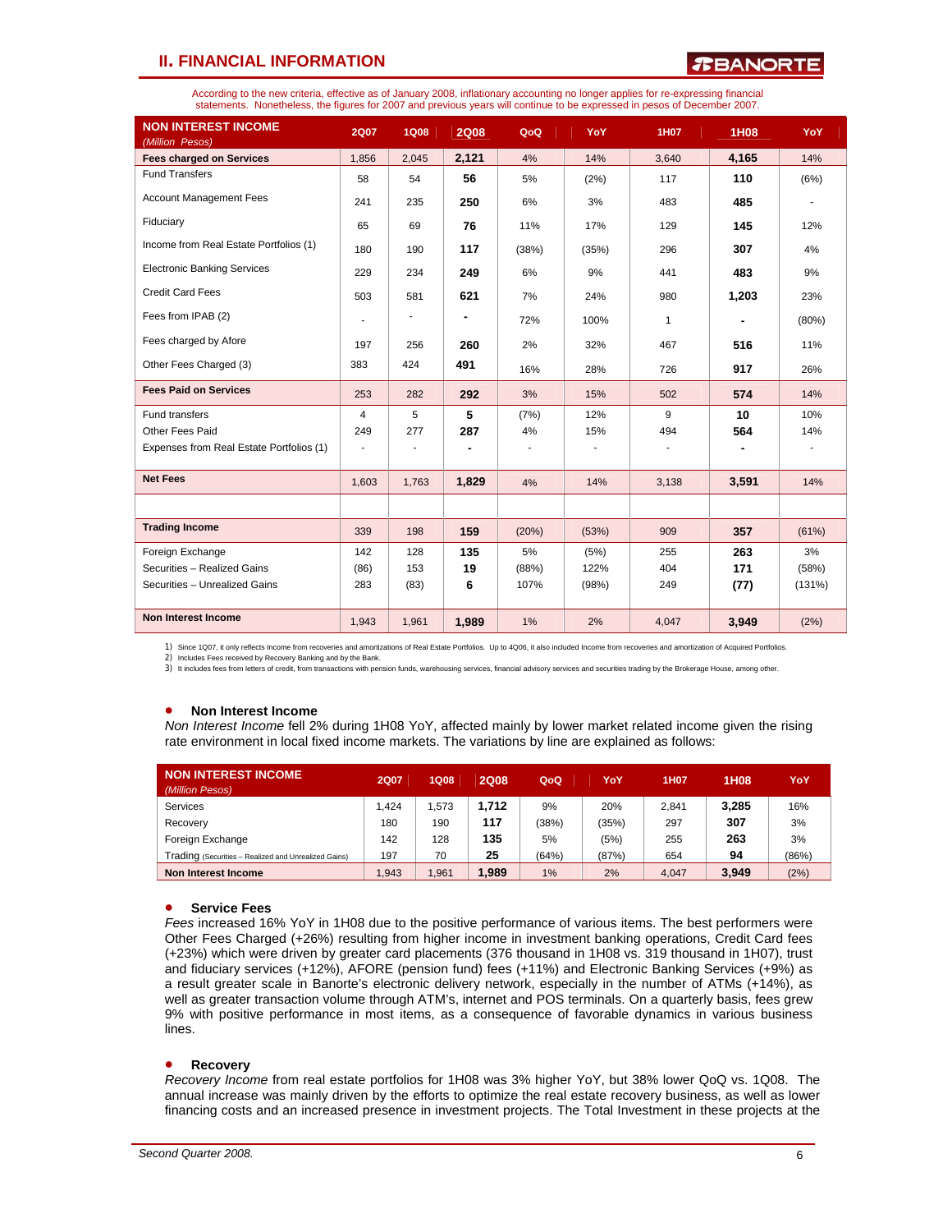## II. FINANCIAL INFORMATION

According to the new criteria, effective as of January 2008, inflationary accounting no longer applies for re-expressing financial statements. Nonetheless, the figures for 2007 and previous years will continue to be expressed in pesos of December 2007.

| NON INTEREST INCOME *(Million Pesos)* | 2Q07 | 1Q08 | 2Q08 | QoQ | YoY | 1H07 | 1H08 | YoY |
|---|---|---|---|---|---|---|---|---|
| **Fees charged on Services** | 1,856 | 2,045 | **2,121** | 4% | 14% | 3,640 | **4,165** | 14% |
| Fund Transfers | 58 | 54 | **56** | 5% | (2%) | 117 | **110** | (6%) |
| Account Management Fees | 241 | 235 | **250** | 6% | 3% | 483 | **485** | - |
| Fiduciary | 65 | 69 | **76** | 11% | 17% | 129 | **145** | 12% |
| Income from Real Estate Portfolios (1) | 180 | 190 | **117** | (38%) | (35%) | 296 | **307** | 4% |
| Electronic Banking Services | 229 | 234 | **249** | 6% | 9% | 441 | **483** | 9% |
| Credit Card Fees | 503 | 581 | **621** | 7% | 24% | 980 | **1,203** | 23% |
| Fees from IPAB (2) | - | - | **-** | 72% | 100% | 1 | **-** | (80%) |
| Fees charged by Afore | 197 | 256 | **260** | 2% | 32% | 467 | **516** | 11% |
| Other Fees Charged (3) | 383 | 424 | **491** | 16% | 28% | 726 | **917** | 26% |
| **Fees Paid on Services** | 253 | 282 | **292** | 3% | 15% | 502 | **574** | 14% |
| Fund transfers | 4 | 5 | **5** | (7%) | 12% | 9 | **10** | 10% |
| Other Fees Paid | 249 | 277 | **287** | 4% | 15% | 494 | **564** | 14% |
| Expenses from Real Estate Portfolios (1) | - | - | **-** | - | - | - | **-** | - |
| **Net Fees** | 1,603 | 1,763 | **1,829** | 4% | 14% | 3,138 | **3,591** | 14% |
| | | | | | | | | |
| **Trading Income** | 339 | 198 | **159** | (20%) | (53%) | 909 | **357** | (61%) |
| Foreign Exchange | 142 | 128 | **135** | 5% | (5%) | 255 | **263** | 3% |
| Securities – Realized Gains | (86) | 153 | **19** | (88%) | 122% | 404 | **171** | (58%) |
| Securities – Unrealized Gains | 283 | (83) | **6** | 107% | (98%) | 249 | **(77)** | (131%) |
| **Non Interest Income** | 1,943 | 1,961 | **1,989** | 1% | 2% | 4,047 | **3,949** | (2%) |

1) Since 1Q07, it only reflects Income from recoveries and amortizations of Real Estate Portfolios. Up to 4Q06, it also included Income from recoveries and amortization of Acquired Portfolios.
2) Includes Fees received by Recovery Banking and by the Bank.
3) It includes fees from letters of credit, from transactions with pension funds, warehousing services, financial advisory services and securities trading by the Brokerage House, among other.

- **Non Interest Income**

*Non Interest Income* fell 2% during 1H08 YoY, affected mainly by lower market related income given the rising rate environment in local fixed income markets. The variations by line are explained as follows:

| NON INTEREST INCOME *(Million Pesos)* | 2Q07 | 1Q08 | 2Q08 | QoQ | YoY | 1H07 | 1H08 | YoY |
|---|---|---|---|---|---|---|---|---|
| Services | 1,424 | 1,573 | **1,712** | 9% | 20% | 2,841 | **3,285** | 16% |
| Recovery | 180 | 190 | **117** | (38%) | (35%) | 297 | **307** | 3% |
| Foreign Exchange | 142 | 128 | **135** | 5% | (5%) | 255 | **263** | 3% |
| Trading (Securities – Realized and Unrealized Gains) | 197 | 70 | **25** | (64%) | (87%) | 654 | **94** | (86%) |
| **Non Interest Income** | 1,943 | 1,961 | **1,989** | 1% | 2% | 4,047 | **3,949** | (2%) |

- **Service Fees**

*Fees* increased 16% YoY in 1H08 due to the positive performance of various items. The best performers were Other Fees Charged (+26%) resulting from higher income in investment banking operations, Credit Card fees (+23%) which were driven by greater card placements (376 thousand in 1H08 vs. 319 thousand in 1H07), trust and fiduciary services (+12%), AFORE (pension fund) fees (+11%) and Electronic Banking Services (+9%) as a result greater scale in Banorte's electronic delivery network, especially in the number of ATMs (+14%), as well as greater transaction volume through ATM's, internet and POS terminals. On a quarterly basis, fees grew 9% with positive performance in most items, as a consequence of favorable dynamics in various business lines.

- **Recovery**

*Recovery Income* from real estate portfolios for 1H08 was 3% higher YoY, but 38% lower QoQ vs. 1Q08. The annual increase was mainly driven by the efforts to optimize the real estate recovery business, as well as lower financing costs and an increased presence in investment projects. The Total Investment in these projects at the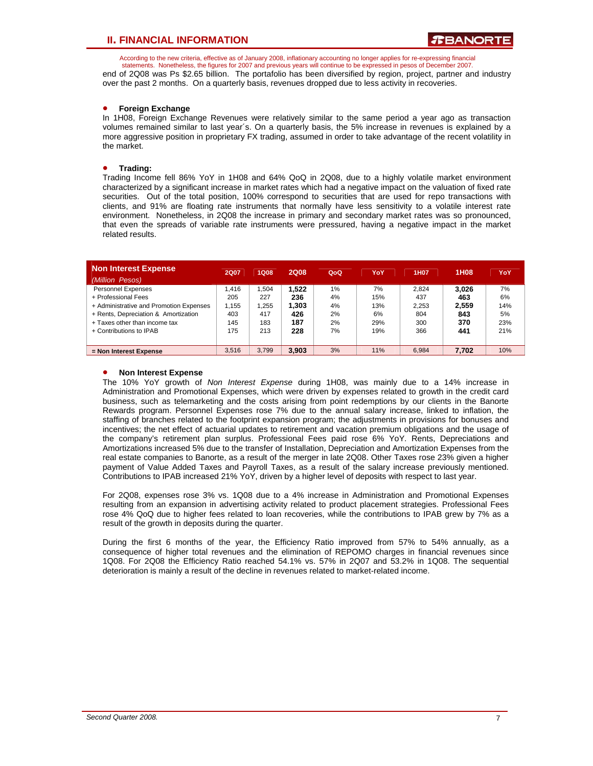According to the new criteria, effective as of January 2008, inflationary accounting no longer applies for re-expressing financial statements. Nonetheless, the figures for 2007 and previous years will continue to be expressed in pesos of December 2007.

end of 2Q08 was Ps $2.65 billion. The portafolio has been diversified by region, project, partner and industry over the past 2 months. On a quarterly basis, revenues dropped due to less activity in recoveries.

- **Foreign Exchange**

In 1H08, Foreign Exchange Revenues were relatively similar to the same period a year ago as transaction volumes remained similar to last year´s. On a quarterly basis, the 5% increase in revenues is explained by a more aggressive position in proprietary FX trading, assumed in order to take advantage of the recent volatility in the market.

- **Trading:**

Trading Income fell 86% YoY in 1H08 and 64% QoQ in 2Q08, due to a highly volatile market environment characterized by a significant increase in market rates which had a negative impact on the valuation of fixed rate securities. Out of the total position, 100% correspond to securities that are used for repo transactions with clients, and 91% are floating rate instruments that normally have less sensitivity to a volatile interest rate environment. Nonetheless, in 2Q08 the increase in primary and secondary market rates was so pronounced, that even the spreads of variable rate instruments were pressured, having a negative impact in the market related results.

| **Non Interest Expense** *(Million Pesos)* | 2Q07 | 1Q08 | 2Q08 | QoQ | YoY | 1H07 | 1H08 | YoY |
|---|---|---|---|---|---|---|---|---|
| Personnel Expenses | 1,416 | 1,504 | **1,522** | 1% | 7% | 2,824 | **3,026** | 7% |
| + Professional Fees | 205 | 227 | **236** | 4% | 15% | 437 | **463** | 6% |
| + Administrative and Promotion Expenses | 1,155 | 1,255 | **1,303** | 4% | 13% | 2,253 | **2,559** | 14% |
| + Rents, Depreciation & Amortization | 403 | 417 | **426** | 2% | 6% | 804 | **843** | 5% |
| + Taxes other than income tax | 145 | 183 | **187** | 2% | 29% | 300 | **370** | 23% |
| + Contributions to IPAB | 175 | 213 | **228** | 7% | 19% | 366 | **441** | 21% |
| **= Non Interest Expense** | 3,516 | 3,799 | **3,903** | 3% | 11% | 6,984 | **7,702** | 10% |

- **Non Interest Expense**

The 10% YoY growth of *Non Interest Expense* during 1H08, was mainly due to a 14% increase in Administration and Promotional Expenses, which were driven by expenses related to growth in the credit card business, such as telemarketing and the costs arising from point redemptions by our clients in the Banorte Rewards program. Personnel Expenses rose 7% due to the annual salary increase, linked to inflation, the staffing of branches related to the footprint expansion program; the adjustments in provisions for bonuses and incentives; the net effect of actuarial updates to retirement and vacation premium obligations and the usage of the company's retirement plan surplus. Professional Fees paid rose 6% YoY. Rents, Depreciations and Amortizations increased 5% due to the transfer of Installation, Depreciation and Amortization Expenses from the real estate companies to Banorte, as a result of the merger in late 2Q08. Other Taxes rose 23% given a higher payment of Value Added Taxes and Payroll Taxes, as a result of the salary increase previously mentioned. Contributions to IPAB increased 21% YoY, driven by a higher level of deposits with respect to last year.

For 2Q08, expenses rose 3% vs. 1Q08 due to a 4% increase in Administration and Promotional Expenses resulting from an expansion in advertising activity related to product placement strategies. Professional Fees rose 4% QoQ due to higher fees related to loan recoveries, while the contributions to IPAB grew by 7% as a result of the growth in deposits during the quarter.

During the first 6 months of the year, the Efficiency Ratio improved from 57% to 54% annually, as a consequence of higher total revenues and the elimination of REPOMO charges in financial revenues since 1Q08. For 2Q08 the Efficiency Ratio reached 54.1% vs. 57% in 2Q07 and 53.2% in 1Q08. The sequential deterioration is mainly a result of the decline in revenues related to market-related income.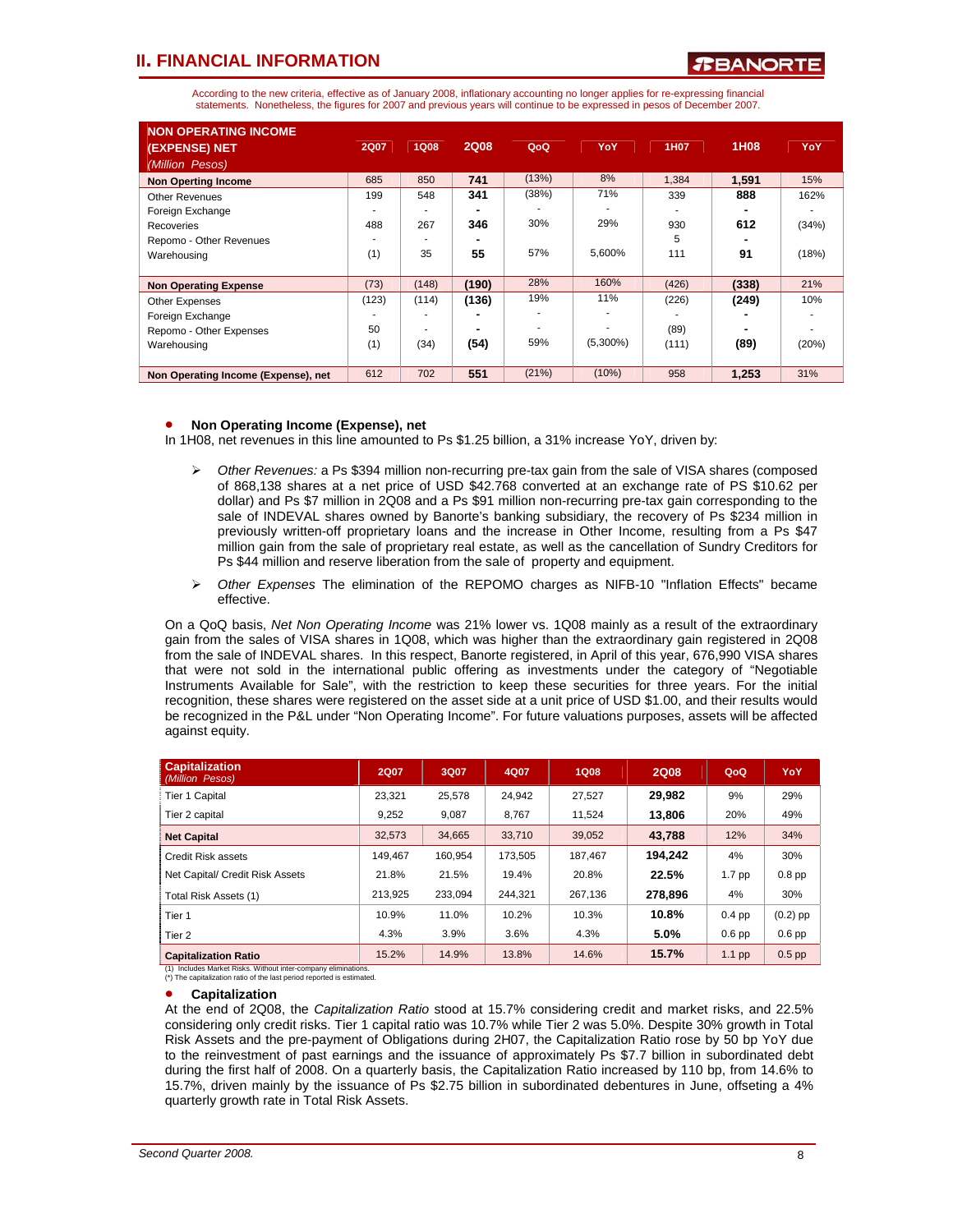## II. FINANCIAL INFORMATION

According to the new criteria, effective as of January 2008, inflationary accounting no longer applies for re-expressing financial statements. Nonetheless, the figures for 2007 and previous years will continue to be expressed in pesos of December 2007.

| NON OPERATING INCOME (EXPENSE) NET *(Million Pesos)* | 2Q07 | 1Q08 | 2Q08 | QoQ | YoY | 1H07 | 1H08 | YoY |
|---|---|---|---|---|---|---|---|---|
| **Non Operting Income** | 685 | 850 | **741** | (13%) | 8% | 1,384 | **1,591** | 15% |
| Other Revenues | 199 | 548 | **341** | (38%) | 71% | 339 | **888** | 162% |
| Foreign Exchange | - | - | **-** | - | - | - | **-** | - |
| Recoveries | 488 | 267 | **346** | 30% | 29% | 930 | **612** | (34%) |
| Repomo - Other Revenues | - | - | **-** | | | 5 | **-** | |
| Warehousing | (1) | 35 | **55** | 57% | 5,600% | 111 | **91** | (18%) |
| **Non Operating Expense** | (73) | (148) | **(190)** | 28% | 160% | (426) | **(338)** | 21% |
| Other Expenses | (123) | (114) | **(136)** | 19% | 11% | (226) | **(249)** | 10% |
| Foreign Exchange | - | - | **-** | - | - | - | **-** | - |
| Repomo - Other Expenses | 50 | - | **-** | - | - | (89) | **-** | - |
| Warehousing | (1) | (34) | **(54)** | 59% | (5,300%) | (111) | **(89)** | (20%) |
| **Non Operating Income (Expense), net** | 612 | 702 | **551** | (21%) | (10%) | 958 | **1,253** | 31% |

- **Non Operating Income (Expense), net**

In 1H08, net revenues in this line amounted to Ps $1.25 billion, a 31% increase YoY, driven by:

- *Other Revenues:* a Ps $394 million non-recurring pre-tax gain from the sale of VISA shares (composed of 868,138 shares at a net price of USD $42.768 converted at an exchange rate of Ps $10.62 per dollar) and Ps $7 million in 2Q08 and a Ps $91 million non-recurring pre-tax gain corresponding to the sale of INDEVAL shares owned by Banorte's banking subsidiary, the recovery of Ps $234 million in previously written-off proprietary loans and the increase in Other Income, resulting from a Ps $47 million gain from the sale of proprietary real estate, as well as the cancellation of Sundry Creditors for Ps $44 million and reserve liberation from the sale of property and equipment.
- *Other Expenses* The elimination of the REPOMO charges as NIFB-10 "Inflation Effects" became effective.

On a QoQ basis, *Net Non Operating Income* was 21% lower vs. 1Q08 mainly as a result of the extraordinary gain from the sales of VISA shares in 1Q08, which was higher than the extraordinary gain registered in 2Q08 from the sale of INDEVAL shares. In this respect, Banorte registered, in April of this year, 676,990 VISA shares that were not sold in the international public offering as investments under the category of "Negotiable Instruments Available for Sale", with the restriction to keep these securities for three years. For the initial recognition, these shares were registered on the asset side at a unit price of USD $1.00, and their results would be recognized in the P&L under "Non Operating Income". For future valuations purposes, assets will be affected against equity.

| Capitalization *(Million Pesos)* | 2Q07 | 3Q07 | 4Q07 | 1Q08 | 2Q08 | QoQ | YoY |
|---|---|---|---|---|---|---|---|
| Tier 1 Capital | 23,321 | 25,578 | 24,942 | 27,527 | **29,982** | 9% | 29% |
| Tier 2 capital | 9,252 | 9,087 | 8,767 | 11,524 | **13,806** | 20% | 49% |
| **Net Capital** | 32,573 | 34,665 | 33,710 | 39,052 | **43,788** | 12% | 34% |
| Credit Risk assets | 149,467 | 160,954 | 173,505 | 187,467 | **194,242** | 4% | 30% |
| Net Capital/ Credit Risk Assets | 21.8% | 21.5% | 19.4% | 20.8% | **22.5%** | 1.7 pp | 0.8 pp |
| Total Risk Assets (1) | 213,925 | 233,094 | 244,321 | 267,136 | **278,896** | 4% | 30% |
| Tier 1 | 10.9% | 11.0% | 10.2% | 10.3% | **10.8%** | 0.4 pp | (0.2) pp |
| Tier 2 | 4.3% | 3.9% | 3.6% | 4.3% | **5.0%** | 0.6 pp | 0.6 pp |
| **Capitalization Ratio** | 15.2% | 14.9% | 13.8% | 14.6% | **15.7%** | 1.1 pp | 0.5 pp |

(1) Includes Market Risks. Without inter-company eliminations.
(*) The capitalization ratio of the last period reported is estimated.

- **Capitalization**

At the end of 2Q08, the *Capitalization Ratio* stood at 15.7% considering credit and market risks, and 22.5% considering only credit risks. Tier 1 capital ratio was 10.7% while Tier 2 was 5.0%. Despite 30% growth in Total Risk Assets and the pre-payment of Obligations during 2H07, the Capitalization Ratio rose by 50 bp YoY due to the reinvestment of past earnings and the issuance of approximately Ps $7.7 billion in subordinated debt during the first half of 2008. On a quarterly basis, the Capitalization Ratio increased by 110 bp, from 14.6% to 15.7%, driven mainly by the issuance of Ps $2.75 billion in subordinated debentures in June, offseting a 4% quarterly growth rate in Total Risk Assets.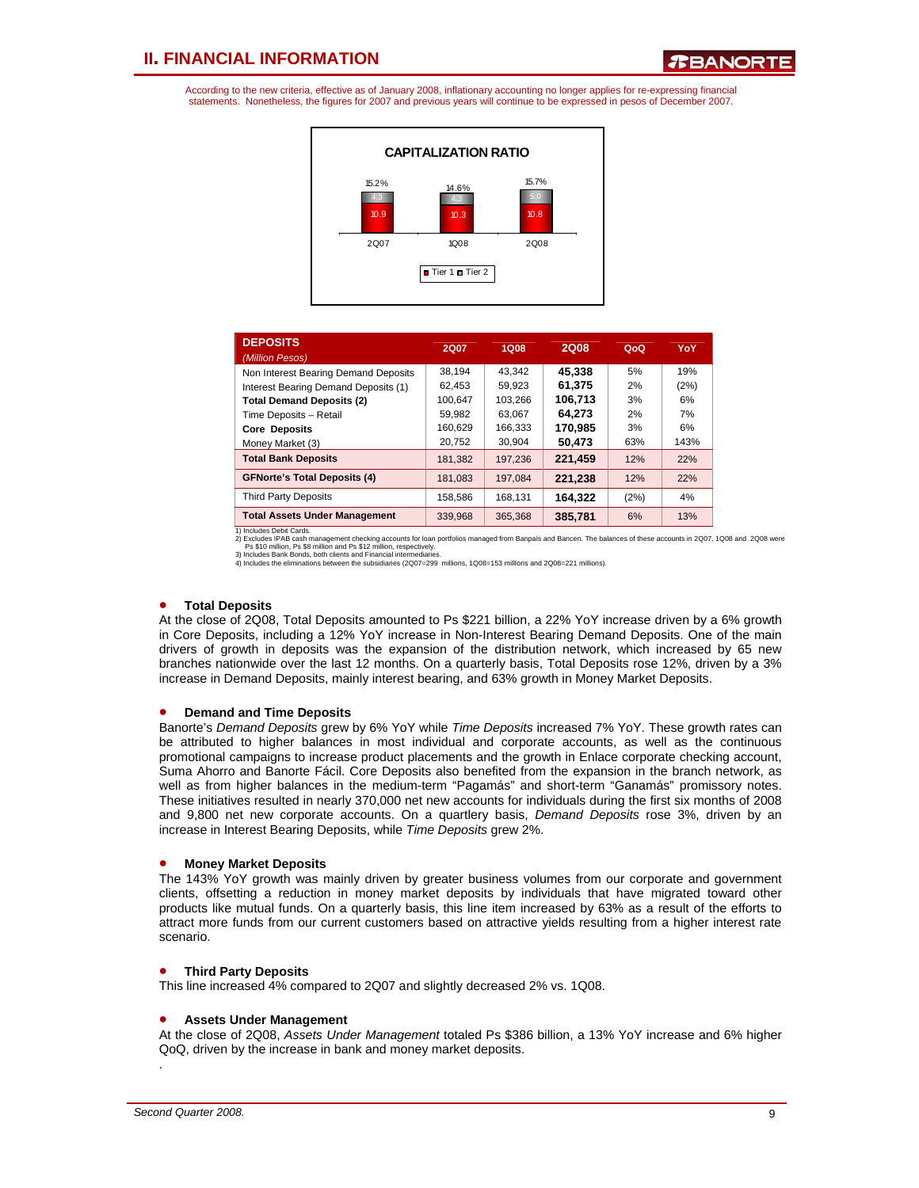According to the new criteria, effective as of January 2008, inflationary accounting no longer applies for re-expressing financial statements. Nonetheless, the figures for 2007 and previous years will continue to be expressed in pesos of December 2007.

**CAPITALIZATION RATIO**

| | 2Q07 | 1Q08 | 2Q08 |
|---|---|---|---|
| Tier 1 | 10.9 | 10.3 | 10.8 |
| Tier 2 | 4.3 | 4.3 | 5.0 |
| Total | 15.2% | 14.6% | 15.7% |

| DEPOSITS *(Million Pesos)* | 2Q07 | 1Q08 | 2Q08 | QoQ | YoY |
|---|---|---|---|---|---|
| Non Interest Bearing Demand Deposits | 38,194 | 43,342 | **45,338** | 5% | 19% |
| Interest Bearing Demand Deposits (1) | 62,453 | 59,923 | **61,375** | 2% | (2%) |
| **Total Demand Deposits (2)** | 100,647 | 103,266 | **106,713** | 3% | 6% |
| Time Deposits – Retail | 59,982 | 63,067 | **64,273** | 2% | 7% |
| **Core Deposits** | 160,629 | 166,333 | **170,985** | 3% | 6% |
| Money Market (3) | 20,752 | 30,904 | **50,473** | 63% | 143% |
| **Total Bank Deposits** | 181,382 | 197,236 | **221,459** | 12% | 22% |
| **GFNorte's Total Deposits (4)** | 181,083 | 197,084 | **221,238** | 12% | 22% |
| Third Party Deposits | 158,586 | 168,131 | **164,322** | (2%) | 4% |
| **Total Assets Under Management** | 339,968 | 365,368 | **385,781** | 6% | 13% |

1) Includes Debit Cards.
2) Excludes IPAB cash management checking accounts for loan portfolios managed from Banpaís and Bancen. The balances of these accounts in 2Q07, 1Q08 and 2Q08 were Ps $10 million, Ps $8 million and Ps $12 million, respectively.
3) Includes Bank Bonds, both clients and Financial intermediaries.
4) Includes the eliminations between the subsidiaries (2Q07=299 millions, 1Q08=153 millions and 2Q08=221 millions).

- **Total Deposits**

At the close of 2Q08, Total Deposits amounted to Ps $221 billion, a 22% YoY increase driven by a 6% growth in Core Deposits, including a 12% YoY increase in Non-Interest Bearing Demand Deposits. One of the main drivers of growth in deposits was the expansion of the distribution network, which increased by 65 new branches nationwide over the last 12 months. On a quarterly basis, Total Deposits rose 12%, driven by a 3% increase in Demand Deposits, mainly interest bearing, and 63% growth in Money Market Deposits.

- **Demand and Time Deposits**

Banorte's *Demand Deposits* grew by 6% YoY while *Time Deposits* increased 7% YoY. These growth rates can be attributed to higher balances in most individual and corporate accounts, as well as the continuous promotional campaigns to increase product placements and the growth in Enlace corporate checking account, Suma Ahorro and Banorte Fácil. Core Deposits also benefited from the expansion in the branch network, as well as from higher balances in the medium-term "Pagamás" and short-term "Ganamás" promissory notes. These initiatives resulted in nearly 370,000 net new accounts for individuals during the first six months of 2008 and 9,800 net new corporate accounts. On a quartlery basis, *Demand Deposits* rose 3%, driven by an increase in Interest Bearing Deposits, while *Time Deposits* grew 2%.

- **Money Market Deposits**

The 143% YoY growth was mainly driven by greater business volumes from our corporate and government clients, offsetting a reduction in money market deposits by individuals that have migrated toward other products like mutual funds. On a quarterly basis, this line item increased by 63% as a result of the efforts to attract more funds from our current customers based on attractive yields resulting from a higher interest rate scenario.

- **Third Party Deposits**

This line increased 4% compared to 2Q07 and slightly decreased 2% vs. 1Q08.

- **Assets Under Management**

At the close of 2Q08, *Assets Under Management* totaled Ps $386 billion, a 13% YoY increase and 6% higher QoQ, driven by the increase in bank and money market deposits.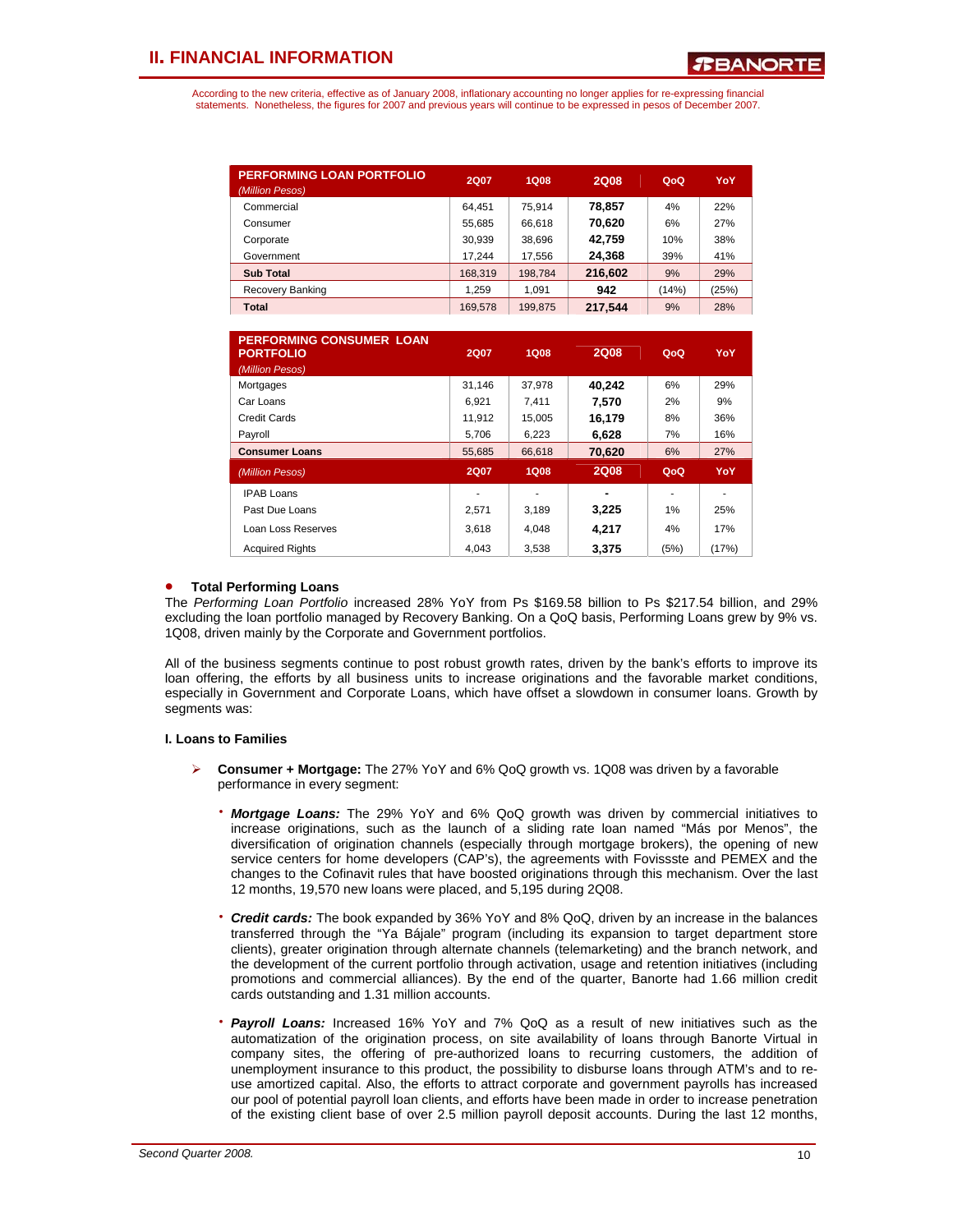## II. FINANCIAL INFORMATION

According to the new criteria, effective as of January 2008, inflationary accounting no longer applies for re-expressing financial statements. Nonetheless, the figures for 2007 and previous years will continue to be expressed in pesos of December 2007.

| PERFORMING LOAN PORTFOLIO *(Million Pesos)* | 2Q07 | 1Q08 | 2Q08 | QoQ | YoY |
|---|---|---|---|---|---|
| Commercial | 64,451 | 75,914 | **78,857** | 4% | 22% |
| Consumer | 55,685 | 66,618 | **70,620** | 6% | 27% |
| Corporate | 30,939 | 38,696 | **42,759** | 10% | 38% |
| Government | 17,244 | 17,556 | **24,368** | 39% | 41% |
| **Sub Total** | 168,319 | 198,784 | **216,602** | 9% | 29% |
| Recovery Banking | 1,259 | 1,091 | **942** | (14%) | (25%) |
| **Total** | 169,578 | 199,875 | **217,544** | 9% | 28% |

| PERFORMING CONSUMER LOAN PORTFOLIO *(Million Pesos)* | 2Q07 | 1Q08 | 2Q08 | QoQ | YoY |
|---|---|---|---|---|---|
| Mortgages | 31,146 | 37,978 | **40,242** | 6% | 29% |
| Car Loans | 6,921 | 7,411 | **7,570** | 2% | 9% |
| Credit Cards | 11,912 | 15,005 | **16,179** | 8% | 36% |
| Payroll | 5,706 | 6,223 | **6,628** | 7% | 16% |
| **Consumer Loans** | 55,685 | 66,618 | **70,620** | 6% | 27% |

| *(Million Pesos)* | 2Q07 | 1Q08 | 2Q08 | QoQ | YoY |
|---|---|---|---|---|---|
| IPAB Loans | - | - | **-** | - | - |
| Past Due Loans | 2,571 | 3,189 | **3,225** | 1% | 25% |
| Loan Loss Reserves | 3,618 | 4,048 | **4,217** | 4% | 17% |
| Acquired Rights | 4,043 | 3,538 | **3,375** | (5%) | (17%) |

- **Total Performing Loans**

The *Performing Loan Portfolio* increased 28% YoY from Ps $169.58 billion to Ps $217.54 billion, and 29% excluding the loan portfolio managed by Recovery Banking. On a QoQ basis, Performing Loans grew by 9% vs. 1Q08, driven mainly by the Corporate and Government portfolios.

All of the business segments continue to post robust growth rates, driven by the bank's efforts to improve its loan offering, the efforts by all business units to increase originations and the favorable market conditions, especially in Government and Corporate Loans, which have offset a slowdown in consumer loans. Growth by segments was:

**I. Loans to Families**

- **Consumer + Mortgage:** The 27% YoY and 6% QoQ growth vs. 1Q08 was driven by a favorable performance in every segment:

  - ***Mortgage Loans:*** The 29% YoY and 6% QoQ growth was driven by commercial initiatives to increase originations, such as the launch of a sliding rate loan named "Más por Menos", the diversification of origination channels (especially through mortgage brokers), the opening of new service centers for home developers (CAP's), the agreements with Fovissste and PEMEX and the changes to the Cofinavit rules that have boosted originations through this mechanism. Over the last 12 months, 19,570 new loans were placed, and 5,195 during 2Q08.

  - ***Credit cards:*** The book expanded by 36% YoY and 8% QoQ, driven by an increase in the balances transferred through the "Ya Bájale" program (including its expansion to target department store clients), greater origination through alternate channels (telemarketing) and the branch network, and the development of the current portfolio through activation, usage and retention initiatives (including promotions and commercial alliances). By the end of the quarter, Banorte had 1.66 million credit cards outstanding and 1.31 million accounts.

  - ***Payroll Loans:*** Increased 16% YoY and 7% QoQ as a result of new initiatives such as the automatization of the origination process, on site availability of loans through Banorte Virtual in company sites, the offering of pre-authorized loans to recurring customers, the addition of unemployment insurance to this product, the possibility to disburse loans through ATM's and to re-use amortized capital. Also, the efforts to attract corporate and government payrolls has increased our pool of potential payroll loan clients, and efforts have been made in order to increase penetration of the existing client base of over 2.5 million payroll deposit accounts. During the last 12 months,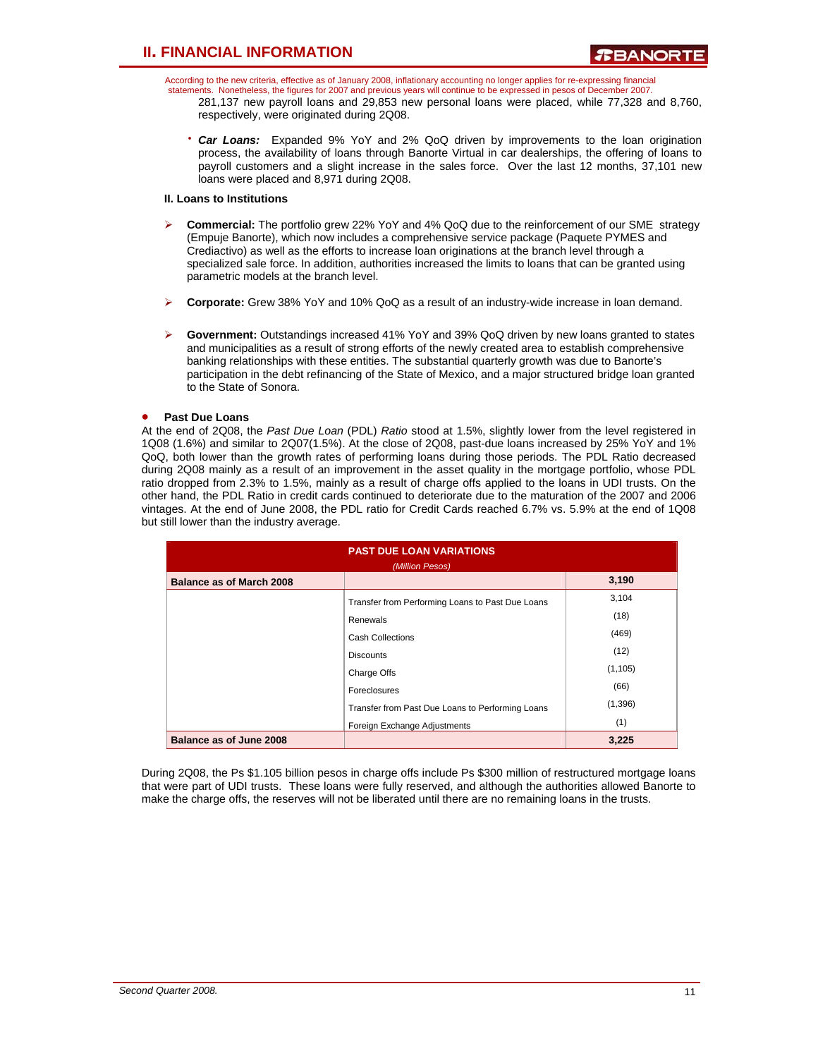According to the new criteria, effective as of January 2008, inflationary accounting no longer applies for re-expressing financial statements. Nonetheless, the figures for 2007 and previous years will continue to be expressed in pesos of December 2007.

281,137 new payroll loans and 29,853 new personal loans were placed, while 77,328 and 8,760, respectively, were originated during 2Q08.

- ***Car Loans:*** Expanded 9% YoY and 2% QoQ driven by improvements to the loan origination process, the availability of loans through Banorte Virtual in car dealerships, the offering of loans to payroll customers and a slight increase in the sales force. Over the last 12 months, 37,101 new loans were placed and 8,971 during 2Q08.

**II. Loans to Institutions**

- **Commercial:** The portfolio grew 22% YoY and 4% QoQ due to the reinforcement of our SME strategy (Empuje Banorte), which now includes a comprehensive service package (Paquete PYMES and Crediactivo) as well as the efforts to increase loan originations at the branch level through a specialized sale force. In addition, authorities increased the limits to loans that can be granted using parametric models at the branch level.

- **Corporate:** Grew 38% YoY and 10% QoQ as a result of an industry-wide increase in loan demand.

- **Government:** Outstandings increased 41% YoY and 39% QoQ driven by new loans granted to states and municipalities as a result of strong efforts of the newly created area to establish comprehensive banking relationships with these entities. The substantial quarterly growth was due to Banorte's participation in the debt refinancing of the State of Mexico, and a major structured bridge loan granted to the State of Sonora.

- **Past Due Loans**

At the end of 2Q08, the *Past Due Loan* (PDL) *Ratio* stood at 1.5%, slightly lower from the level registered in 1Q08 (1.6%) and similar to 2Q07(1.5%). At the close of 2Q08, past-due loans increased by 25% YoY and 1% QoQ, both lower than the growth rates of performing loans during those periods. The PDL Ratio decreased during 2Q08 mainly as a result of an improvement in the asset quality in the mortgage portfolio, whose PDL ratio dropped from 2.3% to 1.5%, mainly as a result of charge offs applied to the loans in UDI trusts. On the other hand, the PDL Ratio in credit cards continued to deteriorate due to the maturation of the 2007 and 2006 vintages. At the end of June 2008, the PDL ratio for Credit Cards reached 6.7% vs. 5.9% at the end of 1Q08 but still lower than the industry average.

| PAST DUE LOAN VARIATIONS *(Million Pesos)* | | |
|---|---|---|
| **Balance as of March 2008** | | **3,190** |
| | Transfer from Performing Loans to Past Due Loans | 3,104 |
| | Renewals | (18) |
| | Cash Collections | (469) |
| | Discounts | (12) |
| | Charge Offs | (1,105) |
| | Foreclosures | (66) |
| | Transfer from Past Due Loans to Performing Loans | (1,396) |
| | Foreign Exchange Adjustments | (1) |
| **Balance as of June 2008** | | **3,225** |

During 2Q08, the Ps $1.105 billion pesos in charge offs include Ps $300 million of restructured mortgage loans that were part of UDI trusts. These loans were fully reserved, and although the authorities allowed Banorte to make the charge offs, the reserves will not be liberated until there are no remaining loans in the trusts.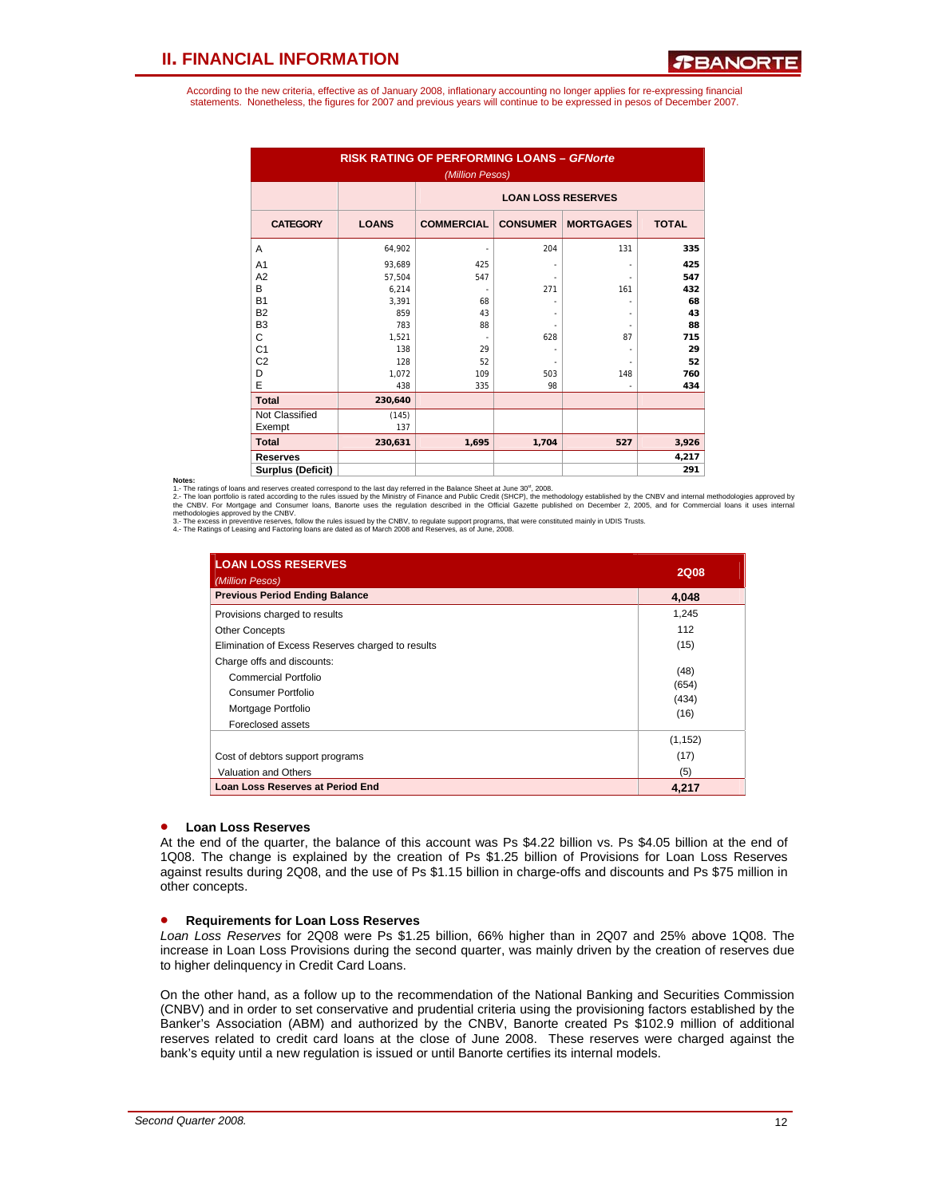## II. FINANCIAL INFORMATION

According to the new criteria, effective as of January 2008, inflationary accounting no longer applies for re-expressing financial statements. Nonetheless, the figures for 2007 and previous years will continue to be expressed in pesos of December 2007.

**RISK RATING OF PERFORMING LOANS – *GFNorte***
*(Million Pesos)*

| CATEGORY | LOANS | LOAN LOSS RESERVES | | | |
|---|---|---|---|---|---|
| | | COMMERCIAL | CONSUMER | MORTGAGES | TOTAL |
| A | 64,902 | - | 204 | 131 | **335** |
| A1 | 93,689 | 425 | - | - | **425** |
| A2 | 57,504 | 547 | - | - | **547** |
| B | 6,214 | - | 271 | 161 | **432** |
| B1 | 3,391 | 68 | - | - | **68** |
| B2 | 859 | 43 | - | - | **43** |
| B3 | 783 | 88 | - | - | **88** |
| C | 1,521 | - | 628 | 87 | **715** |
| C1 | 138 | 29 | - | - | **29** |
| C2 | 128 | 52 | - | - | **52** |
| D | 1,072 | 109 | 503 | 148 | **760** |
| E | 438 | 335 | 98 | - | **434** |
| **Total** | **230,640** | | | | |
| Not Classified | (145) | | | | |
| Exempt | 137 | | | | |
| **Total** | **230,631** | **1,695** | **1,704** | **527** | **3,926** |
| **Reserves** | | | | | **4,217** |
| **Surplus (Deficit)** | | | | | **291** |

**Notes:**
1.- The ratings of loans and reserves created correspond to the last day referred in the Balance Sheet at June 30st, 2008.
2.- The loan portfolio is rated according to the rules issued by the Ministry of Finance and Public Credit (SHCP), the methodology established by the CNBV and internal methodologies approved by the CNBV. For Mortgage and Consumer loans, Banorte uses the regulation described in the Official Gazette published on December 2, 2005, and for Commercial loans it uses internal methodologies approved by the CNBV.
3.- The excess in preventive reserves, follow the rules issued by the CNBV, to regulate support programs, that were constituted mainly in UDIS Trusts.
4.- The Ratings of Leasing and Factoring loans are dated as of March 2008 and Reserves, as of June, 2008.

| **LOAN LOSS RESERVES** *(Million Pesos)* | **2Q08** |
|---|---|
| **Previous Period Ending Balance** | **4,048** |
| Provisions charged to results | 1,245 |
| Other Concepts | 112 |
| Elimination of Excess Reserves charged to results | (15) |
| Charge offs and discounts: | |
| Commercial Portfolio | (48) |
| Consumer Portfolio | (654) |
| Mortgage Portfolio | (434) |
| Foreclosed assets | (16) |
| | (1,152) |
| Cost of debtors support programs | (17) |
| Valuation and Others | (5) |
| **Loan Loss Reserves at Period End** | **4,217** |

- **Loan Loss Reserves**

At the end of the quarter, the balance of this account was Ps $4.22 billion vs. Ps $4.05 billion at the end of 1Q08. The change is explained by the creation of Ps $1.25 billion of Provisions for Loan Loss Reserves against results during 2Q08, and the use of Ps $1.15 billion in charge-offs and discounts and Ps $75 million in other concepts.

- **Requirements for Loan Loss Reserves**

*Loan Loss Reserves* for 2Q08 were Ps $1.25 billion, 66% higher than in 2Q07 and 25% above 1Q08. The increase in Loan Loss Provisions during the second quarter, was mainly driven by the creation of reserves due to higher delinquency in Credit Card Loans.

On the other hand, as a follow up to the recommendation of the National Banking and Securities Commission (CNBV) and in order to set conservative and prudential criteria using the provisioning factors established by the Banker's Association (ABM) and authorized by the CNBV, Banorte created Ps $102.9 million of additional reserves related to credit card loans at the close of June 2008. These reserves were charged against the bank's equity until a new regulation is issued or until Banorte certifies its internal models.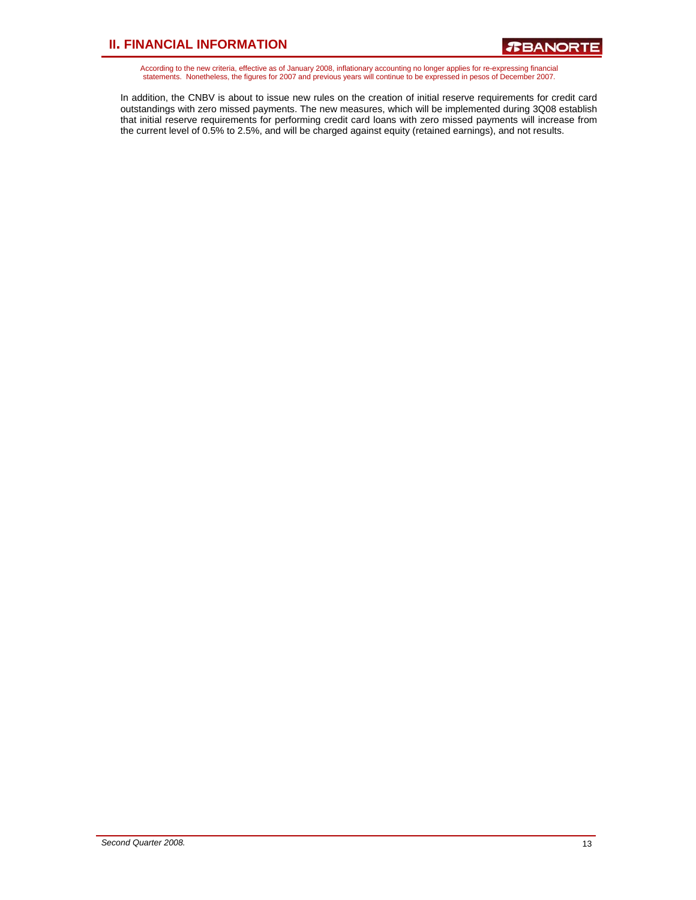In addition, the CNBV is about to issue new rules on the creation of initial reserve requirements for credit card outstandings with zero missed payments. The new measures, which will be implemented during 3Q08 establish that initial reserve requirements for performing credit card loans with zero missed payments will increase from the current level of 0.5% to 2.5%, and will be charged against equity (retained earnings), and not results.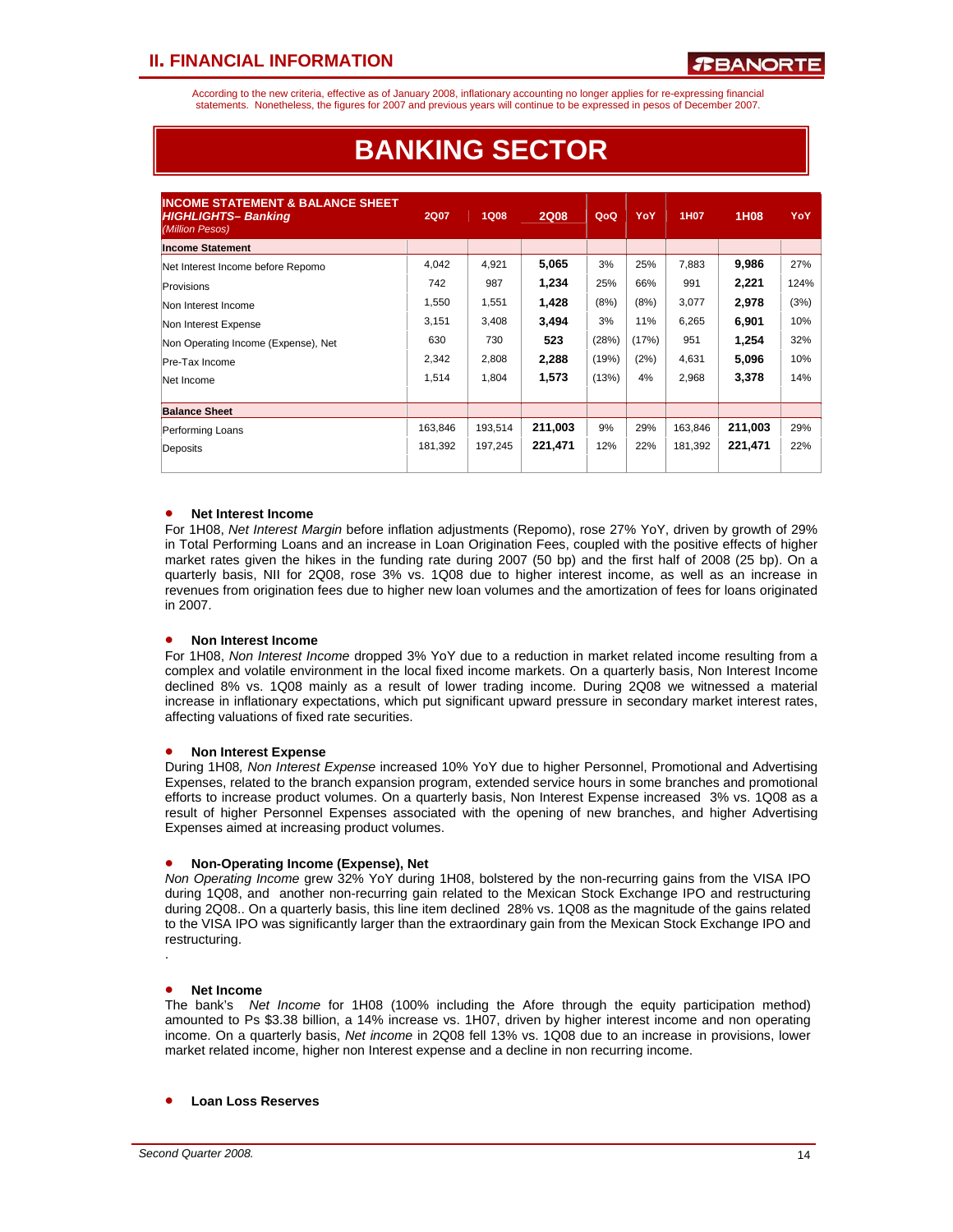## II. FINANCIAL INFORMATION

According to the new criteria, effective as of January 2008, inflationary accounting no longer applies for re-expressing financial statements. Nonetheless, the figures for 2007 and previous years will continue to be expressed in pesos of December 2007.

# BANKING SECTOR

| INCOME STATEMENT & BALANCE SHEET *HIGHLIGHTS– Banking* *(Million Pesos)* | 2Q07 | 1Q08 | 2Q08 | QoQ | YoY | 1H07 | 1H08 | YoY |
|---|---|---|---|---|---|---|---|---|
| **Income Statement** | | | | | | | | |
| Net Interest Income before Repomo | 4,042 | 4,921 | **5,065** | 3% | 25% | 7,883 | **9,986** | 27% |
| Provisions | 742 | 987 | **1,234** | 25% | 66% | 991 | **2,221** | 124% |
| Non Interest Income | 1,550 | 1,551 | **1,428** | (8%) | (8%) | 3,077 | **2,978** | (3%) |
| Non Interest Expense | 3,151 | 3,408 | **3,494** | 3% | 11% | 6,265 | **6,901** | 10% |
| Non Operating Income (Expense), Net | 630 | 730 | **523** | (28%) | (17%) | 951 | **1,254** | 32% |
| Pre-Tax Income | 2,342 | 2,808 | **2,288** | (19%) | (2%) | 4,631 | **5,096** | 10% |
| Net Income | 1,514 | 1,804 | **1,573** | (13%) | 4% | 2,968 | **3,378** | 14% |
| **Balance Sheet** | | | | | | | | |
| Performing Loans | 163,846 | 193,514 | **211,003** | 9% | 29% | 163,846 | **211,003** | 29% |
| Deposits | 181,392 | 197,245 | **221,471** | 12% | 22% | 181,392 | **221,471** | 22% |

- **Net Interest Income**

For 1H08, *Net Interest Margin* before inflation adjustments (Repomo), rose 27% YoY, driven by growth of 29% in Total Performing Loans and an increase in Loan Origination Fees, coupled with the positive effects of higher market rates given the hikes in the funding rate during 2007 (50 bp) and the first half of 2008 (25 bp). On a quarterly basis, NII for 2Q08, rose 3% vs. 1Q08 due to higher interest income, as well as an increase in revenues from origination fees due to higher new loan volumes and the amortization of fees for loans originated in 2007.

- **Non Interest Income**

For 1H08, *Non Interest Income* dropped 3% YoY due to a reduction in market related income resulting from a complex and volatile environment in the local fixed income markets. On a quarterly basis, Non Interest Income declined 8% vs. 1Q08 mainly as a result of lower trading income. During 2Q08 we witnessed a material increase in inflationary expectations, which put significant upward pressure in secondary market interest rates, affecting valuations of fixed rate securities.

- **Non Interest Expense**

During 1H08*, Non Interest Expense* increased 10% YoY due to higher Personnel, Promotional and Advertising Expenses, related to the branch expansion program, extended service hours in some branches and promotional efforts to increase product volumes. On a quarterly basis, Non Interest Expense increased 3% vs. 1Q08 as a result of higher Personnel Expenses associated with the opening of new branches, and higher Advertising Expenses aimed at increasing product volumes.

- **Non-Operating Income (Expense), Net**

*Non Operating Income* grew 32% YoY during 1H08, bolstered by the non-recurring gains from the VISA IPO during 1Q08, and another non-recurring gain related to the Mexican Stock Exchange IPO and restructuring during 2Q08.. On a quarterly basis, this line item declined 28% vs. 1Q08 as the magnitude of the gains related to the VISA IPO was significantly larger than the extraordinary gain from the Mexican Stock Exchange IPO and restructuring.

.

- **Net Income**

The bank's *Net Income* for 1H08 (100% including the Afore through the equity participation method) amounted to Ps $3.38 billion, a 14% increase vs. 1H07, driven by higher interest income and non operating income. On a quarterly basis, *Net income* in 2Q08 fell 13% vs. 1Q08 due to an increase in provisions, lower market related income, higher non Interest expense and a decline in non recurring income.

- **Loan Loss Reserves**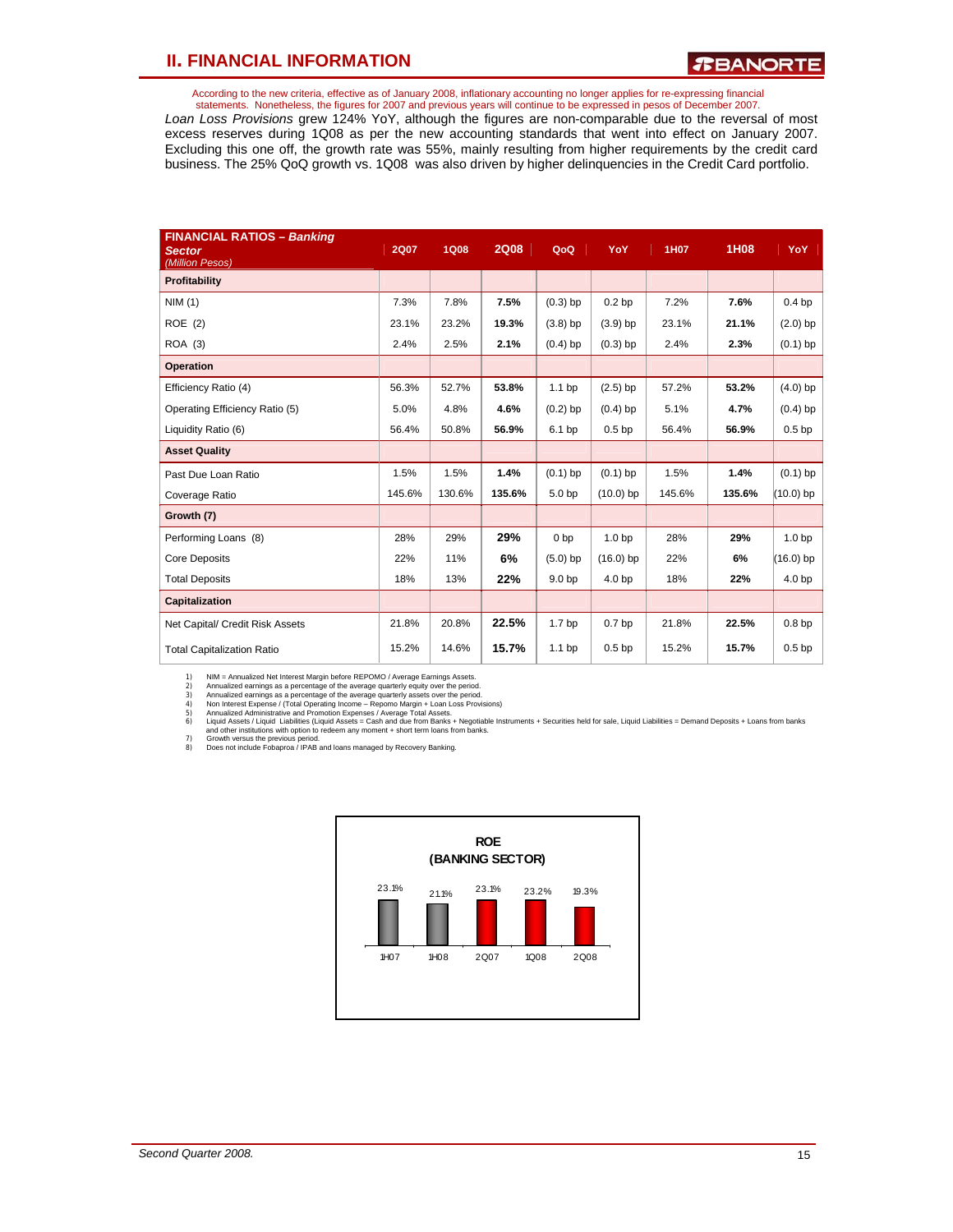## II. FINANCIAL INFORMATION

According to the new criteria, effective as of January 2008, inflationary accounting no longer applies for re-expressing financial statements. Nonetheless, the figures for 2007 and previous years will continue to be expressed in pesos of December 2007.

*Loan Loss Provisions* grew 124% YoY, although the figures are non-comparable due to the reversal of most excess reserves during 1Q08 as per the new accounting standards that went into effect on January 2007. Excluding this one off, the growth rate was 55%, mainly resulting from higher requirements by the credit card business. The 25% QoQ growth vs. 1Q08 was also driven by higher delinquencies in the Credit Card portfolio.

| **FINANCIAL RATIOS – *Banking Sector*** *(Million Pesos)* | 2Q07 | 1Q08 | 2Q08 | QoQ | YoY | 1H07 | 1H08 | YoY |
|---|---|---|---|---|---|---|---|---|
| **Profitability** | | | | | | | | |
| NIM (1) | 7.3% | 7.8% | **7.5%** | (0.3) bp | 0.2 bp | 7.2% | **7.6%** | 0.4 bp |
| ROE (2) | 23.1% | 23.2% | **19.3%** | (3.8) bp | (3.9) bp | 23.1% | **21.1%** | (2.0) bp |
| ROA (3) | 2.4% | 2.5% | **2.1%** | (0.4) bp | (0.3) bp | 2.4% | **2.3%** | (0.1) bp |
| **Operation** | | | | | | | | |
| Efficiency Ratio (4) | 56.3% | 52.7% | **53.8%** | 1.1 bp | (2.5) bp | 57.2% | **53.2%** | (4.0) bp |
| Operating Efficiency Ratio (5) | 5.0% | 4.8% | **4.6%** | (0.2) bp | (0.4) bp | 5.1% | **4.7%** | (0.4) bp |
| Liquidity Ratio (6) | 56.4% | 50.8% | **56.9%** | 6.1 bp | 0.5 bp | 56.4% | **56.9%** | 0.5 bp |
| **Asset Quality** | | | | | | | | |
| Past Due Loan Ratio | 1.5% | 1.5% | **1.4%** | (0.1) bp | (0.1) bp | 1.5% | **1.4%** | (0.1) bp |
| Coverage Ratio | 145.6% | 130.6% | **135.6%** | 5.0 bp | (10.0) bp | 145.6% | **135.6%** | (10.0) bp |
| **Growth (7)** | | | | | | | | |
| Performing Loans (8) | 28% | 29% | **29%** | 0 bp | 1.0 bp | 28% | **29%** | 1.0 bp |
| Core Deposits | 22% | 11% | **6%** | (5.0) bp | (16.0) bp | 22% | **6%** | (16.0) bp |
| Total Deposits | 18% | 13% | **22%** | 9.0 bp | 4.0 bp | 18% | **22%** | 4.0 bp |
| **Capitalization** | | | | | | | | |
| Net Capital/ Credit Risk Assets | 21.8% | 20.8% | **22.5%** | 1.7 bp | 0.7 bp | 21.8% | **22.5%** | 0.8 bp |
| Total Capitalization Ratio | 15.2% | 14.6% | **15.7%** | 1.1 bp | 0.5 bp | 15.2% | **15.7%** | 0.5 bp |

1) NIM = Annualized Net Interest Margin before REPOMO / Average Earnings Assets.
2) Annualized earnings as a percentage of the average quarterly equity over the period.
3) Annualized earnings as a percentage of the average quarterly assets over the period.
4) Non Interest Expense / (Total Operating Income – Repomo Margin + Loan Loss Provisions)
5) Annualized Administrative and Promotion Expenses / Average Total Assets.
6) Liquid Assets / Liquid Liabilities (Liquid Assets = Cash and due from Banks + Negotiable Instruments + Securities held for sale, Liquid Liabilities = Demand Deposits + Loans from banks and other institutions with option to redeem any moment + short term loans from banks.
7) Growth versus the previous period.
8) Does not include Fobaproa / IPAB and loans managed by Recovery Banking.

**ROE (BANKING SECTOR)**

| 1H07 | 1H08 | 2Q07 | 1Q08 | 2Q08 |
|---|---|---|---|---|
| 23.1% | 21.1% | 23.1% | 23.2% | 19.3% |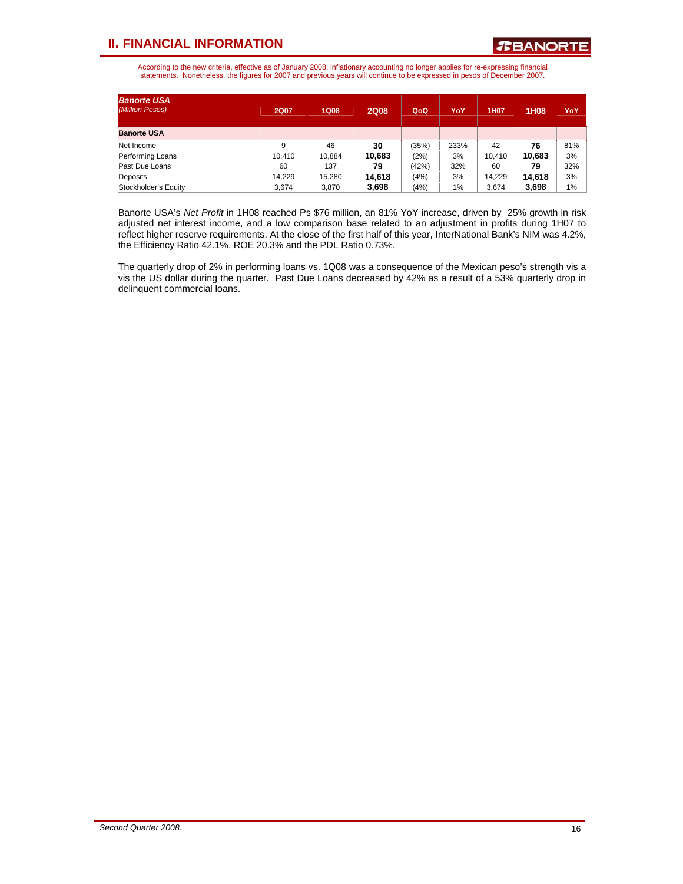## II. FINANCIAL INFORMATION

According to the new criteria, effective as of January 2008, inflationary accounting no longer applies for re-expressing financial statements. Nonetheless, the figures for 2007 and previous years will continue to be expressed in pesos of December 2007.

| ***Banorte USA*** *(Million Pesos)* | 2Q07 | 1Q08 | 2Q08 | QoQ | YoY | 1H07 | 1H08 | YoY |
|---|---|---|---|---|---|---|---|---|
| **Banorte USA** | | | | | | | | |
| Net Income | 9 | 46 | **30** | (35%) | 233% | 42 | **76** | 81% |
| Performing Loans | 10,410 | 10,884 | **10,683** | (2%) | 3% | 10,410 | **10,683** | 3% |
| Past Due Loans | 60 | 137 | **79** | (42%) | 32% | 60 | **79** | 32% |
| Deposits | 14,229 | 15,280 | **14,618** | (4%) | 3% | 14,229 | **14,618** | 3% |
| Stockholder's Equity | 3,674 | 3,870 | **3,698** | (4%) | 1% | 3,674 | **3,698** | 1% |

Banorte USA's *Net Profit* in 1H08 reached Ps $76 million, an 81% YoY increase, driven by 25% growth in risk adjusted net interest income, and a low comparison base related to an adjustment in profits during 1H07 to reflect higher reserve requirements. At the close of the first half of this year, InterNational Bank's NIM was 4.2%, the Efficiency Ratio 42.1%, ROE 20.3% and the PDL Ratio 0.73%.

The quarterly drop of 2% in performing loans vs. 1Q08 was a consequence of the Mexican peso's strength vis a vis the US dollar during the quarter. Past Due Loans decreased by 42% as a result of a 53% quarterly drop in delinquent commercial loans.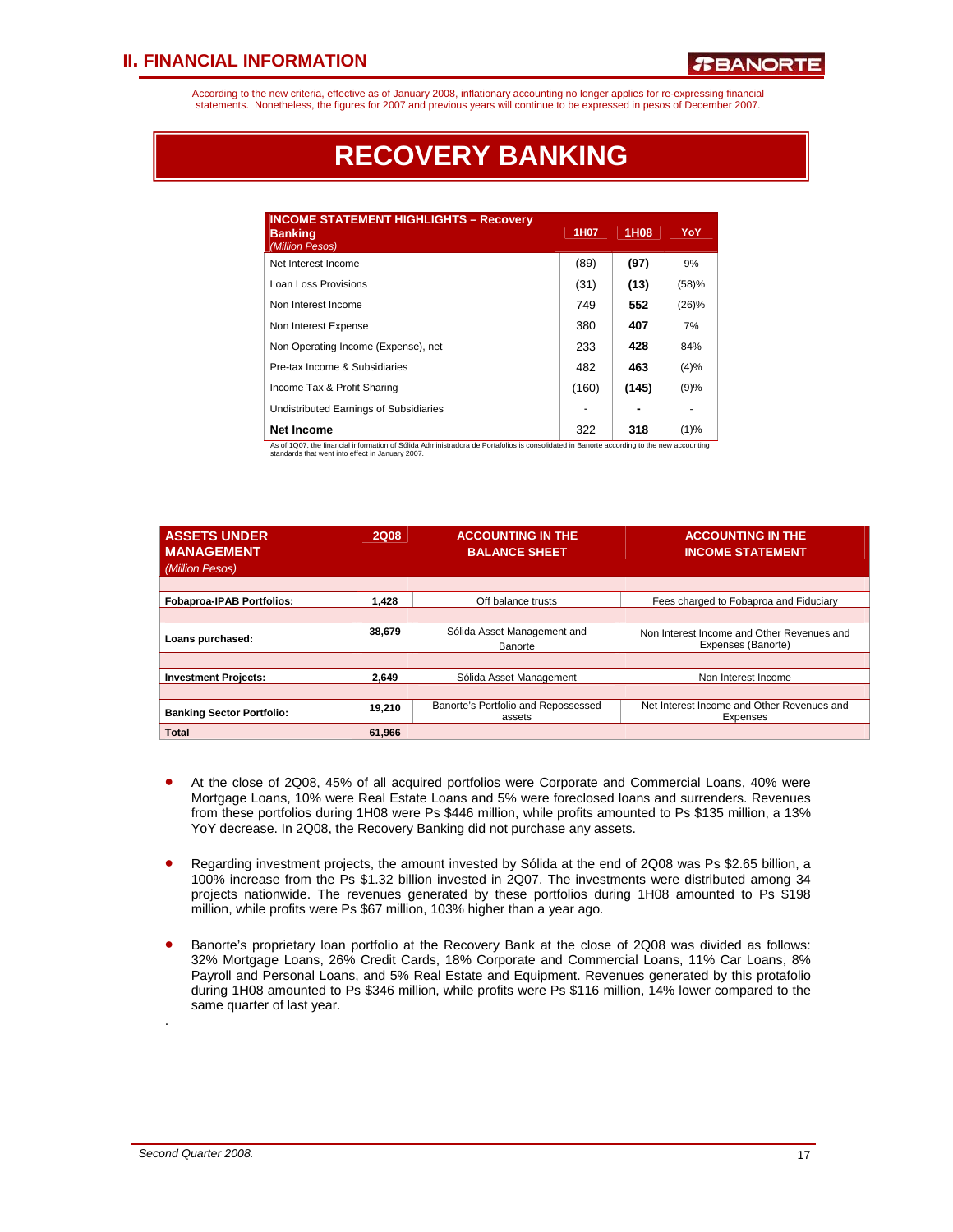According to the new criteria, effective as of January 2008, inflationary accounting no longer applies for re-expressing financial statements. Nonetheless, the figures for 2007 and previous years will continue to be expressed in pesos of December 2007.

# RECOVERY BANKING

| INCOME STATEMENT HIGHLIGHTS – Recovery Banking *(Million Pesos)* | 1H07 | 1H08 | YoY |
|---|---|---|---|
| Net Interest Income | (89) | **(97)** | 9% |
| Loan Loss Provisions | (31) | **(13)** | (58)% |
| Non Interest Income | 749 | **552** | (26)% |
| Non Interest Expense | 380 | **407** | 7% |
| Non Operating Income (Expense), net | 233 | **428** | 84% |
| Pre-tax Income & Subsidiaries | 482 | **463** | (4)% |
| Income Tax & Profit Sharing | (160) | **(145)** | (9)% |
| Undistributed Earnings of Subsidiaries | - | **-** | - |
| **Net Income** | 322 | **318** | (1)% |

As of 1Q07, the financial information of Sólida Administradora de Portafolios is consolidated in Banorte according to the new accounting standards that went into effect in January 2007.

| ASSETS UNDER MANAGEMENT *(Million Pesos)* | 2Q08 | ACCOUNTING IN THE BALANCE SHEET | ACCOUNTING IN THE INCOME STATEMENT |
|---|---|---|---|
| **Fobaproa-IPAB Portfolios:** | **1,428** | Off balance trusts | Fees charged to Fobaproa and Fiduciary |
| **Loans purchased:** | **38,679** | Sólida Asset Management and Banorte | Non Interest Income and Other Revenues and Expenses (Banorte) |
| **Investment Projects:** | **2,649** | Sólida Asset Management | Non Interest Income |
| **Banking Sector Portfolio:** | **19,210** | Banorte's Portfolio and Repossessed assets | Net Interest Income and Other Revenues and Expenses |
| **Total** | **61,966** | | |

- At the close of 2Q08, 45% of all acquired portfolios were Corporate and Commercial Loans, 40% were Mortgage Loans, 10% were Real Estate Loans and 5% were foreclosed loans and surrenders. Revenues from these portfolios during 1H08 were Ps $446 million, while profits amounted to Ps $135 million, a 13% YoY decrease. In 2Q08, the Recovery Banking did not purchase any assets.

- Regarding investment projects, the amount invested by Sólida at the end of 2Q08 was Ps $2.65 billion, a 100% increase from the Ps $1.32 billion invested in 2Q07. The investments were distributed among 34 projects nationwide. The revenues generated by these portfolios during 1H08 amounted to Ps $198 million, while profits were Ps $67 million, 103% higher than a year ago.

- Banorte's proprietary loan portfolio at the Recovery Bank at the close of 2Q08 was divided as follows: 32% Mortgage Loans, 26% Credit Cards, 18% Corporate and Commercial Loans, 11% Car Loans, 8% Payroll and Personal Loans, and 5% Real Estate and Equipment. Revenues generated by this protafolio during 1H08 amounted to Ps $346 million, while profits were Ps $116 million, 14% lower compared to the same quarter of last year.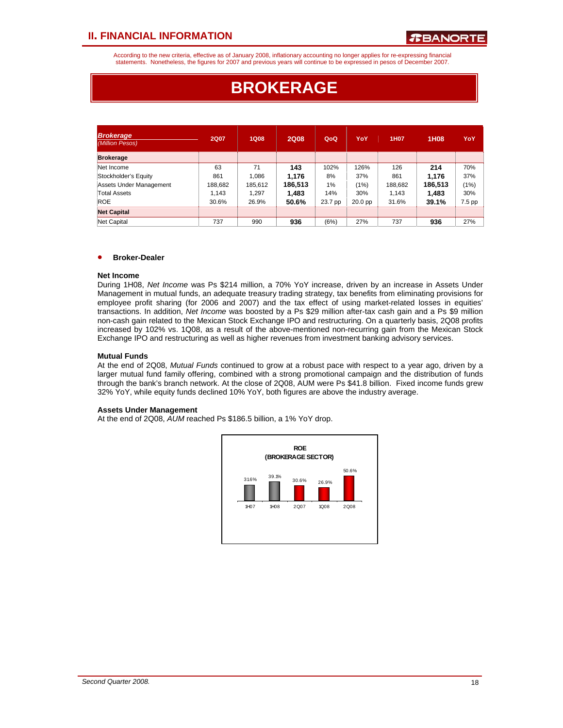## II. FINANCIAL INFORMATION

According to the new criteria, effective as of January 2008, inflationary accounting no longer applies for re-expressing financial statements. Nonetheless, the figures for 2007 and previous years will continue to be expressed in pesos of December 2007.

# BROKERAGE

| *Brokerage* *(Million Pesos)* | 2Q07 | 1Q08 | 2Q08 | QoQ | YoY | 1H07 | 1H08 | YoY |
|---|---|---|---|---|---|---|---|---|
| **Brokerage** | | | | | | | | |
| Net Income | 63 | 71 | **143** | 102% | 126% | 126 | **214** | 70% |
| Stockholder's Equity | 861 | 1,086 | **1,176** | 8% | 37% | 861 | **1,176** | 37% |
| Assets Under Management | 188,682 | 185,612 | **186,513** | 1% | (1%) | 188,682 | **186,513** | (1%) |
| Total Assets | 1,143 | 1,297 | **1,483** | 14% | 30% | 1,143 | **1,483** | 30% |
| ROE | 30.6% | 26.9% | **50.6%** | 23.7 pp | 20.0 pp | 31.6% | **39.1%** | 7.5 pp |
| **Net Capital** | | | | | | | | |
| Net Capital | 737 | 990 | **936** | (6%) | 27% | 737 | **936** | 27% |

- **Broker-Dealer**

**Net Income**
During 1H08, *Net Income* was Ps $214 million, a 70% YoY increase, driven by an increase in Assets Under Management in mutual funds, an adequate treasury trading strategy, tax benefits from eliminating provisions for employee profit sharing (for 2006 and 2007) and the tax effect of using market-related losses in equities' transactions. In addition, *Net Income* was boosted by a Ps $29 million after-tax cash gain and a Ps $9 million non-cash gain related to the Mexican Stock Exchange IPO and restructuring. On a quarterly basis, 2Q08 profits increased by 102% vs. 1Q08, as a result of the above-mentioned non-recurring gain from the Mexican Stock Exchange IPO and restructuring as well as higher revenues from investment banking advisory services.

**Mutual Funds**
At the end of 2Q08, *Mutual Funds* continued to grow at a robust pace with respect to a year ago, driven by a larger mutual fund family offering, combined with a strong promotional campaign and the distribution of funds through the bank's branch network. At the close of 2Q08, AUM were Ps $41.8 billion. Fixed income funds grew 32% YoY, while equity funds declined 10% YoY, both figures are above the industry average.

**Assets Under Management**
At the end of 2Q08, *AUM* reached Ps $186.5 billion, a 1% YoY drop.

**ROE (BROKERAGE SECTOR)**

| 1H07 | 1H08 | 2Q07 | 1Q08 | 2Q08 |
|---|---|---|---|---|
| 31.6% | 39.1% | 30.6% | 26.9% | 50.6% |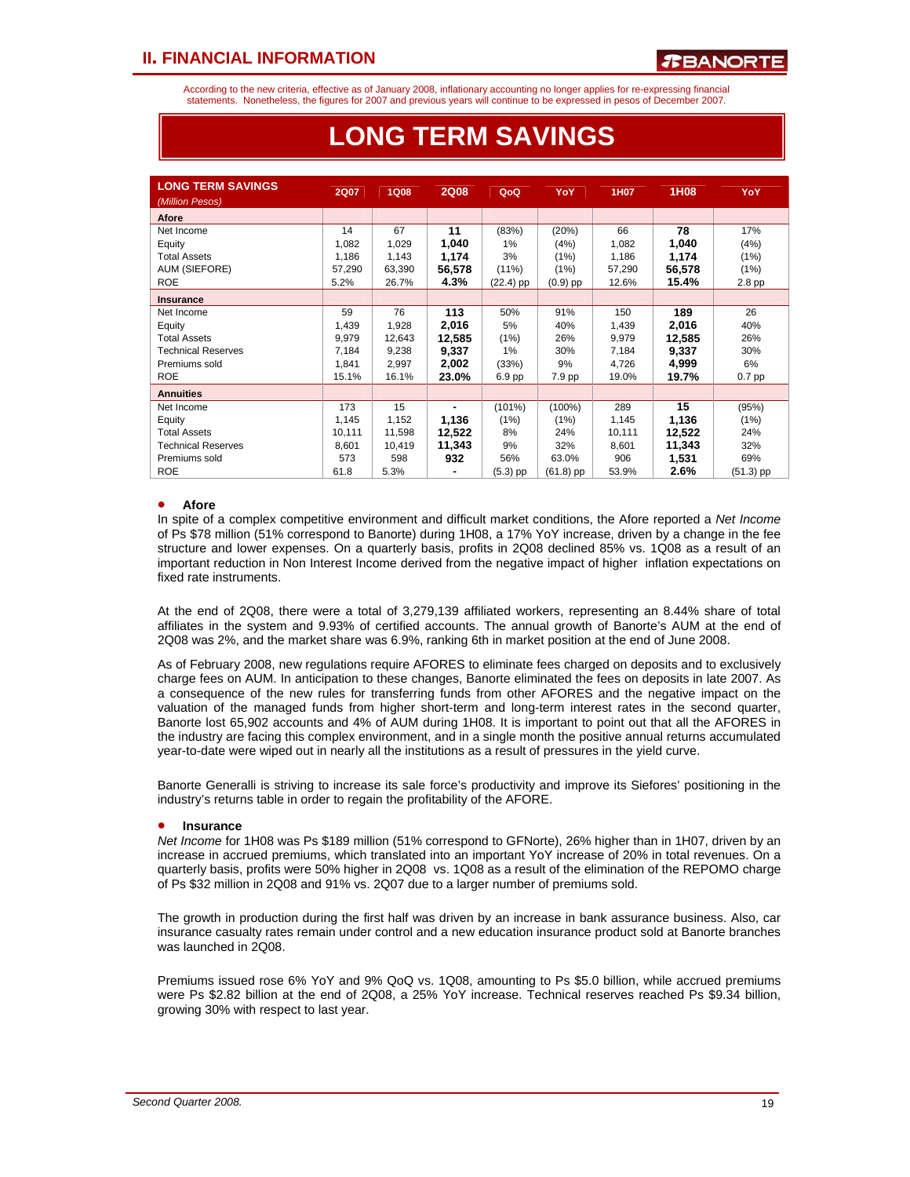According to the new criteria, effective as of January 2008, inflationary accounting no longer applies for re-expressing financial statements. Nonetheless, the figures for 2007 and previous years will continue to be expressed in pesos of December 2007.

# LONG TERM SAVINGS

| LONG TERM SAVINGS *(Million Pesos)* | 2Q07 | 1Q08 | 2Q08 | QoQ | YoY | 1H07 | 1H08 | YoY |
|---|---|---|---|---|---|---|---|---|
| **Afore** | | | | | | | | |
| Net Income | 14 | 67 | **11** | (83%) | (20%) | 66 | **78** | 17% |
| Equity | 1,082 | 1,029 | **1,040** | 1% | (4%) | 1,082 | **1,040** | (4%) |
| Total Assets | 1,186 | 1,143 | **1,174** | 3% | (1%) | 1,186 | **1,174** | (1%) |
| AUM (SIEFORE) | 57,290 | 63,390 | **56,578** | (11%) | (1%) | 57,290 | **56,578** | (1%) |
| ROE | 5.2% | 26.7% | **4.3%** | (22.4) pp | (0.9) pp | 12.6% | **15.4%** | 2.8 pp |
| **Insurance** | | | | | | | | |
| Net Income | 59 | 76 | **113** | 50% | 91% | 150 | **189** | 26 |
| Equity | 1,439 | 1,928 | **2,016** | 5% | 40% | 1,439 | **2,016** | 40% |
| Total Assets | 9,979 | 12,643 | **12,585** | (1%) | 26% | 9,979 | **12,585** | 26% |
| Technical Reserves | 7,184 | 9,238 | **9,337** | 1% | 30% | 7,184 | **9,337** | 30% |
| Premiums sold | 1,841 | 2,997 | **2,002** | (33%) | 9% | 4,726 | **4,999** | 6% |
| ROE | 15.1% | 16.1% | **23.0%** | 6.9 pp | 7.9 pp | 19.0% | **19.7%** | 0.7 pp |
| **Annuities** | | | | | | | | |
| Net Income | 173 | 15 | **-** | (101%) | (100%) | 289 | **15** | (95%) |
| Equity | 1,145 | 1,152 | **1,136** | (1%) | (1%) | 1,145 | **1,136** | (1%) |
| Total Assets | 10,111 | 11,598 | **12,522** | 8% | 24% | 10,111 | **12,522** | 24% |
| Technical Reserves | 8,601 | 10,419 | **11,343** | 9% | 32% | 8,601 | **11,343** | 32% |
| Premiums sold | 573 | 598 | **932** | 56% | 63.0% | 906 | **1,531** | 69% |
| ROE | 61.8 | 5.3% | **-** | (5.3) pp | (61.8) pp | 53.9% | **2.6%** | (51.3) pp |

- **Afore**

In spite of a complex competitive environment and difficult market conditions, the Afore reported a *Net Income* of Ps $78 million (51% correspond to Banorte) during 1H08, a 17% YoY increase, driven by a change in the fee structure and lower expenses. On a quarterly basis, profits in 2Q08 declined 85% vs. 1Q08 as a result of an important reduction in Non Interest Income derived from the negative impact of higher inflation expectations on fixed rate instruments.

At the end of 2Q08, there were a total of 3,279,139 affiliated workers, representing an 8.44% share of total affiliates in the system and 9.93% of certified accounts. The annual growth of Banorte's AUM at the end of 2Q08 was 2%, and the market share was 6.9%, ranking 6th in market position at the end of June 2008.

As of February 2008, new regulations require AFORES to eliminate fees charged on deposits and to exclusively charge fees on AUM. In anticipation to these changes, Banorte eliminated the fees on deposits in late 2007. As a consequence of the new rules for transferring funds from other AFORES and the negative impact on the valuation of the managed funds from higher short-term and long-term interest rates in the second quarter, Banorte lost 65,902 accounts and 4% of AUM during 1H08. It is important to point out that all the AFORES in the industry are facing this complex environment, and in a single month the positive annual returns accumulated year-to-date were wiped out in nearly all the institutions as a result of pressures in the yield curve.

Banorte Generalli is striving to increase its sale force's productivity and improve its Siefores' positioning in the industry's returns table in order to regain the profitability of the AFORE.

- **Insurance**

*Net Income* for 1H08 was Ps $189 million (51% correspond to GFNorte), 26% higher than in 1H07, driven by an increase in accrued premiums, which translated into an important YoY increase of 20% in total revenues. On a quarterly basis, profits were 50% higher in 2Q08 vs. 1Q08 as a result of the elimination of the REPOMO charge of Ps $32 million in 2Q08 and 91% vs. 2Q07 due to a larger number of premiums sold.

The growth in production during the first half was driven by an increase in bank assurance business. Also, car insurance casualty rates remain under control and a new education insurance product sold at Banorte branches was launched in 2Q08.

Premiums issued rose 6% YoY and 9% QoQ vs. 1Q08, amounting to Ps $5.0 billion, while accrued premiums were Ps $2.82 billion at the end of 2Q08, a 25% YoY increase. Technical reserves reached Ps $9.34 billion, growing 30% with respect to last year.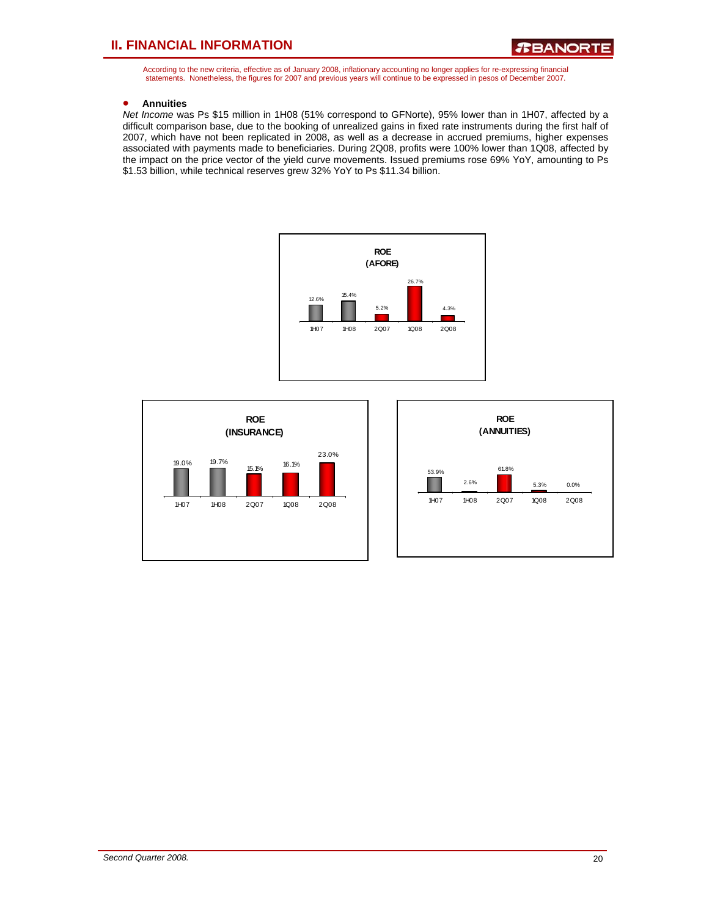According to the new criteria, effective as of January 2008, inflationary accounting no longer applies for re-expressing financial statements. Nonetheless, the figures for 2007 and previous years will continue to be expressed in pesos of December 2007.

- **Annuities**

*Net Income* was Ps $15 million in 1H08 (51% correspond to GFNorte), 95% lower than in 1H07, affected by a difficult comparison base, due to the booking of unrealized gains in fixed rate instruments during the first half of 2007, which have not been replicated in 2008, as well as a decrease in accrued premiums, higher expenses associated with payments made to beneficiaries. During 2Q08, profits were 100% lower than 1Q08, affected by the impact on the price vector of the yield curve movements. Issued premiums rose 69% YoY, amounting to Ps $1.53 billion, while technical reserves grew 32% YoY to Ps $11.34 billion.

**ROE (AFORE)**

| 1H07 | 1H08 | 2Q07 | 1Q08 | 2Q08 |
|---|---|---|---|---|
| 12.6% | 15.4% | 5.2% | 26.7% | 4.3% |

**ROE (INSURANCE)**

| 1H07 | 1H08 | 2Q07 | 1Q08 | 2Q08 |
|---|---|---|---|---|
| 19.0% | 19.7% | 15.1% | 16.1% | 23.0% |

**ROE (ANNUITIES)**

| 1H07 | 1H08 | 2Q07 | 1Q08 | 2Q08 |
|---|---|---|---|---|
| 53.9% | 2.6% | 61.8% | 5.3% | 0.0% |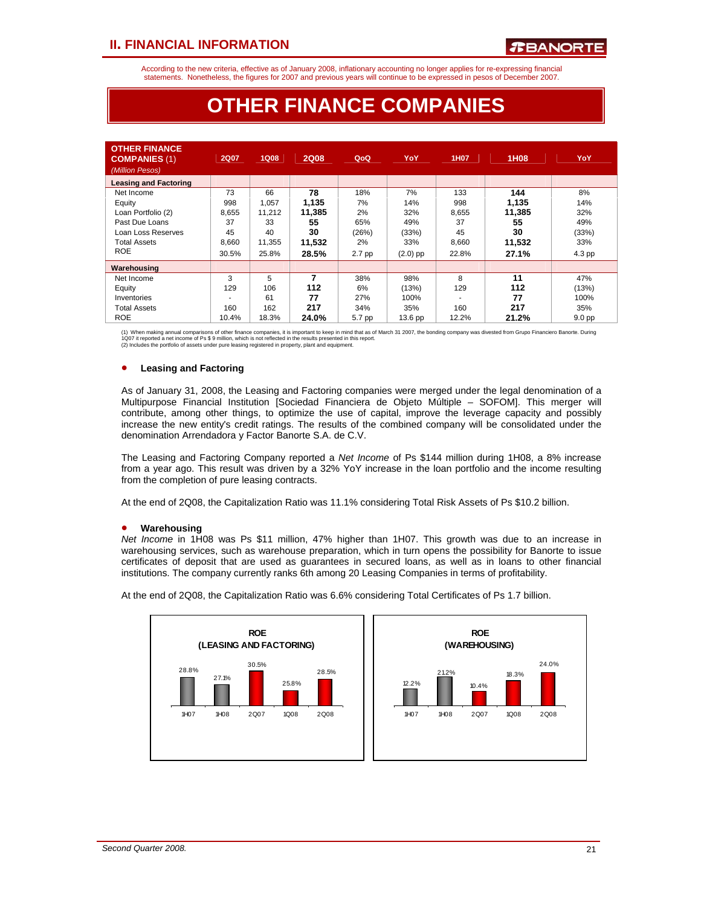## II. FINANCIAL INFORMATION

According to the new criteria, effective as of January 2008, inflationary accounting no longer applies for re-expressing financial statements. Nonetheless, the figures for 2007 and previous years will continue to be expressed in pesos of December 2007.

# OTHER FINANCE COMPANIES

| OTHER FINANCE COMPANIES (1) *(Million Pesos)* | 2Q07 | 1Q08 | 2Q08 | QoQ | YoY | 1H07 | 1H08 | YoY |
|---|---|---|---|---|---|---|---|---|
| **Leasing and Factoring** | | | | | | | | |
| Net Income | 73 | 66 | **78** | 18% | 7% | 133 | **144** | 8% |
| Equity | 998 | 1,057 | **1,135** | 7% | 14% | 998 | **1,135** | 14% |
| Loan Portfolio (2) | 8,655 | 11,212 | **11,385** | 2% | 32% | 8,655 | **11,385** | 32% |
| Past Due Loans | 37 | 33 | **55** | 65% | 49% | 37 | **55** | 49% |
| Loan Loss Reserves | 45 | 40 | **30** | (26%) | (33%) | 45 | **30** | (33%) |
| Total Assets | 8,660 | 11,355 | **11,532** | 2% | 33% | 8,660 | **11,532** | 33% |
| ROE | 30.5% | 25.8% | **28.5%** | 2.7 pp | (2.0) pp | 22.8% | **27.1%** | 4.3 pp |
| **Warehousing** | | | | | | | | |
| Net Income | 3 | 5 | **7** | 38% | 98% | 8 | **11** | 47% |
| Equity | 129 | 106 | **112** | 6% | (13%) | 129 | **112** | (13%) |
| Inventories | - | 61 | **77** | 27% | 100% | - | **77** | 100% |
| Total Assets | 160 | 162 | **217** | 34% | 35% | 160 | **217** | 35% |
| ROE | 10.4% | 18.3% | **24.0%** | 5.7 pp | 13.6 pp | 12.2% | **21.2%** | 9.0 pp |

(1) When making annual comparisons of other finance companies, it is important to keep in mind that as of March 31 2007, the bonding company was divested from Grupo Financiero Banorte. During 1Q07 it reported a net income of Ps $ 9 million, which is not reflected in the results presented in this report.
(2) Includes the portfolio of assets under pure leasing registered in property, plant and equipment.

- **Leasing and Factoring**

As of January 31, 2008, the Leasing and Factoring companies were merged under the legal denomination of a Multipurpose Financial Institution [Sociedad Financiera de Objeto Múltiple – SOFOM]. This merger will contribute, among other things, to optimize the use of capital, improve the leverage capacity and possibly increase the new entity's credit ratings. The results of the combined company will be consolidated under the denomination Arrendadora y Factor Banorte S.A. de C.V.

The Leasing and Factoring Company reported a *Net Income* of Ps $144 million during 1H08, a 8% increase from a year ago. This result was driven by a 32% YoY increase in the loan portfolio and the income resulting from the completion of pure leasing contracts.

At the end of 2Q08, the Capitalization Ratio was 11.1% considering Total Risk Assets of Ps $10.2 billion.

- **Warehousing**

*Net Income* in 1H08 was Ps $11 million, 47% higher than 1H07. This growth was due to an increase in warehousing services, such as warehouse preparation, which in turn opens the possibility for Banorte to issue certificates of deposit that are used as guarantees in secured loans, as well as in loans to other financial institutions. The company currently ranks 6th among 20 Leasing Companies in terms of profitability.

At the end of 2Q08, the Capitalization Ratio was 6.6% considering Total Certificates of Ps 1.7 billion.

**ROE (LEASING AND FACTORING)**

| 1H07 | 1H08 | 2Q07 | 1Q08 | 2Q08 |
|---|---|---|---|---|
| 28.8% | 27.1% | 30.5% | 25.8% | 28.5% |

**ROE (WAREHOUSING)**

| 1H07 | 1H08 | 2Q07 | 1Q08 | 2Q08 |
|---|---|---|---|---|
| 12.2% | 21.2% | 10.4% | 18.3% | 24.0% |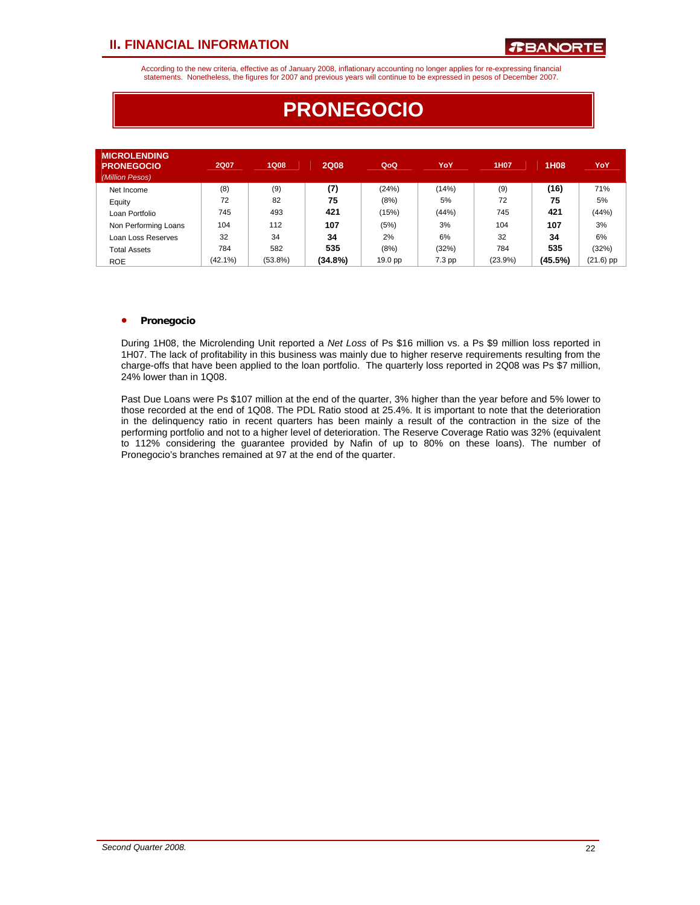## II. FINANCIAL INFORMATION

According to the new criteria, effective as of January 2008, inflationary accounting no longer applies for re-expressing financial statements. Nonetheless, the figures for 2007 and previous years will continue to be expressed in pesos of December 2007.

# PRONEGOCIO

| MICROLENDING PRONEGOCIO *(Million Pesos)* | 2Q07 | 1Q08 | 2Q08 | QoQ | YoY | 1H07 | 1H08 | YoY |
|---|---|---|---|---|---|---|---|---|
| Net Income | (8) | (9) | **(7)** | (24%) | (14%) | (9) | **(16)** | 71% |
| Equity | 72 | 82 | **75** | (8%) | 5% | 72 | **75** | 5% |
| Loan Portfolio | 745 | 493 | **421** | (15%) | (44%) | 745 | **421** | (44%) |
| Non Performing Loans | 104 | 112 | **107** | (5%) | 3% | 104 | **107** | 3% |
| Loan Loss Reserves | 32 | 34 | **34** | 2% | 6% | 32 | **34** | 6% |
| Total Assets | 784 | 582 | **535** | (8%) | (32%) | 784 | **535** | (32%) |
| ROE | (42.1%) | (53.8%) | **(34.8%)** | 19.0 pp | 7.3 pp | (23.9%) | **(45.5%)** | (21.6) pp |

- **Pronegocio**

During 1H08, the Microlending Unit reported a *Net Loss* of Ps $16 million vs. a Ps $9 million loss reported in 1H07. The lack of profitability in this business was mainly due to higher reserve requirements resulting from the charge-offs that have been applied to the loan portfolio. The quarterly loss reported in 2Q08 was Ps $7 million, 24% lower than in 1Q08.

Past Due Loans were Ps $107 million at the end of the quarter, 3% higher than the year before and 5% lower to those recorded at the end of 1Q08. The PDL Ratio stood at 25.4%. It is important to note that the deterioration in the delinquency ratio in recent quarters has been mainly a result of the contraction in the size of the performing portfolio and not to a higher level of deterioration. The Reserve Coverage Ratio was 32% (equivalent to 112% considering the guarantee provided by Nafin of up to 80% on these loans). The number of Pronegocio's branches remained at 97 at the end of the quarter.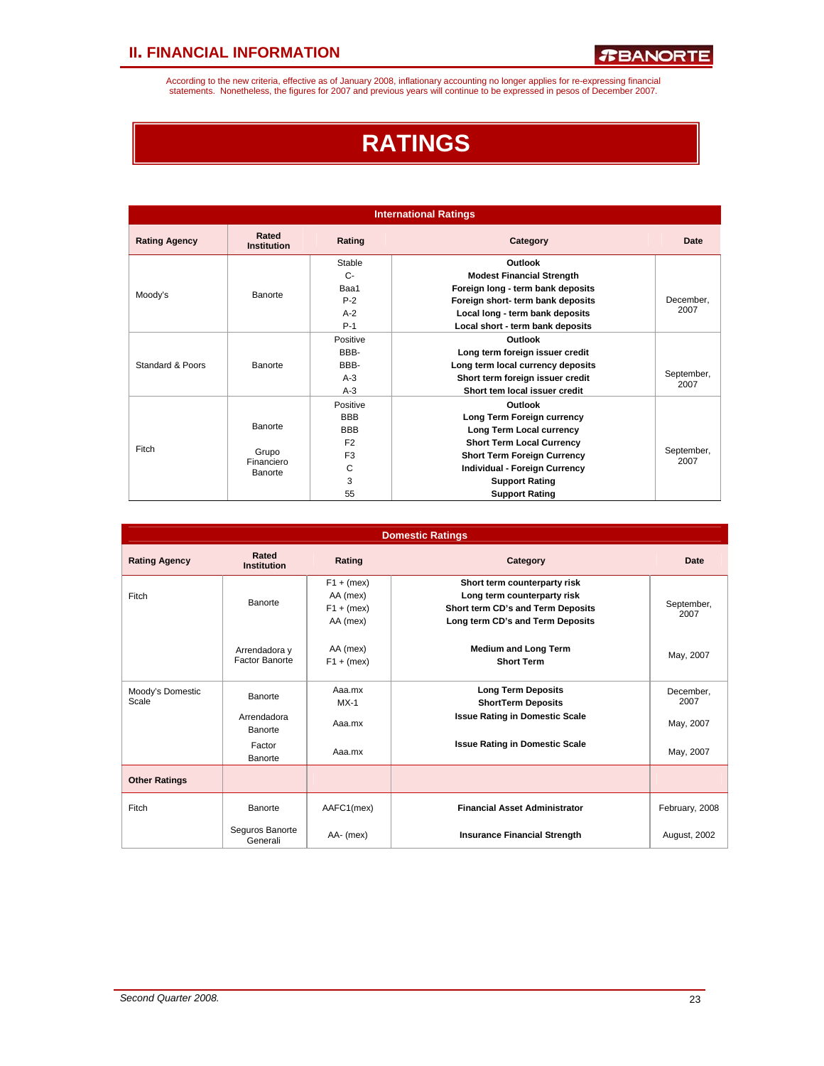## II. FINANCIAL INFORMATION

According to the new criteria, effective as of January 2008, inflationary accounting no longer applies for re-expressing financial statements. Nonetheless, the figures for 2007 and previous years will continue to be expressed in pesos of December 2007.

# RATINGS

**International Ratings**

| Rating Agency | Rated Institution | Rating | Category | Date |
|---|---|---|---|---|
| Moody's | Banorte | Stable | **Outlook** | December, 2007 |
| | | C- | **Modest Financial Strength** | |
| | | Baa1 | **Foreign long - term bank deposits** | |
| | | P-2 | **Foreign short- term bank deposits** | |
| | | A-2 | **Local long - term bank deposits** | |
| | | P-1 | **Local short - term bank deposits** | |
| Standard & Poors | Banorte | Positive | **Outlook** | September, 2007 |
| | | BBB- | **Long term foreign issuer credit** | |
| | | BBB- | **Long term local currency deposits** | |
| | | A-3 | **Short term foreign issuer credit** | |
| | | A-3 | **Short tem local issuer credit** | |
| Fitch | Banorte | Positive | **Outlook** | September, 2007 |
| | | BBB | **Long Term Foreign currency** | |
| | | BBB | **Long Term Local currency** | |
| | | F2 | **Short Term Local Currency** | |
| | Grupo Financiero Banorte | F3 | **Short Term Foreign Currency** | |
| | | C | **Individual - Foreign Currency** | |
| | | 3 | **Support Rating** | |
| | | 55 | **Support Rating** | |

**Domestic Ratings**

| Rating Agency | Rated Institution | Rating | Category | Date |
|---|---|---|---|---|
| Fitch | Banorte | F1 + (mex) | **Short term counterparty risk** | September, 2007 |
| | | AA (mex) | **Long term counterparty risk** | |
| | | F1 + (mex) | **Short term CD's and Term Deposits** | |
| | | AA (mex) | **Long term CD's and Term Deposits** | |
| | Arrendadora y Factor Banorte | AA (mex) | **Medium and Long Term** | May, 2007 |
| | | F1 + (mex) | **Short Term** | |
| Moody's Domestic Scale | Banorte | Aaa.mx | **Long Term Deposits** | December, 2007 |
| | | MX-1 | **ShortTerm Deposits** | |
| | Arrendadora Banorte | Aaa.mx | **Issue Rating in Domestic Scale** | May, 2007 |
| | Factor Banorte | Aaa.mx | **Issue Rating in Domestic Scale** | May, 2007 |
| **Other Ratings** | | | | |
| Fitch | Banorte | AAFC1(mex) | **Financial Asset Administrator** | February, 2008 |
| | Seguros Banorte Generali | AA- (mex) | **Insurance Financial Strength** | August, 2002 |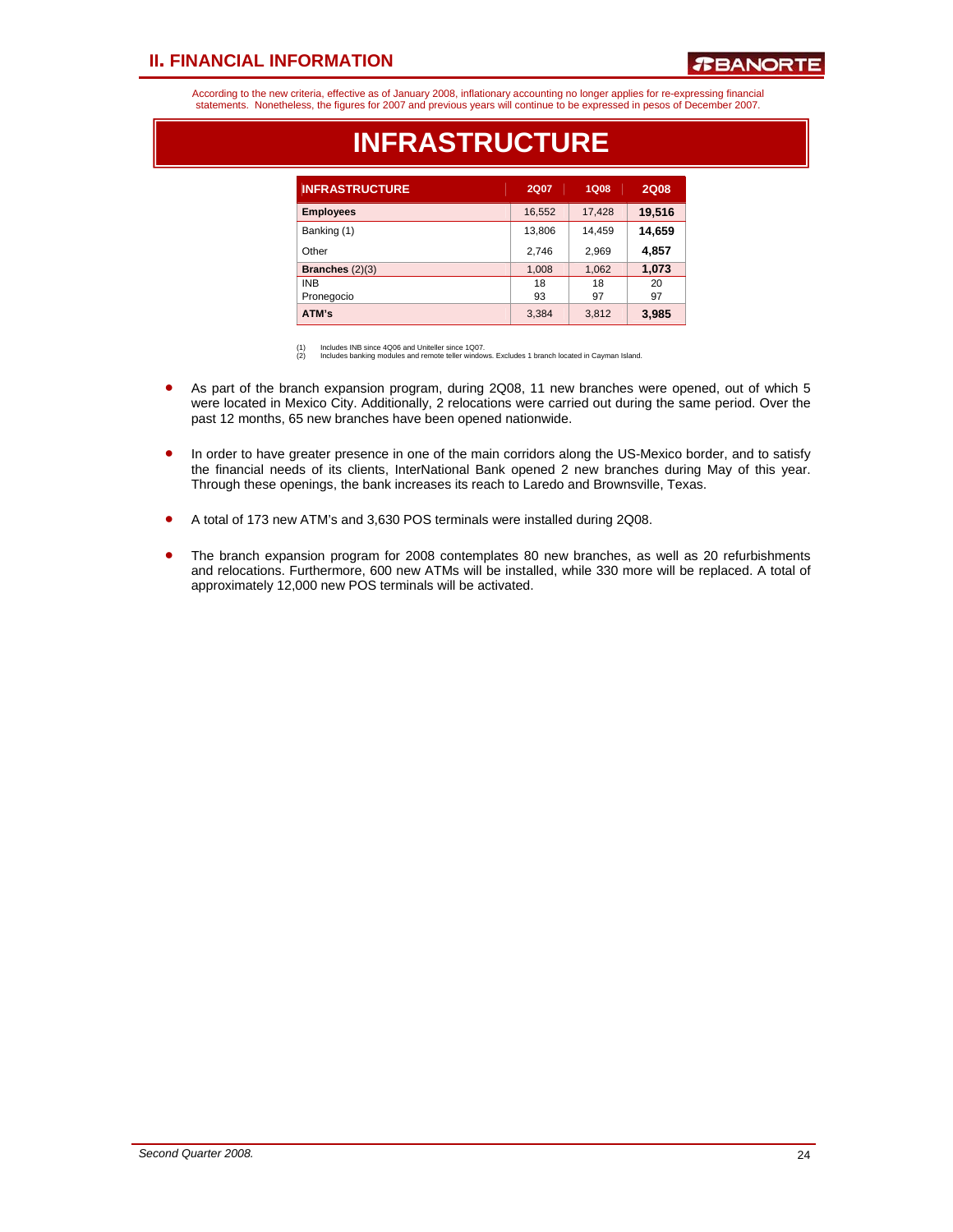According to the new criteria, effective as of January 2008, inflationary accounting no longer applies for re-expressing financial statements. Nonetheless, the figures for 2007 and previous years will continue to be expressed in pesos of December 2007.

# INFRASTRUCTURE

| INFRASTRUCTURE | 2Q07 | 1Q08 | 2Q08 |
|---|---|---|---|
| **Employees** | 16,552 | 17,428 | **19,516** |
| Banking (1) | 13,806 | 14,459 | **14,659** |
| Other | 2,746 | 2,969 | **4,857** |
| **Branches** (2)(3) | 1,008 | 1,062 | **1,073** |
| INB | 18 | 18 | 20 |
| Pronegocio | 93 | 97 | 97 |
| **ATM's** | 3,384 | 3,812 | **3,985** |

(1) Includes INB since 4Q06 and Uniteller since 1Q07.
(2) Includes banking modules and remote teller windows. Excludes 1 branch located in Cayman Island.

- As part of the branch expansion program, during 2Q08, 11 new branches were opened, out of which 5 were located in Mexico City. Additionally, 2 relocations were carried out during the same period. Over the past 12 months, 65 new branches have been opened nationwide.

- In order to have greater presence in one of the main corridors along the US-Mexico border, and to satisfy the financial needs of its clients, InterNational Bank opened 2 new branches during May of this year. Through these openings, the bank increases its reach to Laredo and Brownsville, Texas.

- A total of 173 new ATM's and 3,630 POS terminals were installed during 2Q08.

- The branch expansion program for 2008 contemplates 80 new branches, as well as 20 refurbishments and relocations. Furthermore, 600 new ATMs will be installed, while 330 more will be replaced. A total of approximately 12,000 new POS terminals will be activated.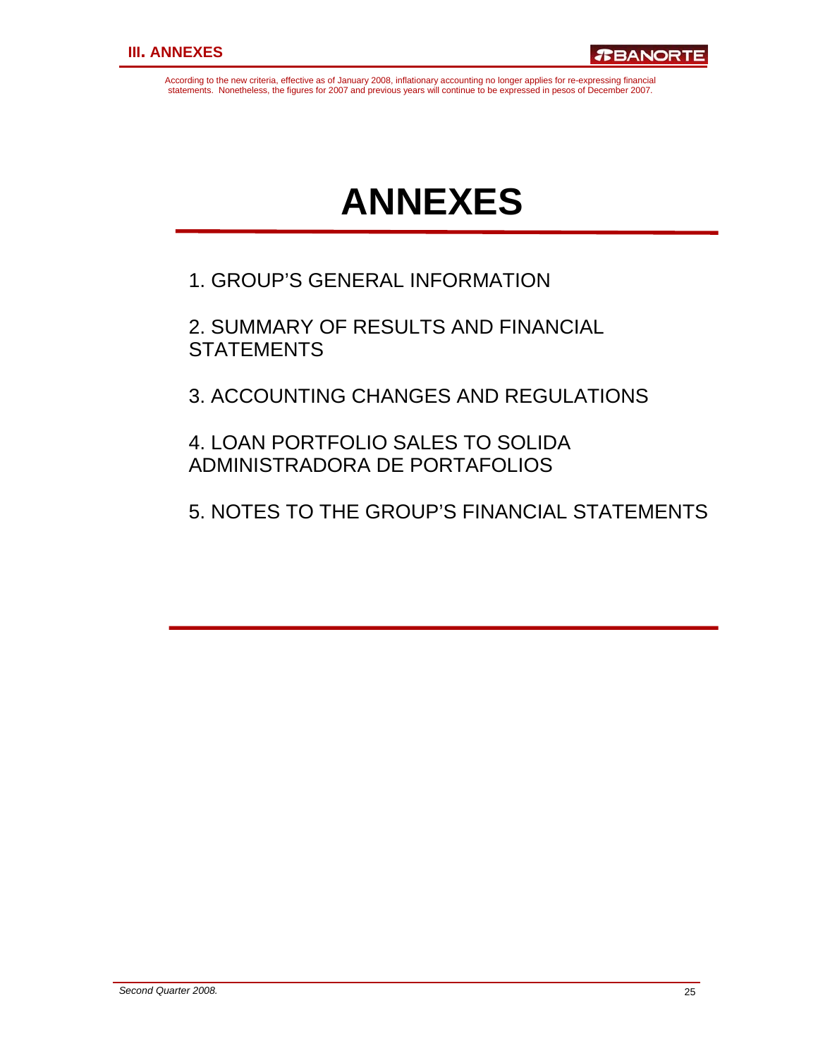# ANNEXES

1. GROUP'S GENERAL INFORMATION

2. SUMMARY OF RESULTS AND FINANCIAL STATEMENTS

3. ACCOUNTING CHANGES AND REGULATIONS

4. LOAN PORTFOLIO SALES TO SOLIDA ADMINISTRADORA DE PORTAFOLIOS

5. NOTES TO THE GROUP'S FINANCIAL STATEMENTS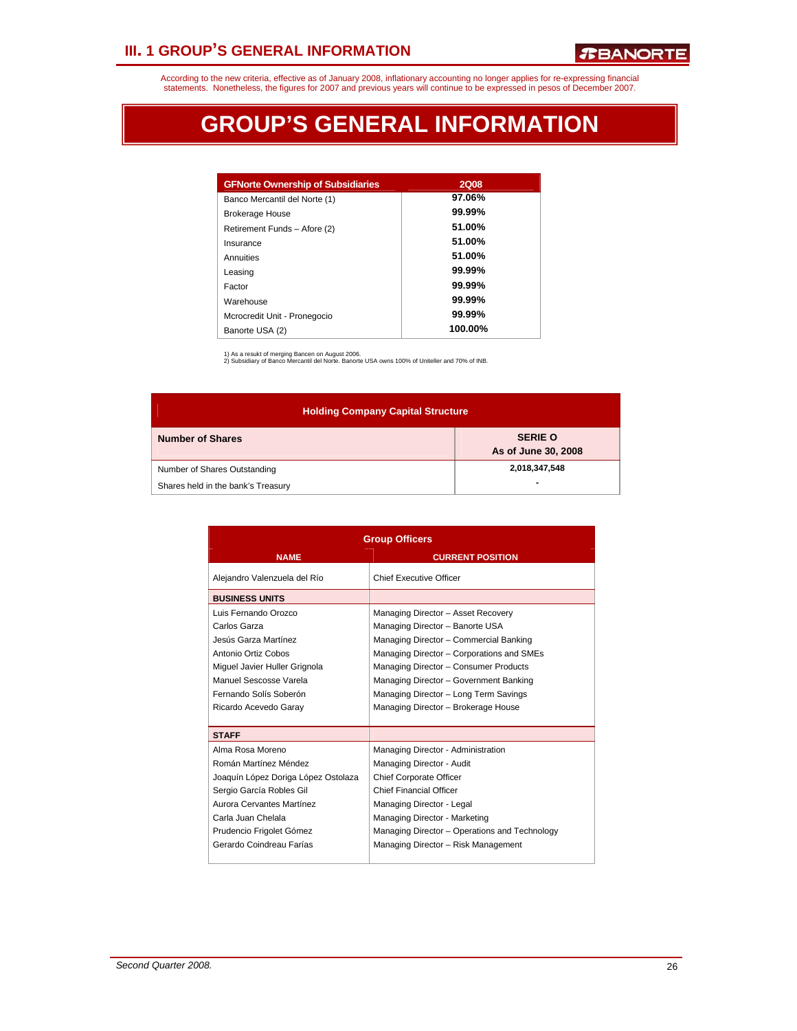According to the new criteria, effective as of January 2008, inflationary accounting no longer applies for re-expressing financial statements. Nonetheless, the figures for 2007 and previous years will continue to be expressed in pesos of December 2007.

# GROUP'S GENERAL INFORMATION

| GFNorte Ownership of Subsidiaries | 2Q08 |
|---|---|
| Banco Mercantil del Norte (1) | 97.06% |
| Brokerage House | 99.99% |
| Retirement Funds – Afore (2) | 51.00% |
| Insurance | 51.00% |
| Annuities | 51.00% |
| Leasing | 99.99% |
| Factor | 99.99% |
| Warehouse | 99.99% |
| Mcrocredit Unit - Pronegocio | 99.99% |
| Banorte USA (2) | 100.00% |

1) As a resukt of merging Bancen on August 2006.
2) Subsidiary of Banco Mercantil del Norte. Banorte USA owns 100% of Uniteller and 70% of INB.

| Holding Company Capital Structure | |
|---|---|
| **Number of Shares** | **SERIE O As of June 30, 2008** |
| Number of Shares Outstanding | 2,018,347,548 |
| Shares held in the bank's Treasury | - |

| Group Officers | |
|---|---|
| **NAME** | **CURRENT POSITION** |
| Alejandro Valenzuela del Río | Chief Executive Officer |
| **BUSINESS UNITS** | |
| Luis Fernando Orozco | Managing Director – Asset Recovery |
| Carlos Garza | Managing Director – Banorte USA |
| Jesús Garza Martínez | Managing Director – Commercial Banking |
| Antonio Ortiz Cobos | Managing Director – Corporations and SMEs |
| Miguel Javier Huller Grignola | Managing Director – Consumer Products |
| Manuel Sescosse Varela | Managing Director – Government Banking |
| Fernando Solís Soberón | Managing Director – Long Term Savings |
| Ricardo Acevedo Garay | Managing Director – Brokerage House |
| **STAFF** | |
| Alma Rosa Moreno | Managing Director - Administration |
| Román Martínez Méndez | Managing Director - Audit |
| Joaquín López Doriga López Ostolaza | Chief Corporate Officer |
| Sergio García Robles Gil | Chief Financial Officer |
| Aurora Cervantes Martínez | Managing Director - Legal |
| Carla Juan Chelala | Managing Director - Marketing |
| Prudencio Frigolet Gómez | Managing Director – Operations and Technology |
| Gerardo Coindreau Farías | Managing Director – Risk Management |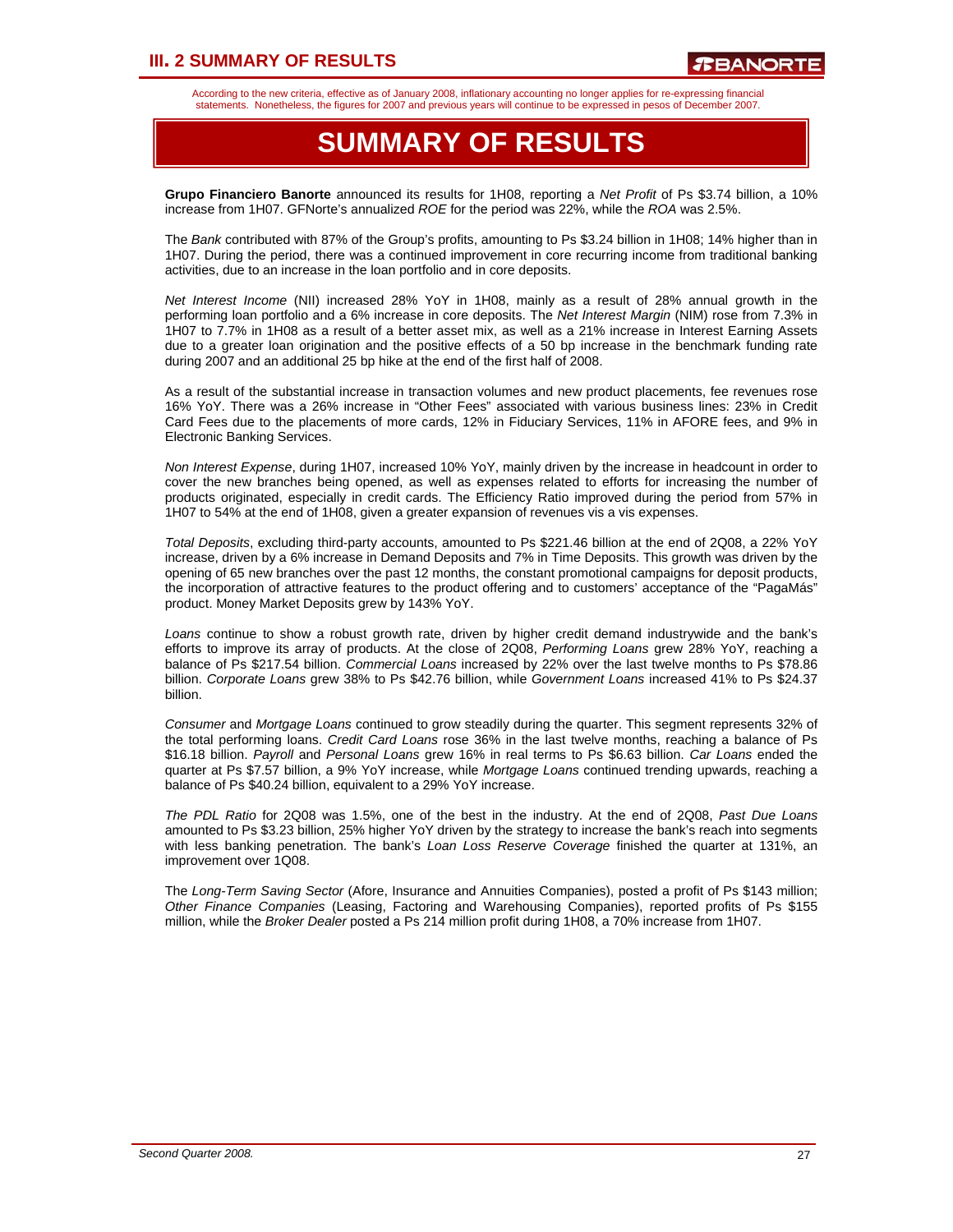According to the new criteria, effective as of January 2008, inflationary accounting no longer applies for re-expressing financial statements. Nonetheless, the figures for 2007 and previous years will continue to be expressed in pesos of December 2007.

# SUMMARY OF RESULTS

**Grupo Financiero Banorte** announced its results for 1H08, reporting a *Net Profit* of Ps $3.74 billion, a 10% increase from 1H07. GFNorte's annualized *ROE* for the period was 22%, while the *ROA* was 2.5%.

The *Bank* contributed with 87% of the Group's profits, amounting to Ps $3.24 billion in 1H08; 14% higher than in 1H07. During the period, there was a continued improvement in core recurring income from traditional banking activities, due to an increase in the loan portfolio and in core deposits.

*Net Interest Income* (NII) increased 28% YoY in 1H08, mainly as a result of 28% annual growth in the performing loan portfolio and a 6% increase in core deposits. The *Net Interest Margin* (NIM) rose from 7.3% in 1H07 to 7.7% in 1H08 as a result of a better asset mix, as well as a 21% increase in Interest Earning Assets due to a greater loan origination and the positive effects of a 50 bp increase in the benchmark funding rate during 2007 and an additional 25 bp hike at the end of the first half of 2008.

As a result of the substantial increase in transaction volumes and new product placements, fee revenues rose 16% YoY. There was a 26% increase in "Other Fees" associated with various business lines: 23% in Credit Card Fees due to the placements of more cards, 12% in Fiduciary Services, 11% in AFORE fees, and 9% in Electronic Banking Services.

*Non Interest Expense*, during 1H07, increased 10% YoY, mainly driven by the increase in headcount in order to cover the new branches being opened, as well as expenses related to efforts for increasing the number of products originated, especially in credit cards. The Efficiency Ratio improved during the period from 57% in 1H07 to 54% at the end of 1H08, given a greater expansion of revenues vis a vis expenses.

*Total Deposits*, excluding third-party accounts, amounted to Ps $221.46 billion at the end of 2Q08, a 22% YoY increase, driven by a 6% increase in Demand Deposits and 7% in Time Deposits. This growth was driven by the opening of 65 new branches over the past 12 months, the constant promotional campaigns for deposit products, the incorporation of attractive features to the product offering and to customers' acceptance of the "PagaMás" product. Money Market Deposits grew by 143% YoY.

*Loans* continue to show a robust growth rate, driven by higher credit demand industrywide and the bank's efforts to improve its array of products. At the close of 2Q08, *Performing Loans* grew 28% YoY, reaching a balance of Ps $217.54 billion. *Commercial Loans* increased by 22% over the last twelve months to Ps $78.86 billion. *Corporate Loans* grew 38% to Ps $42.76 billion, while *Government Loans* increased 41% to Ps $24.37 billion.

*Consumer* and *Mortgage Loans* continued to grow steadily during the quarter. This segment represents 32% of the total performing loans. *Credit Card Loans* rose 36% in the last twelve months, reaching a balance of Ps $16.18 billion. *Payroll* and *Personal Loans* grew 16% in real terms to Ps $6.63 billion. *Car Loans* ended the quarter at Ps $7.57 billion, a 9% YoY increase, while *Mortgage Loans* continued trending upwards, reaching a balance of Ps $40.24 billion, equivalent to a 29% YoY increase.

*The PDL Ratio* for 2Q08 was 1.5%, one of the best in the industry. At the end of 2Q08, *Past Due Loans* amounted to Ps $3.23 billion, 25% higher YoY driven by the strategy to increase the bank's reach into segments with less banking penetration. The bank's *Loan Loss Reserve Coverage* finished the quarter at 131%, an improvement over 1Q08.

The *Long-Term Saving Sector* (Afore, Insurance and Annuities Companies), posted a profit of Ps $143 million; *Other Finance Companies* (Leasing, Factoring and Warehousing Companies), reported profits of Ps $155 million, while the *Broker Dealer* posted a Ps 214 million profit during 1H08, a 70% increase from 1H07.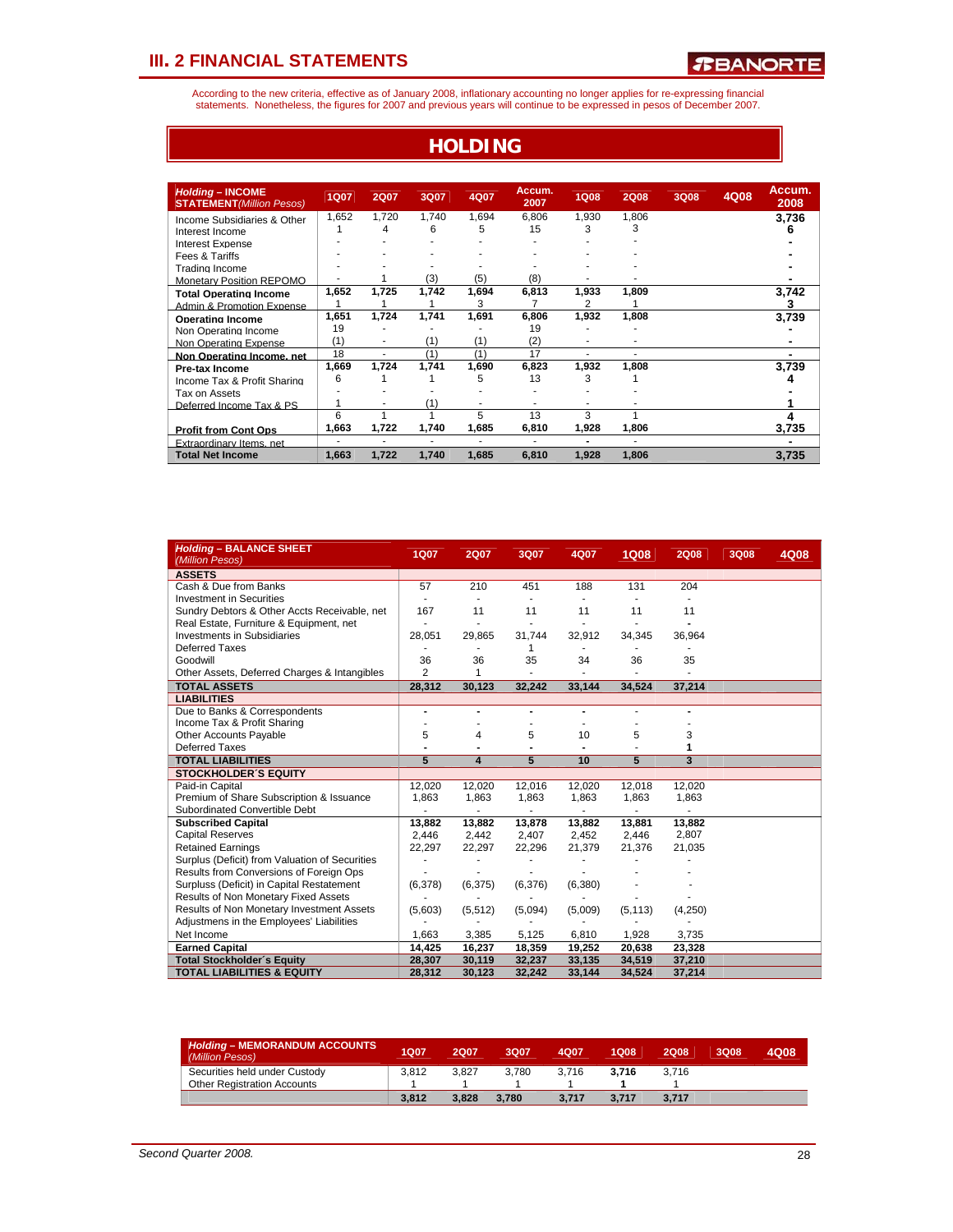## III. 2 FINANCIAL STATEMENTS

According to the new criteria, effective as of January 2008, inflationary accounting no longer applies for re-expressing financial statements. Nonetheless, the figures for 2007 and previous years will continue to be expressed in pesos of December 2007.

# HOLDING

| *Holding* – INCOME STATEMENT *(Million Pesos)* | 1Q07 | 2Q07 | 3Q07 | 4Q07 | Accum. 2007 | 1Q08 | 2Q08 | 3Q08 | 4Q08 | Accum. 2008 |
|---|---|---|---|---|---|---|---|---|---|---|
| Income Subsidiaries & Other | 1,652 | 1,720 | 1,740 | 1,694 | 6,806 | 1,930 | 1,806 | | | 3,736 |
| Interest Income | 1 | 4 | 6 | 5 | 15 | 3 | 3 | | | 6 |
| Interest Expense | - | - | - | - | - | - | - | | | - |
| Fees & Tariffs | - | - | - | - | - | - | - | | | - |
| Trading Income | - | - | - | - | - | - | - | | | - |
| Monetary Position REPOMO | - | 1 | (3) | (5) | (8) | - | - | | | - |
| **Total Operating Income** | **1,652** | **1,725** | **1,742** | **1,694** | **6,813** | **1,933** | **1,809** | | | **3,742** |
| Admin & Promotion Expense | 1 | 1 | 1 | 3 | 7 | 2 | 1 | | | 3 |
| **Operating Income** | **1,651** | **1,724** | **1,741** | **1,691** | **6,806** | **1,932** | **1,808** | | | **3,739** |
| Non Operating Income | 19 | - | - | - | 19 | - | - | | | - |
| Non Operating Expense | (1) | - | (1) | (1) | (2) | - | - | | | - |
| **Non Operating Income, net** | 18 | - | (1) | (1) | 17 | - | - | | | - |
| **Pre-tax Income** | **1,669** | **1,724** | **1,741** | **1,690** | **6,823** | **1,932** | **1,808** | | | **3,739** |
| Income Tax & Profit Sharing | 6 | 1 | 1 | 5 | 13 | 3 | 1 | | | 4 |
| Tax on Assets | - | - | - | - | - | - | - | | | - |
| Deferred Income Tax & PS | 1 | - | (1) | - | - | - | - | | | 1 |
| | 6 | 1 | 1 | 5 | 13 | 3 | 1 | | | 4 |
| **Profit from Cont Ops** | **1,663** | **1,722** | **1,740** | **1,685** | **6,810** | **1,928** | **1,806** | | | **3,735** |
| Extraordinary Items, net | - | - | - | - | - | - | - | | | - |
| **Total Net Income** | **1,663** | **1,722** | **1,740** | **1,685** | **6,810** | **1,928** | **1,806** | | | **3,735** |

| *Holding* – BALANCE SHEET *(Million Pesos)* | 1Q07 | 2Q07 | 3Q07 | 4Q07 | 1Q08 | 2Q08 | 3Q08 | 4Q08 |
|---|---|---|---|---|---|---|---|---|
| **ASSETS** | | | | | | | | |
| Cash & Due from Banks | 57 | 210 | 451 | 188 | 131 | 204 | | |
| Investment in Securities | - | - | - | - | - | - | | |
| Sundry Debtors & Other Accts Receivable, net | 167 | 11 | 11 | 11 | 11 | 11 | | |
| Real Estate, Furniture & Equipment, net | - | - | - | - | - | - | | |
| Investments in Subsidiaries | 28,051 | 29,865 | 31,744 | 32,912 | 34,345 | 36,964 | | |
| Deferred Taxes | - | - | 1 | - | - | - | | |
| Goodwill | 36 | 36 | 35 | 34 | 36 | 35 | | |
| Other Assets, Deferred Charges & Intangibles | 2 | 1 | - | - | - | - | | |
| **TOTAL ASSETS** | **28,312** | **30,123** | **32,242** | **33,144** | **34,524** | **37,214** | | |
| **LIABILITIES** | | | | | | | | |
| Due to Banks & Correspondents | - | - | - | - | - | - | | |
| Income Tax & Profit Sharing | - | - | - | - | - | - | | |
| Other Accounts Payable | 5 | 4 | 5 | 10 | 5 | 3 | | |
| Deferred Taxes | - | - | - | - | - | 1 | | |
| **TOTAL LIABILITIES** | **5** | **4** | **5** | **10** | **5** | **3** | | |
| **STOCKHOLDER´S EQUITY** | | | | | | | | |
| Paid-in Capital | 12,020 | 12,020 | 12,016 | 12,020 | 12,018 | 12,020 | | |
| Premium of Share Subscription & Issuance | 1,863 | 1,863 | 1,863 | 1,863 | 1,863 | 1,863 | | |
| Subordinated Convertible Debt | - | - | - | - | - | - | | |
| **Subscribed Capital** | **13,882** | **13,882** | **13,878** | **13,882** | **13,881** | **13,882** | | |
| Capital Reserves | 2,446 | 2,442 | 2,407 | 2,452 | 2,446 | 2,807 | | |
| Retained Earnings | 22,297 | 22,297 | 22,296 | 21,379 | 21,376 | 21,035 | | |
| Surplus (Deficit) from Valuation of Securities | - | - | - | - | - | - | | |
| Results from Conversions of Foreign Ops | - | - | - | - | - | - | | |
| Surpluss (Deficit) in Capital Restatement | (6,378) | (6,375) | (6,376) | (6,380) | - | - | | |
| Results of Non Monetary Fixed Assets | - | - | - | - | - | - | | |
| Results of Non Monetary Investment Assets | (5,603) | (5,512) | (5,094) | (5,009) | (5,113) | (4,250) | | |
| Adjustmens in the Employees' Liabilities | - | - | - | - | - | - | | |
| Net Income | 1,663 | 3,385 | 5,125 | 6,810 | 1,928 | 3,735 | | |
| **Earned Capital** | **14,425** | **16,237** | **18,359** | **19,252** | **20,638** | **23,328** | | |
| **Total Stockholder´s Equity** | **28,307** | **30,119** | **32,237** | **33,135** | **34,519** | **37,210** | | |
| **TOTAL LIABILITIES & EQUITY** | **28,312** | **30,123** | **32,242** | **33,144** | **34,524** | **37,214** | | |

| *Holding* – MEMORANDUM ACCOUNTS *(Million Pesos)* | 1Q07 | 2Q07 | 3Q07 | 4Q07 | 1Q08 | 2Q08 | 3Q08 | 4Q08 |
|---|---|---|---|---|---|---|---|---|
| Securities held under Custody | 3,812 | 3,827 | 3,780 | 3,716 | 3,716 | 3,716 | | |
| Other Registration Accounts | 1 | 1 | 1 | 1 | 1 | 1 | | |
| | **3,812** | **3,828** | **3,780** | **3,717** | **3,717** | **3,717** | | |

*Second Quarter 2008.*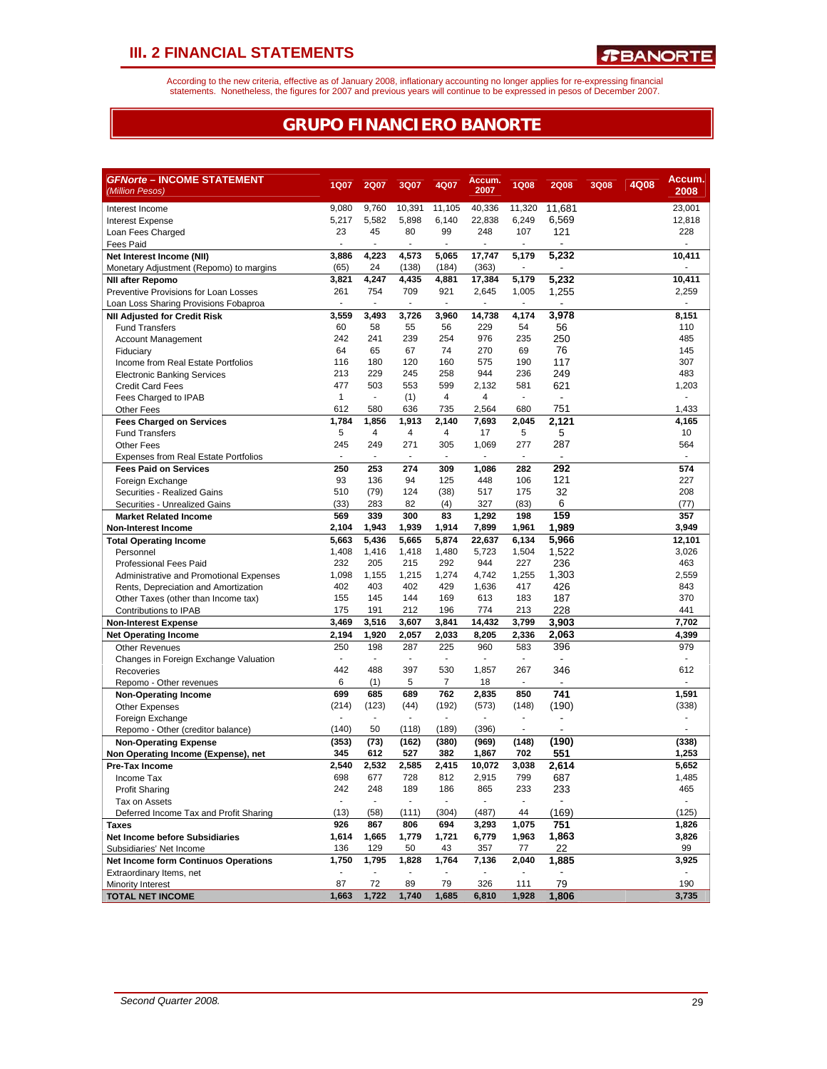# III. 2 FINANCIAL STATEMENTS

According to the new criteria, effective as of January 2008, inflationary accounting no longer applies for re-expressing financial statements. Nonetheless, the figures for 2007 and previous years will continue to be expressed in pesos of December 2007.

## GRUPO FINANCIERO BANORTE

| **GFNorte – INCOME STATEMENT** *(Million Pesos)* | 1Q07 | 2Q07 | 3Q07 | 4Q07 | Accum. 2007 | 1Q08 | 2Q08 | 3Q08 | 4Q08 | Accum. 2008 |
|---|---|---|---|---|---|---|---|---|---|---|
| Interest Income | 9,080 | 9,760 | 10,391 | 11,105 | 40,336 | 11,320 | 11,681 | | | 23,001 |
| Interest Expense | 5,217 | 5,582 | 5,898 | 6,140 | 22,838 | 6,249 | 6,569 | | | 12,818 |
| Loan Fees Charged | 23 | 45 | 80 | 99 | 248 | 107 | 121 | | | 228 |
| Fees Paid | - | - | - | - | - | - | - | | | - |
| **Net Interest Income (NII)** | **3,886** | **4,223** | **4,573** | **5,065** | **17,747** | **5,179** | **5,232** | | | **10,411** |
| Monetary Adjustment (Repomo) to margins | (65) | 24 | (138) | (184) | (363) | - | - | | | - |
| **NII after Repomo** | **3,821** | **4,247** | **4,435** | **4,881** | **17,384** | **5,179** | **5,232** | | | **10,411** |
| Preventive Provisions for Loan Losses | 261 | 754 | 709 | 921 | 2,645 | 1,005 | 1,255 | | | 2,259 |
| Loan Loss Sharing Provisions Fobaproa | - | - | - | - | - | - | - | | | - |
| **NII Adjusted for Credit Risk** | **3,559** | **3,493** | **3,726** | **3,960** | **14,738** | **4,174** | **3,978** | | | **8,151** |
| Fund Transfers | 60 | 58 | 55 | 56 | 229 | 54 | 56 | | | 110 |
| Account Management | 242 | 241 | 239 | 254 | 976 | 235 | 250 | | | 485 |
| Fiduciary | 64 | 65 | 67 | 74 | 270 | 69 | 76 | | | 145 |
| Income from Real Estate Portfolios | 116 | 180 | 120 | 160 | 575 | 190 | 117 | | | 307 |
| Electronic Banking Services | 213 | 229 | 245 | 258 | 944 | 236 | 249 | | | 483 |
| Credit Card Fees | 477 | 503 | 553 | 599 | 2,132 | 581 | 621 | | | 1,203 |
| Fees Charged to IPAB | 1 | - | (1) | 4 | 4 | - | - | | | - |
| Other Fees | 612 | 580 | 636 | 735 | 2,564 | 680 | 751 | | | 1,433 |
| **Fees Charged on Services** | **1,784** | **1,856** | **1,913** | **2,140** | **7,693** | **2,045** | **2,121** | | | **4,165** |
| Fund Transfers | 5 | 4 | 4 | 4 | 17 | 5 | 5 | | | 10 |
| Other Fees | 245 | 249 | 271 | 305 | 1,069 | 277 | 287 | | | 564 |
| Expenses from Real Estate Portfolios | - | - | - | - | - | - | - | | | - |
| **Fees Paid on Services** | **250** | **253** | **274** | **309** | **1,086** | **282** | **292** | | | **574** |
| Foreign Exchange | 93 | 136 | 94 | 125 | 448 | 106 | 121 | | | 227 |
| Securities - Realized Gains | 510 | (79) | 124 | (38) | 517 | 175 | 32 | | | 208 |
| Securities - Unrealized Gains | (33) | 283 | 82 | (4) | 327 | (83) | 6 | | | (77) |
| **Market Related Income** | **569** | **339** | **300** | **83** | **1,292** | **198** | **159** | | | **357** |
| **Non-Interest Income** | **2,104** | **1,943** | **1,939** | **1,914** | **7,899** | **1,961** | **1,989** | | | **3,949** |
| **Total Operating Income** | **5,663** | **5,436** | **5,665** | **5,874** | **22,637** | **6,134** | **5,966** | | | **12,101** |
| Personnel | 1,408 | 1,416 | 1,418 | 1,480 | 5,723 | 1,504 | 1,522 | | | 3,026 |
| Professional Fees Paid | 232 | 205 | 215 | 292 | 944 | 227 | 236 | | | 463 |
| Administrative and Promotional Expenses | 1,098 | 1,155 | 1,215 | 1,274 | 4,742 | 1,255 | 1,303 | | | 2,559 |
| Rents, Depreciation and Amortization | 402 | 403 | 402 | 429 | 1,636 | 417 | 426 | | | 843 |
| Other Taxes (other than Income tax) | 155 | 145 | 144 | 169 | 613 | 183 | 187 | | | 370 |
| Contributions to IPAB | 175 | 191 | 212 | 196 | 774 | 213 | 228 | | | 441 |
| **Non-Interest Expense** | **3,469** | **3,516** | **3,607** | **3,841** | **14,432** | **3,799** | **3,903** | | | **7,702** |
| **Net Operating Income** | **2,194** | **1,920** | **2,057** | **2,033** | **8,205** | **2,336** | **2,063** | | | **4,399** |
| Other Revenues | 250 | 198 | 287 | 225 | 960 | 583 | 396 | | | 979 |
| Changes in Foreign Exchange Valuation | - | - | - | - | - | - | - | | | - |
| Recoveries | 442 | 488 | 397 | 530 | 1,857 | 267 | 346 | | | 612 |
| Repomo - Other revenues | 6 | (1) | 5 | 7 | 18 | - | - | | | - |
| **Non-Operating Income** | **699** | **685** | **689** | **762** | **2,835** | **850** | **741** | | | **1,591** |
| Other Expenses | (214) | (123) | (44) | (192) | (573) | (148) | (190) | | | (338) |
| Foreign Exchange | - | - | - | - | - | - | - | | | - |
| Repomo - Other (creditor balance) | (140) | 50 | (118) | (189) | (396) | - | - | | | - |
| **Non-Operating Expense** | **(353)** | **(73)** | **(162)** | **(380)** | **(969)** | **(148)** | **(190)** | | | **(338)** |
| **Non Operating Income (Expense), net** | **345** | **612** | **527** | **382** | **1,867** | **702** | **551** | | | **1,253** |
| **Pre-Tax Income** | **2,540** | **2,532** | **2,585** | **2,415** | **10,072** | **3,038** | **2,614** | | | **5,652** |
| Income Tax | 698 | 677 | 728 | 812 | 2,915 | 799 | 687 | | | 1,485 |
| Profit Sharing | 242 | 248 | 189 | 186 | 865 | 233 | 233 | | | 465 |
| Tax on Assets | - | - | - | - | - | - | - | | | - |
| Deferred Income Tax and Profit Sharing | (13) | (58) | (111) | (304) | (487) | 44 | (169) | | | (125) |
| **Taxes** | **926** | **867** | **806** | **694** | **3,293** | **1,075** | **751** | | | **1,826** |
| **Net Income before Subsidiaries** | **1,614** | **1,665** | **1,779** | **1,721** | **6,779** | **1,963** | **1,863** | | | **3,826** |
| Subsidiaries' Net Income | 136 | 129 | 50 | 43 | 357 | 77 | 22 | | | 99 |
| **Net Income form Continuos Operations** | **1,750** | **1,795** | **1,828** | **1,764** | **7,136** | **2,040** | **1,885** | | | **3,925** |
| Extraordinary Items, net | - | - | - | - | - | - | - | | | - |
| Minority Interest | 87 | 72 | 89 | 79 | 326 | 111 | 79 | | | 190 |
| **TOTAL NET INCOME** | **1,663** | **1,722** | **1,740** | **1,685** | **6,810** | **1,928** | **1,806** | | | **3,735** |

*Second Quarter 2008.*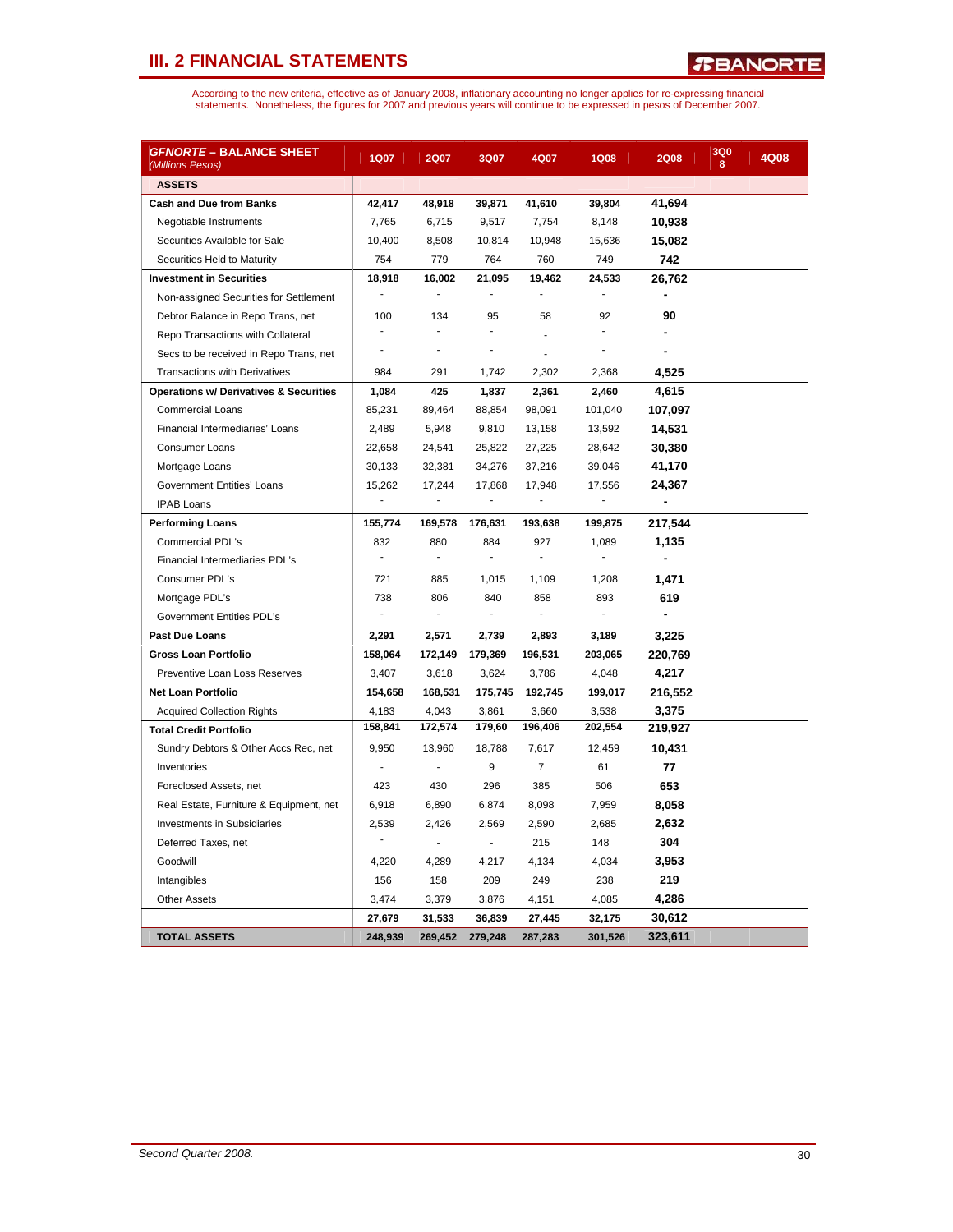# III. 2 FINANCIAL STATEMENTS

According to the new criteria, effective as of January 2008, inflationary accounting no longer applies for re-expressing financial statements. Nonetheless, the figures for 2007 and previous years will continue to be expressed in pesos of December 2007.

| *GFNORTE* – BALANCE SHEET *(Millions Pesos)* | 1Q07 | 2Q07 | 3Q07 | 4Q07 | 1Q08 | 2Q08 | 3Q08 | 4Q08 |
|---|---|---|---|---|---|---|---|---|
| **ASSETS** | | | | | | | | |
| **Cash and Due from Banks** | 42,417 | 48,918 | 39,871 | 41,610 | 39,804 | 41,694 | | |
| Negotiable Instruments | 7,765 | 6,715 | 9,517 | 7,754 | 8,148 | 10,938 | | |
| Securities Available for Sale | 10,400 | 8,508 | 10,814 | 10,948 | 15,636 | 15,082 | | |
| Securities Held to Maturity | 754 | 779 | 764 | 760 | 749 | 742 | | |
| **Investment in Securities** | 18,918 | 16,002 | 21,095 | 19,462 | 24,533 | 26,762 | | |
| Non-assigned Securities for Settlement | - | - | - | - | - | - | | |
| Debtor Balance in Repo Trans, net | 100 | 134 | 95 | 58 | 92 | 90 | | |
| Repo Transactions with Collateral | - | - | - | - | - | - | | |
| Secs to be received in Repo Trans, net | - | - | - | - | - | - | | |
| Transactions with Derivatives | 984 | 291 | 1,742 | 2,302 | 2,368 | 4,525 | | |
| **Operations w/ Derivatives & Securities** | 1,084 | 425 | 1,837 | 2,361 | 2,460 | 4,615 | | |
| Commercial Loans | 85,231 | 89,464 | 88,854 | 98,091 | 101,040 | 107,097 | | |
| Financial Intermediaries' Loans | 2,489 | 5,948 | 9,810 | 13,158 | 13,592 | 14,531 | | |
| Consumer Loans | 22,658 | 24,541 | 25,822 | 27,225 | 28,642 | 30,380 | | |
| Mortgage Loans | 30,133 | 32,381 | 34,276 | 37,216 | 39,046 | 41,170 | | |
| Government Entities' Loans | 15,262 | 17,244 | 17,868 | 17,948 | 17,556 | 24,367 | | |
| IPAB Loans | - | - | - | - | - | - | | |
| **Performing Loans** | 155,774 | 169,578 | 176,631 | 193,638 | 199,875 | 217,544 | | |
| Commercial PDL's | 832 | 880 | 884 | 927 | 1,089 | 1,135 | | |
| Financial Intermediaries PDL's | - | - | - | - | - | - | | |
| Consumer PDL's | 721 | 885 | 1,015 | 1,109 | 1,208 | 1,471 | | |
| Mortgage PDL's | 738 | 806 | 840 | 858 | 893 | 619 | | |
| Government Entities PDL's | - | - | - | - | - | - | | |
| **Past Due Loans** | 2,291 | 2,571 | 2,739 | 2,893 | 3,189 | 3,225 | | |
| **Gross Loan Portfolio** | 158,064 | 172,149 | 179,369 | 196,531 | 203,065 | 220,769 | | |
| Preventive Loan Loss Reserves | 3,407 | 3,618 | 3,624 | 3,786 | 4,048 | 4,217 | | |
| **Net Loan Portfolio** | 154,658 | 168,531 | 175,745 | 192,745 | 199,017 | 216,552 | | |
| Acquired Collection Rights | 4,183 | 4,043 | 3,861 | 3,660 | 3,538 | 3,375 | | |
| **Total Credit Portfolio** | 158,841 | 172,574 | 179,60 | 196,406 | 202,554 | 219,927 | | |
| Sundry Debtors & Other Accs Rec, net | 9,950 | 13,960 | 18,788 | 7,617 | 12,459 | 10,431 | | |
| Inventories | - | - | 9 | 7 | 61 | 77 | | |
| Foreclosed Assets, net | 423 | 430 | 296 | 385 | 506 | 653 | | |
| Real Estate, Furniture & Equipment, net | 6,918 | 6,890 | 6,874 | 8,098 | 7,959 | 8,058 | | |
| Investments in Subsidiaries | 2,539 | 2,426 | 2,569 | 2,590 | 2,685 | 2,632 | | |
| Deferred Taxes, net | - | - | - | 215 | 148 | 304 | | |
| Goodwill | 4,220 | 4,289 | 4,217 | 4,134 | 4,034 | 3,953 | | |
| Intangibles | 156 | 158 | 209 | 249 | 238 | 219 | | |
| Other Assets | 3,474 | 3,379 | 3,876 | 4,151 | 4,085 | 4,286 | | |
| | 27,679 | 31,533 | 36,839 | 27,445 | 32,175 | 30,612 | | |
| **TOTAL ASSETS** | 248,939 | 269,452 | 279,248 | 287,283 | 301,526 | 323,611 | | |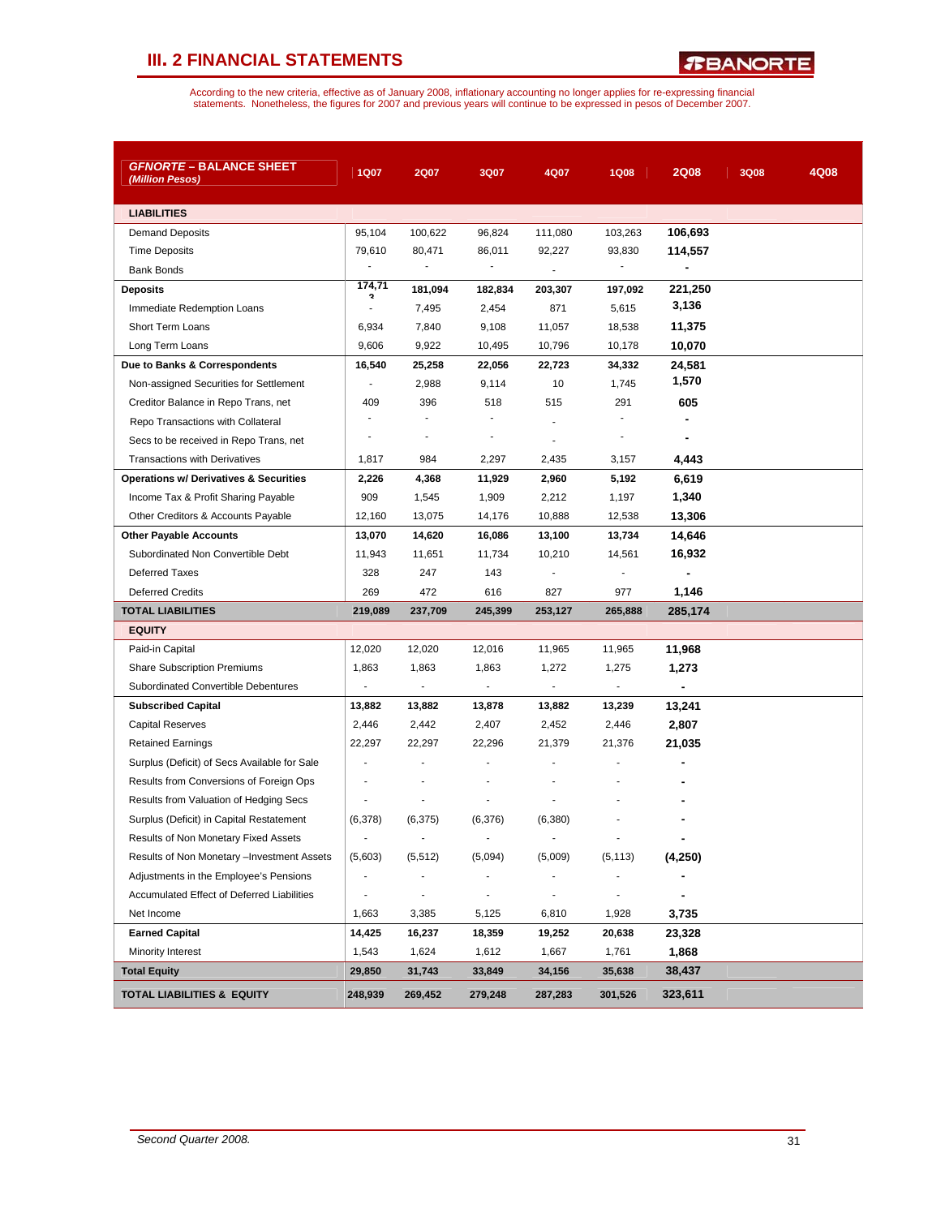# III. 2 FINANCIAL STATEMENTS

According to the new criteria, effective as of January 2008, inflationary accounting no longer applies for re-expressing financial statements. Nonetheless, the figures for 2007 and previous years will continue to be expressed in pesos of December 2007.

| ***GFNORTE* – BALANCE SHEET** *(Million Pesos)* | 1Q07 | 2Q07 | 3Q07 | 4Q07 | 1Q08 | 2Q08 | 3Q08 | 4Q08 |
|---|---|---|---|---|---|---|---|---|
| **LIABILITIES** | | | | | | | | |
| Demand Deposits | 95,104 | 100,622 | 96,824 | 111,080 | 103,263 | 106,693 | | |
| Time Deposits | 79,610 | 80,471 | 86,011 | 92,227 | 93,830 | 114,557 | | |
| Bank Bonds | - | - | - | - | - | - | | |
| **Deposits** | **174,713** | **181,094** | **182,834** | **203,307** | **197,092** | **221,250** | | |
| Immediate Redemption Loans | - | 7,495 | 2,454 | 871 | 5,615 | 3,136 | | |
| Short Term Loans | 6,934 | 7,840 | 9,108 | 11,057 | 18,538 | 11,375 | | |
| Long Term Loans | 9,606 | 9,922 | 10,495 | 10,796 | 10,178 | 10,070 | | |
| **Due to Banks & Correspondents** | **16,540** | **25,258** | **22,056** | **22,723** | **34,332** | **24,581** | | |
| Non-assigned Securities for Settlement | - | 2,988 | 9,114 | 10 | 1,745 | 1,570 | | |
| Creditor Balance in Repo Trans, net | 409 | 396 | 518 | 515 | 291 | 605 | | |
| Repo Transactions with Collateral | - | - | - | - | - | - | | |
| Secs to be received in Repo Trans, net | - | - | - | - | - | - | | |
| Transactions with Derivatives | 1,817 | 984 | 2,297 | 2,435 | 3,157 | 4,443 | | |
| **Operations w/ Derivatives & Securities** | **2,226** | **4,368** | **11,929** | **2,960** | **5,192** | **6,619** | | |
| Income Tax & Profit Sharing Payable | 909 | 1,545 | 1,909 | 2,212 | 1,197 | 1,340 | | |
| Other Creditors & Accounts Payable | 12,160 | 13,075 | 14,176 | 10,888 | 12,538 | 13,306 | | |
| **Other Payable Accounts** | **13,070** | **14,620** | **16,086** | **13,100** | **13,734** | **14,646** | | |
| Subordinated Non Convertible Debt | 11,943 | 11,651 | 11,734 | 10,210 | 14,561 | 16,932 | | |
| Deferred Taxes | 328 | 247 | 143 | - | - | - | | |
| Deferred Credits | 269 | 472 | 616 | 827 | 977 | 1,146 | | |
| **TOTAL LIABILITIES** | **219,089** | **237,709** | **245,399** | **253,127** | **265,888** | **285,174** | | |
| **EQUITY** | | | | | | | | |
| Paid-in Capital | 12,020 | 12,020 | 12,016 | 11,965 | 11,965 | 11,968 | | |
| Share Subscription Premiums | 1,863 | 1,863 | 1,863 | 1,272 | 1,275 | 1,273 | | |
| Subordinated Convertible Debentures | - | - | - | - | - | - | | |
| **Subscribed Capital** | **13,882** | **13,882** | **13,878** | **13,882** | **13,239** | **13,241** | | |
| Capital Reserves | 2,446 | 2,442 | 2,407 | 2,452 | 2,446 | 2,807 | | |
| Retained Earnings | 22,297 | 22,297 | 22,296 | 21,379 | 21,376 | 21,035 | | |
| Surplus (Deficit) of Secs Available for Sale | - | - | - | - | - | - | | |
| Results from Conversions of Foreign Ops | - | - | - | - | - | - | | |
| Results from Valuation of Hedging Secs | - | - | - | - | - | - | | |
| Surplus (Deficit) in Capital Restatement | (6,378) | (6,375) | (6,376) | (6,380) | - | - | | |
| Results of Non Monetary Fixed Assets | - | - | - | - | - | - | | |
| Results of Non Monetary –Investment Assets | (5,603) | (5,512) | (5,094) | (5,009) | (5,113) | (4,250) | | |
| Adjustments in the Employee's Pensions | - | - | - | - | - | - | | |
| Accumulated Effect of Deferred Liabilities | - | - | - | - | - | - | | |
| Net Income | 1,663 | 3,385 | 5,125 | 6,810 | 1,928 | 3,735 | | |
| **Earned Capital** | **14,425** | **16,237** | **18,359** | **19,252** | **20,638** | **23,328** | | |
| Minority Interest | 1,543 | 1,624 | 1,612 | 1,667 | 1,761 | 1,868 | | |
| **Total Equity** | **29,850** | **31,743** | **33,849** | **34,156** | **35,638** | **38,437** | | |
| **TOTAL LIABILITIES & EQUITY** | **248,939** | **269,452** | **279,248** | **287,283** | **301,526** | **323,611** | | |

*Second Quarter 2008.*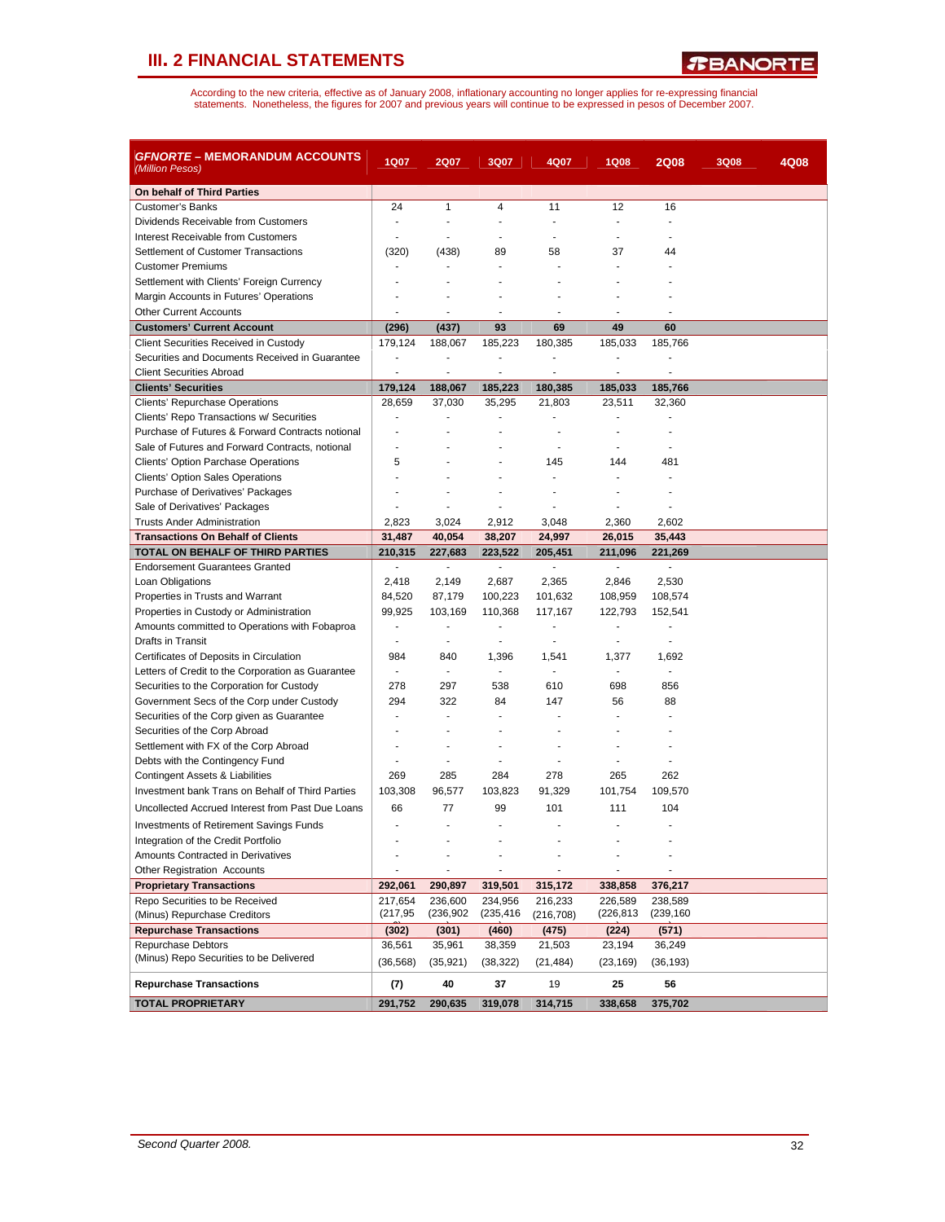## III. 2 FINANCIAL STATEMENTS

According to the new criteria, effective as of January 2008, inflationary accounting no longer applies for re-expressing financial statements. Nonetheless, the figures for 2007 and previous years will continue to be expressed in pesos of December 2007.

| ***GFNORTE*** **– MEMORANDUM ACCOUNTS** *(Million Pesos)* | 1Q07 | 2Q07 | 3Q07 | 4Q07 | 1Q08 | 2Q08 | 3Q08 | 4Q08 |
|---|---|---|---|---|---|---|---|---|
| **On behalf of Third Parties** | | | | | | | | |
| Customer's Banks | 24 | 1 | 4 | 11 | 12 | 16 | | |
| Dividends Receivable from Customers | - | - | - | - | - | - | | |
| Interest Receivable from Customers | - | - | - | - | - | - | | |
| Settlement of Customer Transactions | (320) | (438) | 89 | 58 | 37 | 44 | | |
| Customer Premiums | - | - | - | - | - | - | | |
| Settlement with Clients' Foreign Currency | - | - | - | - | - | - | | |
| Margin Accounts in Futures' Operations | - | - | - | - | - | - | | |
| Other Current Accounts | - | - | - | - | - | - | | |
| **Customers' Current Account** | **(296)** | **(437)** | **93** | **69** | **49** | **60** | | |
| Client Securities Received in Custody | 179,124 | 188,067 | 185,223 | 180,385 | 185,033 | 185,766 | | |
| Securities and Documents Received in Guarantee | - | - | - | - | - | - | | |
| Client Securities Abroad | - | - | - | - | - | - | | |
| **Clients' Securities** | **179,124** | **188,067** | **185,223** | **180,385** | **185,033** | **185,766** | | |
| Clients' Repurchase Operations | 28,659 | 37,030 | 35,295 | 21,803 | 23,511 | 32,360 | | |
| Clients' Repo Transactions w/ Securities | - | - | - | - | - | - | | |
| Purchase of Futures & Forward Contracts notional | - | - | - | - | - | - | | |
| Sale of Futures and Forward Contracts, notional | - | - | - | - | - | - | | |
| Clients' Option Purchase Operations | 5 | - | - | 145 | 144 | 481 | | |
| Clients' Option Sales Operations | - | - | - | - | - | - | | |
| Purchase of Derivatives' Packages | - | - | - | - | - | - | | |
| Sale of Derivatives' Packages | - | - | - | - | - | - | | |
| Trusts Ander Administration | 2,823 | 3,024 | 2,912 | 3,048 | 2,360 | 2,602 | | |
| **Transactions On Behalf of Clients** | **31,487** | **40,054** | **38,207** | **24,997** | **26,015** | **35,443** | | |
| **TOTAL ON BEHALF OF THIRD PARTIES** | **210,315** | **227,683** | **223,522** | **205,451** | **211,096** | **221,269** | | |
| Endorsement Guarantees Granted | - | - | - | - | - | - | | |
| Loan Obligations | 2,418 | 2,149 | 2,687 | 2,365 | 2,846 | 2,530 | | |
| Properties in Trusts and Warrant | 84,520 | 87,179 | 100,223 | 101,632 | 108,959 | 108,574 | | |
| Properties in Custody or Administration | 99,925 | 103,169 | 110,368 | 117,167 | 122,793 | 152,541 | | |
| Amounts committed to Operations with Fobaproa | - | - | - | - | - | - | | |
| Drafts in Transit | - | - | - | - | - | - | | |
| Certificates of Deposits in Circulation | 984 | 840 | 1,396 | 1,541 | 1,377 | 1,692 | | |
| Letters of Credit to the Corporation as Guarantee | - | - | - | - | - | - | | |
| Securities to the Corporation for Custody | 278 | 297 | 538 | 610 | 698 | 856 | | |
| Government Secs of the Corp under Custody | 294 | 322 | 84 | 147 | 56 | 88 | | |
| Securities of the Corp given as Guarantee | - | - | - | - | - | - | | |
| Securities of the Corp Abroad | - | - | - | - | - | - | | |
| Settlement with FX of the Corp Abroad | - | - | - | - | - | - | | |
| Debts with the Contingency Fund | - | - | - | - | - | - | | |
| Contingent Assets & Liabilities | 269 | 285 | 284 | 278 | 265 | 262 | | |
| Investment bank Trans on Behalf of Third Parties | 103,308 | 96,577 | 103,823 | 91,329 | 101,754 | 109,570 | | |
| Uncollected Accrued Interest from Past Due Loans | 66 | 77 | 99 | 101 | 111 | 104 | | |
| Investments of Retirement Savings Funds | - | - | - | - | - | - | | |
| Integration of the Credit Portfolio | - | - | - | - | - | - | | |
| Amounts Contracted in Derivatives | - | - | - | - | - | - | | |
| Other Registration Accounts | - | - | - | - | - | - | | |
| **Proprietary Transactions** | **292,061** | **290,897** | **319,501** | **315,172** | **338,858** | **376,217** | | |
| Repo Securities to be Received | 217,654 | 236,600 | 234,956 | 216,233 | 226,589 | 238,589 | | |
| (Minus) Repurchase Creditors | (217,95 | (236,902 | (235,416 | (216,708) | (226,813 | (239,160 | | |
| **Repurchase Transactions** | **(302)** | **(301)** | **(460)** | **(475)** | **(224)** | **(571)** | | |
| Repurchase Debtors | 36,561 | 35,961 | 38,359 | 21,503 | 23,194 | 36,249 | | |
| (Minus) Repo Securities to be Delivered | (36,568) | (35,921) | (38,322) | (21,484) | (23,169) | (36,193) | | |
| **Repurchase Transactions** | **(7)** | **40** | **37** | 19 | **25** | **56** | | |
| **TOTAL PROPRIETARY** | **291,752** | **290,635** | **319,078** | **314,715** | **338,658** | **375,702** | | |

*Second Quarter 2008.*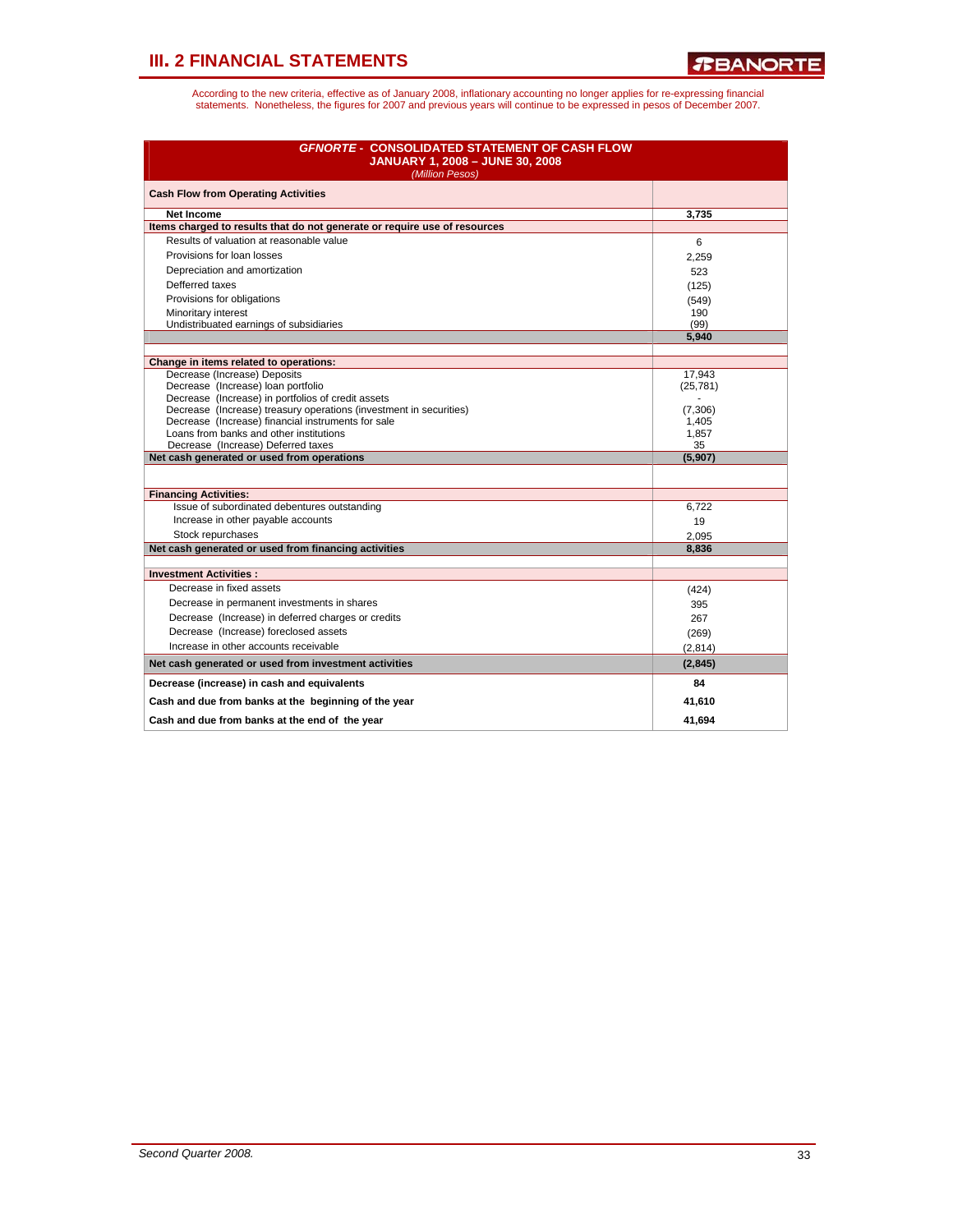## III. 2 FINANCIAL STATEMENTS

According to the new criteria, effective as of January 2008, inflationary accounting no longer applies for re-expressing financial statements. Nonetheless, the figures for 2007 and previous years will continue to be expressed in pesos of December 2007.

| *GFNORTE* - CONSOLIDATED STATEMENT OF CASH FLOW JANUARY 1, 2008 – JUNE 30, 2008 *(Million Pesos)* | |
|---|---|
| **Cash Flow from Operating Activities** | |
| **Net Income** | **3,735** |
| **Items charged to results that do not generate or require use of resources** | |
| Results of valuation at reasonable value | 6 |
| Provisions for loan losses | 2,259 |
| Depreciation and amortization | 523 |
| Defferred taxes | (125) |
| Provisions for obligations | (549) |
| Minoritary interest | 190 |
| Undistribuated earnings of subsidiaries | (99) |
| | **5,940** |
| **Change in items related to operations:** | |
| Decrease (Increase) Deposits | 17,943 |
| Decrease (Increase) loan portfolio | (25,781) |
| Decrease (Increase) in portfolios of credit assets | - |
| Decrease (Increase) treasury operations (investment in securities) | (7,306) |
| Decrease (Increase) financial instruments for sale | 1,405 |
| Loans from banks and other institutions | 1,857 |
| Decrease (Increase) Deferred taxes | 35 |
| **Net cash generated or used from operations** | **(5,907)** |
| **Financing Activities:** | |
| Issue of subordinated debentures outstanding | 6,722 |
| Increase in other payable accounts | 19 |
| Stock repurchases | 2,095 |
| **Net cash generated or used from financing activities** | **8,836** |
| **Investment Activities :** | |
| Decrease in fixed assets | (424) |
| Decrease in permanent investments in shares | 395 |
| Decrease (Increase) in deferred charges or credits | 267 |
| Decrease (Increase) foreclosed assets | (269) |
| Increase in other accounts receivable | (2,814) |
| **Net cash generated or used from investment activities** | **(2,845)** |
| **Decrease (increase) in cash and equivalents** | **84** |
| **Cash and due from banks at the beginning of the year** | **41,610** |
| **Cash and due from banks at the end of the year** | **41,694** |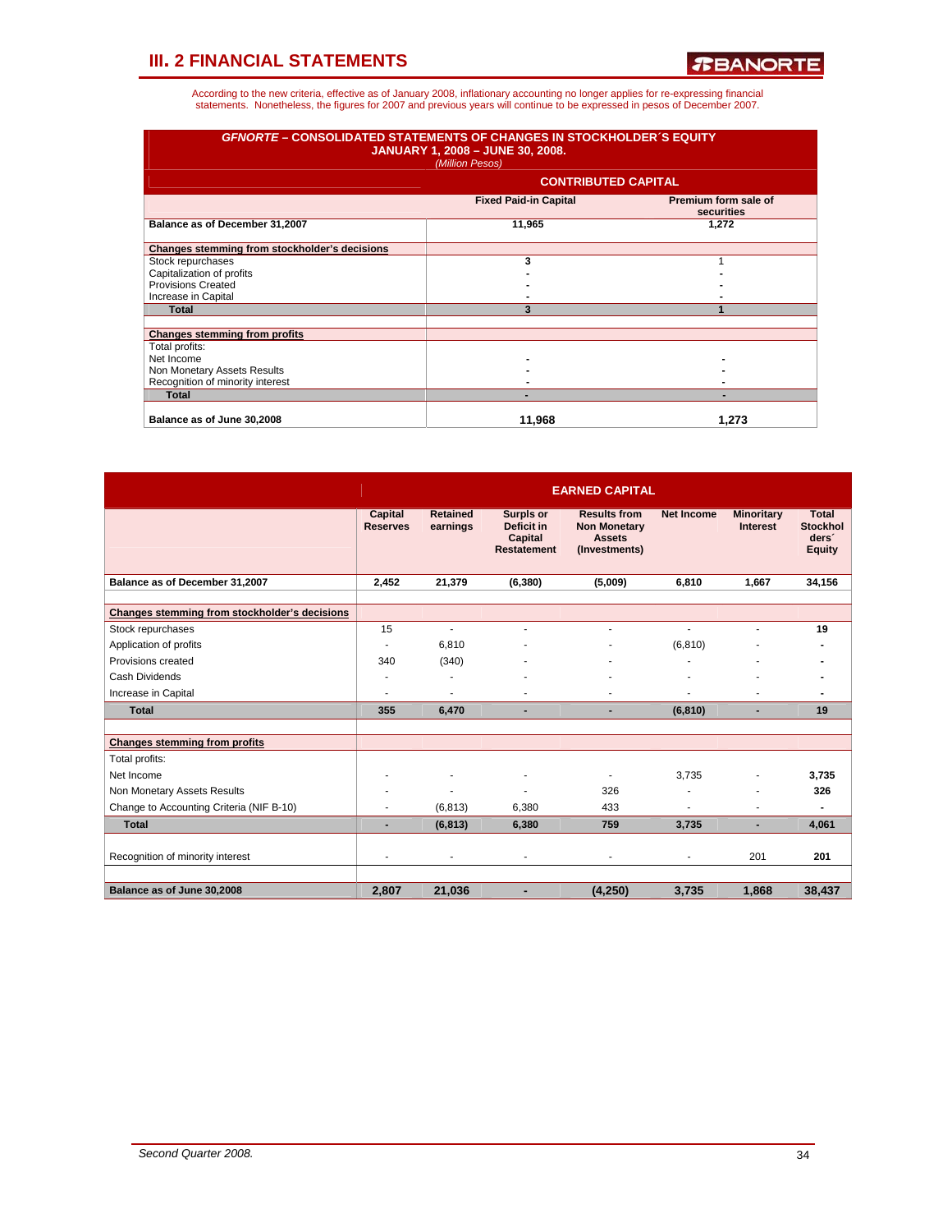## III. 2 FINANCIAL STATEMENTS

According to the new criteria, effective as of January 2008, inflationary accounting no longer applies for re-expressing financial statements. Nonetheless, the figures for 2007 and previous years will continue to be expressed in pesos of December 2007.

**GFNORTE – CONSOLIDATED STATEMENTS OF CHANGES IN STOCKHOLDER´S EQUITY**
**JANUARY 1, 2008 – JUNE 30, 2008.**
*(Million Pesos)*

| | CONTRIBUTED CAPITAL | |
|---|---|---|
| | **Fixed Paid-in Capital** | **Premium form sale of securities** |
| **Balance as of December 31,2007** | **11,965** | **1,272** |
| **Changes stemming from stockholder's decisions** | | |
| Stock repurchases | 3 | 1 |
| Capitalization of profits | - | - |
| Provisions Created | - | - |
| Increase in Capital | - | - |
| **Total** | **3** | **1** |
| **Changes stemming from profits** | | |
| Total profits: | | |
| Net Income | - | - |
| Non Monetary Assets Results | - | - |
| Recognition of minority interest | - | - |
| **Total** | **-** | **-** |
| **Balance as of June 30,2008** | **11,968** | **1,273** |

| | EARNED CAPITAL | | | | | | |
|---|---|---|---|---|---|---|---|
| | **Capital Reserves** | **Retained earnings** | **Surplus or Deficit in Capital Restatement** | **Results from Non Monetary Assets (Investments)** | **Net Income** | **Minoritary Interest** | **Total Stockholders´ Equity** |
| **Balance as of December 31,2007** | **2,452** | **21,379** | **(6,380)** | **(5,009)** | **6,810** | **1,667** | **34,156** |
| **Changes stemming from stockholder's decisions** | | | | | | | |
| Stock repurchases | 15 | - | - | - | - | - | **19** |
| Application of profits | - | 6,810 | - | - | (6,810) | - | **-** |
| Provisions created | 340 | (340) | - | - | - | - | **-** |
| Cash Dividends | - | - | - | - | - | - | **-** |
| Increase in Capital | - | - | - | - | - | - | **-** |
| **Total** | **355** | **6,470** | **-** | **-** | **(6,810)** | **-** | **19** |
| **Changes stemming from profits** | | | | | | | |
| Total profits: | | | | | | | |
| Net Income | - | - | - | - | 3,735 | - | **3,735** |
| Non Monetary Assets Results | - | - | - | 326 | - | - | **326** |
| Change to Accounting Criteria (NIF B-10) | - | (6,813) | 6,380 | 433 | - | - | **-** |
| **Total** | **-** | **(6,813)** | **6,380** | **759** | **3,735** | **-** | **4,061** |
| Recognition of minority interest | - | - | - | - | - | 201 | **201** |
| **Balance as of June 30,2008** | **2,807** | **21,036** | **-** | **(4,250)** | **3,735** | **1,868** | **38,437** |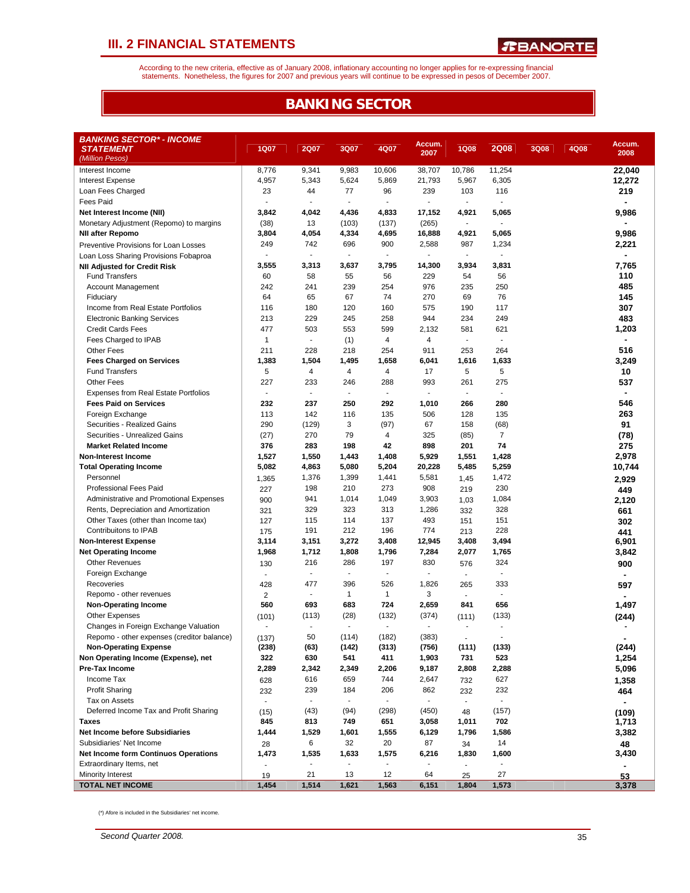## III. 2 FINANCIAL STATEMENTS

According to the new criteria, effective as of January 2008, inflationary accounting no longer applies for re-expressing financial statements. Nonetheless, the figures for 2007 and previous years will continue to be expressed in pesos of December 2007.

# BANKING SECTOR

| ***BANKING SECTOR* - INCOME STATEMENT*** *(Million Pesos)* | 1Q07 | 2Q07 | 3Q07 | 4Q07 | Accum. 2007 | 1Q08 | 2Q08 | 3Q08 | 4Q08 | Accum. 2008 |
|---|---|---|---|---|---|---|---|---|---|---|
| Interest Income | 8,776 | 9,341 | 9,983 | 10,606 | 38,707 | 10,786 | 11,254 | | | **22,040** |
| Interest Expense | 4,957 | 5,343 | 5,624 | 5,869 | 21,793 | 5,967 | 6,305 | | | **12,272** |
| Loan Fees Charged | 23 | 44 | 77 | 96 | 239 | 103 | 116 | | | **219** |
| Fees Paid | - | - | - | - | - | - | - | | | **-** |
| **Net Interest Income (NII)** | **3,842** | **4,042** | **4,436** | **4,833** | **17,152** | **4,921** | **5,065** | | | **9,986** |
| Monetary Adjustment (Repomo) to margins | (38) | 13 | (103) | (137) | (265) | - | - | | | **-** |
| **NII after Repomo** | **3,804** | **4,054** | **4,334** | **4,695** | **16,888** | **4,921** | **5,065** | | | **9,986** |
| Preventive Provisions for Loan Losses | 249 | 742 | 696 | 900 | 2,588 | 987 | 1,234 | | | **2,221** |
| Loan Loss Sharing Provisions Fobaproa | - | - | - | - | - | - | - | | | **-** |
| **NII Adjusted for Credit Risk** | **3,555** | **3,313** | **3,637** | **3,795** | **14,300** | **3,934** | **3,831** | | | **7,765** |
| Fund Transfers | 60 | 58 | 55 | 56 | 229 | 54 | 56 | | | **110** |
| Account Management | 242 | 241 | 239 | 254 | 976 | 235 | 250 | | | **485** |
| Fiduciary | 64 | 65 | 67 | 74 | 270 | 69 | 76 | | | **145** |
| Income from Real Estate Portfolios | 116 | 180 | 120 | 160 | 575 | 190 | 117 | | | **307** |
| Electronic Banking Services | 213 | 229 | 245 | 258 | 944 | 234 | 249 | | | **483** |
| Credit Cards Fees | 477 | 503 | 553 | 599 | 2,132 | 581 | 621 | | | **1,203** |
| Fees Charged to IPAB | 1 | - | (1) | 4 | 4 | - | - | | | **-** |
| Other Fees | 211 | 228 | 218 | 254 | 911 | 253 | 264 | | | **516** |
| **Fees Charged on Services** | **1,383** | **1,504** | **1,495** | **1,658** | **6,041** | **1,616** | **1,633** | | | **3,249** |
| Fund Transfers | 5 | 4 | 4 | 4 | 17 | 5 | 5 | | | **10** |
| Other Fees | 227 | 233 | 246 | 288 | 993 | 261 | 275 | | | **537** |
| Expenses from Real Estate Portfolios | - | - | - | - | - | - | - | | | **-** |
| **Fees Paid on Services** | **232** | **237** | **250** | **292** | **1,010** | **266** | **280** | | | **546** |
| Foreign Exchange | 113 | 142 | 116 | 135 | 506 | 128 | 135 | | | **263** |
| Securities - Realized Gains | 290 | (129) | 3 | (97) | 67 | 158 | (68) | | | **91** |
| Securities - Unrealized Gains | (27) | 270 | 79 | 4 | 325 | (85) | 7 | | | **(78)** |
| **Market Related Income** | **376** | **283** | **198** | **42** | **898** | **201** | **74** | | | **275** |
| **Non-Interest Income** | **1,527** | **1,550** | **1,443** | **1,408** | **5,929** | **1,551** | **1,428** | | | **2,978** |
| **Total Operating Income** | **5,082** | **4,863** | **5,080** | **5,204** | **20,228** | **5,485** | **5,259** | | | **10,744** |
| Personnel | 1,365 | 1,376 | 1,399 | 1,441 | 5,581 | 1,45 | 1,472 | | | **2,929** |
| Professional Fees Paid | 227 | 198 | 210 | 273 | 908 | 219 | 230 | | | **449** |
| Administrative and Promotional Expenses | 900 | 941 | 1,014 | 1,049 | 3,903 | 1,03 | 1,084 | | | **2,120** |
| Rents, Depreciation and Amortization | 321 | 329 | 323 | 313 | 1,286 | 332 | 328 | | | **661** |
| Other Taxes (other than Income tax) | 127 | 115 | 114 | 137 | 493 | 151 | 151 | | | **302** |
| Contribuitons to IPAB | 175 | 191 | 212 | 196 | 774 | 213 | 228 | | | **441** |
| **Non-Interest Expense** | **3,114** | **3,151** | **3,272** | **3,408** | **12,945** | **3,408** | **3,494** | | | **6,901** |
| **Net Operating Income** | **1,968** | **1,712** | **1,808** | **1,796** | **7,284** | **2,077** | **1,765** | | | **3,842** |
| Other Revenues | 130 | 216 | 286 | 197 | 830 | 576 | 324 | | | **900** |
| Foreign Exchange | - | - | - | - | - | - | - | | | **-** |
| Recoveries | 428 | 477 | 396 | 526 | 1,826 | 265 | 333 | | | **597** |
| Repomo - other revenues | 2 | - | 1 | 1 | 3 | - | - | | | **-** |
| **Non-Operating Income** | **560** | **693** | **683** | **724** | **2,659** | **841** | **656** | | | **1,497** |
| Other Expenses | (101) | (113) | (28) | (132) | (374) | (111) | (133) | | | **(244)** |
| Changes in Foreign Exchange Valuation | - | - | - | - | - | - | - | | | **-** |
| Repomo - other expenses (creditor balance) | (137) | 50 | (114) | (182) | (383) | - | - | | | **-** |
| **Non-Operating Expense** | **(238)** | **(63)** | **(142)** | **(313)** | **(756)** | **(111)** | **(133)** | | | **(244)** |
| **Non Operating Income (Expense), net** | **322** | **630** | **541** | **411** | **1,903** | **731** | **523** | | | **1,254** |
| **Pre-Tax Income** | **2,289** | **2,342** | **2,349** | **2,206** | **9,187** | **2,808** | **2,288** | | | **5,096** |
| Income Tax | 628 | 616 | 659 | 744 | 2,647 | 732 | 627 | | | **1,358** |
| Profit Sharing | 232 | 239 | 184 | 206 | 862 | 232 | 232 | | | **464** |
| Tax on Assets | - | - | - | - | - | - | - | | | **-** |
| Deferred Income Tax and Profit Sharing | (15) | (43) | (94) | (298) | (450) | 48 | (157) | | | **(109)** |
| **Taxes** | **845** | **813** | **749** | **651** | **3,058** | **1,011** | **702** | | | **1,713** |
| **Net Income before Subsidiaries** | **1,444** | **1,529** | **1,601** | **1,555** | **6,129** | **1,796** | **1,586** | | | **3,382** |
| Subsidiaries' Net Income | 28 | 6 | 32 | 20 | 87 | 34 | 14 | | | **48** |
| **Net Income form Continuos Operations** | **1,473** | **1,535** | **1,633** | **1,575** | **6,216** | **1,830** | **1,600** | | | **3,430** |
| Extraordinary Items, net | - | - | - | - | - | - | - | | | **-** |
| Minority Interest | 19 | 21 | 13 | 12 | 64 | 25 | 27 | | | **53** |
| **TOTAL NET INCOME** | **1,454** | **1,514** | **1,621** | **1,563** | **6,151** | **1,804** | **1,573** | | | **3,378** |

(*) Afore is included in the Subsidiaries' net income.

*Second Quarter 2008.*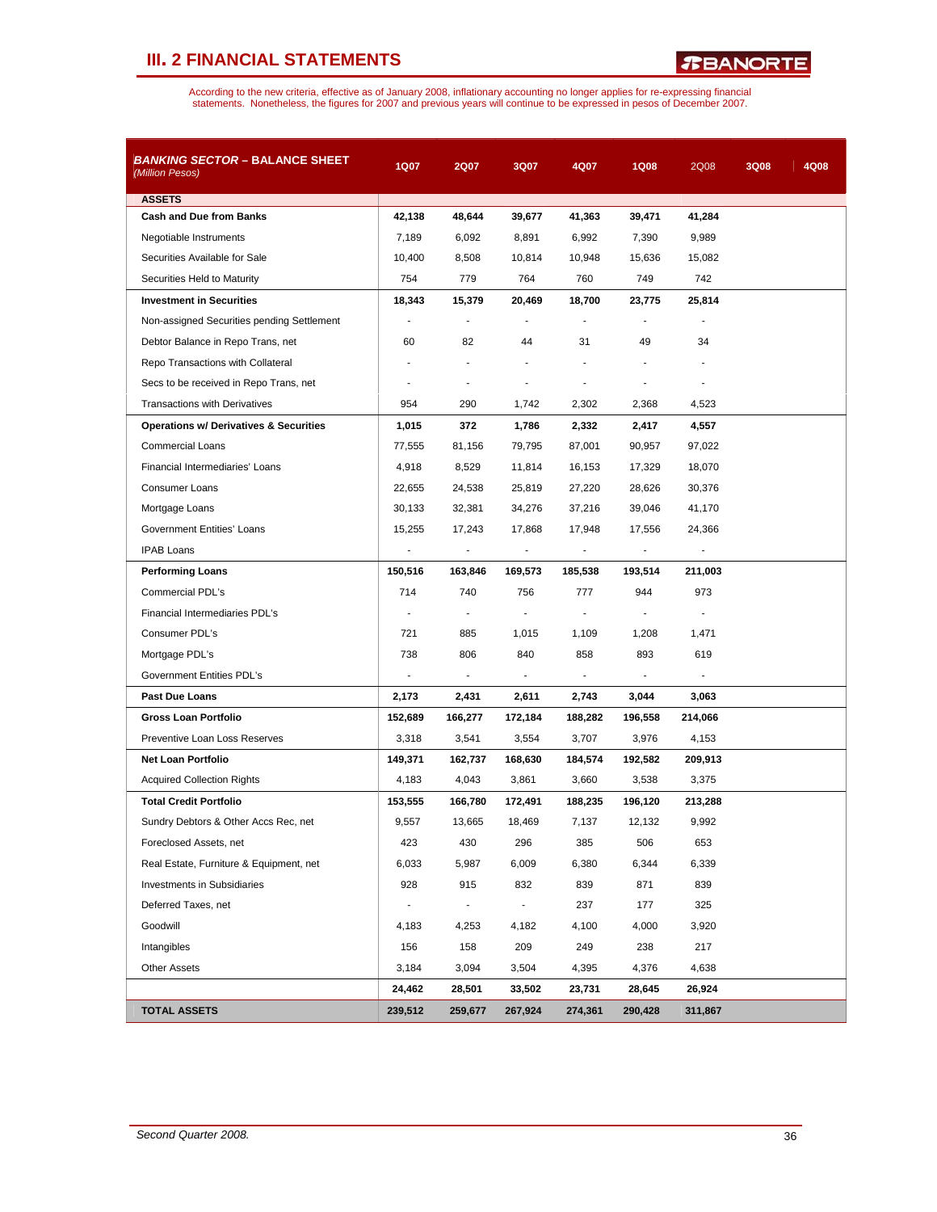## III. 2 FINANCIAL STATEMENTS

According to the new criteria, effective as of January 2008, inflationary accounting no longer applies for re-expressing financial statements. Nonetheless, the figures for 2007 and previous years will continue to be expressed in pesos of December 2007.

| ***BANKING SECTOR* – BALANCE SHEET** *(Million Pesos)* | 1Q07 | 2Q07 | 3Q07 | 4Q07 | 1Q08 | 2Q08 | 3Q08 | 4Q08 |
|---|---|---|---|---|---|---|---|---|
| **ASSETS** | | | | | | | | |
| **Cash and Due from Banks** | **42,138** | **48,644** | **39,677** | **41,363** | **39,471** | **41,284** | | |
| Negotiable Instruments | 7,189 | 6,092 | 8,891 | 6,992 | 7,390 | 9,989 | | |
| Securities Available for Sale | 10,400 | 8,508 | 10,814 | 10,948 | 15,636 | 15,082 | | |
| Securities Held to Maturity | 754 | 779 | 764 | 760 | 749 | 742 | | |
| **Investment in Securities** | **18,343** | **15,379** | **20,469** | **18,700** | **23,775** | **25,814** | | |
| Non-assigned Securities pending Settlement | - | - | - | - | - | - | | |
| Debtor Balance in Repo Trans, net | 60 | 82 | 44 | 31 | 49 | 34 | | |
| Repo Transactions with Collateral | - | - | - | - | - | - | | |
| Secs to be received in Repo Trans, net | - | - | - | - | - | - | | |
| Transactions with Derivatives | 954 | 290 | 1,742 | 2,302 | 2,368 | 4,523 | | |
| **Operations w/ Derivatives & Securities** | **1,015** | **372** | **1,786** | **2,332** | **2,417** | **4,557** | | |
| Commercial Loans | 77,555 | 81,156 | 79,795 | 87,001 | 90,957 | 97,022 | | |
| Financial Intermediaries' Loans | 4,918 | 8,529 | 11,814 | 16,153 | 17,329 | 18,070 | | |
| Consumer Loans | 22,655 | 24,538 | 25,819 | 27,220 | 28,626 | 30,376 | | |
| Mortgage Loans | 30,133 | 32,381 | 34,276 | 37,216 | 39,046 | 41,170 | | |
| Government Entities' Loans | 15,255 | 17,243 | 17,868 | 17,948 | 17,556 | 24,366 | | |
| IPAB Loans | - | - | - | - | - | - | | |
| **Performing Loans** | **150,516** | **163,846** | **169,573** | **185,538** | **193,514** | **211,003** | | |
| Commercial PDL's | 714 | 740 | 756 | 777 | 944 | 973 | | |
| Financial Intermediaries PDL's | - | - | - | - | - | - | | |
| Consumer PDL's | 721 | 885 | 1,015 | 1,109 | 1,208 | 1,471 | | |
| Mortgage PDL's | 738 | 806 | 840 | 858 | 893 | 619 | | |
| Government Entities PDL's | - | - | - | - | - | - | | |
| **Past Due Loans** | **2,173** | **2,431** | **2,611** | **2,743** | **3,044** | **3,063** | | |
| **Gross Loan Portfolio** | **152,689** | **166,277** | **172,184** | **188,282** | **196,558** | **214,066** | | |
| Preventive Loan Loss Reserves | 3,318 | 3,541 | 3,554 | 3,707 | 3,976 | 4,153 | | |
| **Net Loan Portfolio** | **149,371** | **162,737** | **168,630** | **184,574** | **192,582** | **209,913** | | |
| Acquired Collection Rights | 4,183 | 4,043 | 3,861 | 3,660 | 3,538 | 3,375 | | |
| **Total Credit Portfolio** | **153,555** | **166,780** | **172,491** | **188,235** | **196,120** | **213,288** | | |
| Sundry Debtors & Other Accs Rec, net | 9,557 | 13,665 | 18,469 | 7,137 | 12,132 | 9,992 | | |
| Foreclosed Assets, net | 423 | 430 | 296 | 385 | 506 | 653 | | |
| Real Estate, Furniture & Equipment, net | 6,033 | 5,987 | 6,009 | 6,380 | 6,344 | 6,339 | | |
| Investments in Subsidiaries | 928 | 915 | 832 | 839 | 871 | 839 | | |
| Deferred Taxes, net | - | - | - | 237 | 177 | 325 | | |
| Goodwill | 4,183 | 4,253 | 4,182 | 4,100 | 4,000 | 3,920 | | |
| Intangibles | 156 | 158 | 209 | 249 | 238 | 217 | | |
| Other Assets | 3,184 | 3,094 | 3,504 | 4,395 | 4,376 | 4,638 | | |
| | **24,462** | **28,501** | **33,502** | **23,731** | **28,645** | **26,924** | | |
| **TOTAL ASSETS** | **239,512** | **259,677** | **267,924** | **274,361** | **290,428** | **311,867** | | |

*Second Quarter 2008.*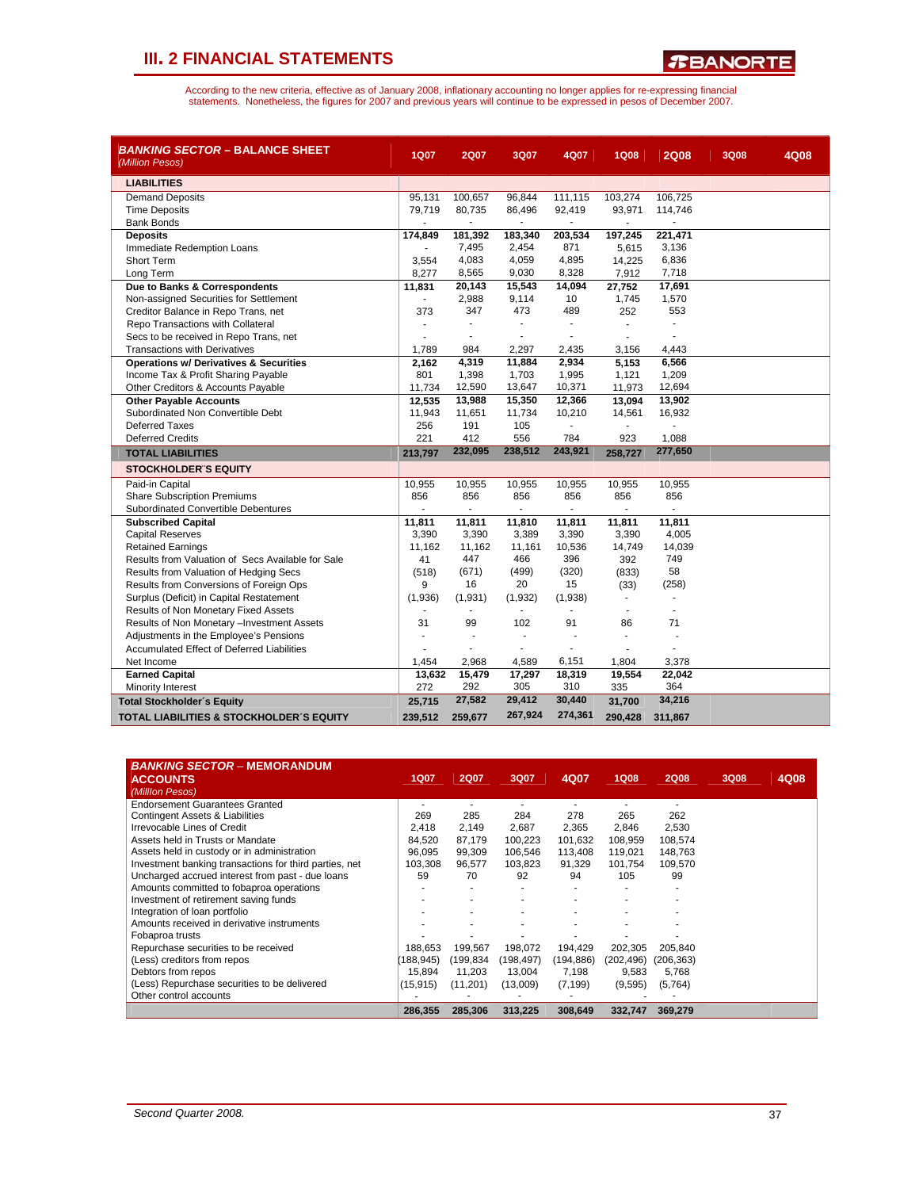## III. 2 FINANCIAL STATEMENTS

According to the new criteria, effective as of January 2008, inflationary accounting no longer applies for re-expressing financial statements. Nonetheless, the figures for 2007 and previous years will continue to be expressed in pesos of December 2007.

| ***BANKING SECTOR* – BALANCE SHEET** *(Million Pesos)* | 1Q07 | 2Q07 | 3Q07 | 4Q07 | 1Q08 | 2Q08 | 3Q08 | 4Q08 |
|---|---|---|---|---|---|---|---|---|
| **LIABILITIES** | | | | | | | | |
| Demand Deposits | 95,131 | 100,657 | 96,844 | 111,115 | 103,274 | 106,725 | | |
| Time Deposits | 79,719 | 80,735 | 86,496 | 92,419 | 93,971 | 114,746 | | |
| Bank Bonds | - | - | - | - | - | - | | |
| **Deposits** | **174,849** | **181,392** | **183,340** | **203,534** | **197,245** | **221,471** | | |
| Immediate Redemption Loans | - | 7,495 | 2,454 | 871 | 5,615 | 3,136 | | |
| Short Term | 3,554 | 4,083 | 4,059 | 4,895 | 14,225 | 6,836 | | |
| Long Term | 8,277 | 8,565 | 9,030 | 8,328 | 7,912 | 7,718 | | |
| **Due to Banks & Correspondents** | **11,831** | **20,143** | **15,543** | **14,094** | **27,752** | **17,691** | | |
| Non-assigned Securities for Settlement | - | 2,988 | 9,114 | 10 | 1,745 | 1,570 | | |
| Creditor Balance in Repo Trans, net | 373 | 347 | 473 | 489 | 252 | 553 | | |
| Repo Transactions with Collateral | - | - | - | - | - | - | | |
| Secs to be received in Repo Trans, net | - | - | - | - | - | - | | |
| Transactions with Derivatives | 1,789 | 984 | 2,297 | 2,435 | 3,156 | 4,443 | | |
| **Operations w/ Derivatives & Securities** | **2,162** | **4,319** | **11,884** | **2,934** | **5,153** | **6,566** | | |
| Income Tax & Profit Sharing Payable | 801 | 1,398 | 1,703 | 1,995 | 1,121 | 1,209 | | |
| Other Creditors & Accounts Payable | 11,734 | 12,590 | 13,647 | 10,371 | 11,973 | 12,694 | | |
| **Other Payable Accounts** | **12,535** | **13,988** | **15,350** | **12,366** | **13,094** | **13,902** | | |
| Subordinated Non Convertible Debt | 11,943 | 11,651 | 11,734 | 10,210 | 14,561 | 16,932 | | |
| Deferred Taxes | 256 | 191 | 105 | - | - | - | | |
| Deferred Credits | 221 | 412 | 556 | 784 | 923 | 1,088 | | |
| **TOTAL LIABILITIES** | **213,797** | **232,095** | **238,512** | **243,921** | **258,727** | **277,650** | | |
| **STOCKHOLDER´S EQUITY** | | | | | | | | |
| Paid-in Capital | 10,955 | 10,955 | 10,955 | 10,955 | 10,955 | 10,955 | | |
| Share Subscription Premiums | 856 | 856 | 856 | 856 | 856 | 856 | | |
| Subordinated Convertible Debentures | - | - | - | - | - | - | | |
| **Subscribed Capital** | **11,811** | **11,811** | **11,810** | **11,811** | **11,811** | **11,811** | | |
| Capital Reserves | 3,390 | 3,390 | 3,389 | 3,390 | 3,390 | 4,005 | | |
| Retained Earnings | 11,162 | 11,162 | 11,161 | 10,536 | 14,749 | 14,039 | | |
| Results from Valuation of Secs Available for Sale | 41 | 447 | 466 | 396 | 392 | 749 | | |
| Results from Valuation of Hedging Secs | (518) | (671) | (499) | (320) | (833) | 58 | | |
| Results from Conversions of Foreign Ops | 9 | 16 | 20 | 15 | (33) | (258) | | |
| Surplus (Deficit) in Capital Restatement | (1,936) | (1,931) | (1,932) | (1,938) | - | - | | |
| Results of Non Monetary Fixed Assets | - | - | - | - | - | - | | |
| Results of Non Monetary –Investment Assets | 31 | 99 | 102 | 91 | 86 | 71 | | |
| Adjustments in the Employee's Pensions | - | - | - | - | - | - | | |
| Accumulated Effect of Deferred Liabilities | - | - | - | - | - | - | | |
| Net Income | 1,454 | 2,968 | 4,589 | 6,151 | 1,804 | 3,378 | | |
| **Earned Capital** | **13,632** | **15,479** | **17,297** | **18,319** | **19,554** | **22,042** | | |
| Minority Interest | 272 | 292 | 305 | 310 | 335 | 364 | | |
| **Total Stockholder´s Equity** | **25,715** | **27,582** | **29,412** | **30,440** | **31,700** | **34,216** | | |
| **TOTAL LIABILITIES & STOCKHOLDER´S EQUITY** | **239,512** | **259,677** | **267,924** | **274,361** | **290,428** | **311,867** | | |

| ***BANKING SECTOR* – MEMORANDUM ACCOUNTS** *(Million Pesos)* | 1Q07 | 2Q07 | 3Q07 | 4Q07 | 1Q08 | 2Q08 | 3Q08 | 4Q08 |
|---|---|---|---|---|---|---|---|---|
| Endorsement Guarantees Granted | - | - | - | - | - | - | | |
| Contingent Assets & Liabilities | 269 | 285 | 284 | 278 | 265 | 262 | | |
| Irrevocable Lines of Credit | 2,418 | 2,149 | 2,687 | 2,365 | 2,846 | 2,530 | | |
| Assets held in Trusts or Mandate | 84,520 | 87,179 | 100,223 | 101,632 | 108,959 | 108,574 | | |
| Assets held in custody or in administration | 96,095 | 99,309 | 106,546 | 113,408 | 119,021 | 148,763 | | |
| Investment banking transactions for third parties, net | 103,308 | 96,577 | 103,823 | 91,329 | 101,754 | 109,570 | | |
| Uncharged accrued interest from past - due loans | 59 | 70 | 92 | 94 | 105 | 99 | | |
| Amounts committed to fobaproa operations | - | - | - | - | - | - | | |
| Investment of retirement saving funds | - | - | - | - | - | - | | |
| Integration of loan portfolio | - | - | - | - | - | - | | |
| Amounts received in derivative instruments | - | - | - | - | - | - | | |
| Fobaproa trusts | - | - | - | - | - | - | | |
| Repurchase securities to be received | 188,653 | 199,567 | 198,072 | 194,429 | 202,305 | 205,840 | | |
| (Less) creditors from repos | (188,945) | (199,834 | (198,497) | (194,886) | (202,496) | (206,363) | | |
| Debtors from repos | 15,894 | 11,203 | 13,004 | 7,198 | 9,583 | 5,768 | | |
| (Less) Repurchase securities to be delivered | (15,915) | (11,201) | (13,009) | (7,199) | (9,595) | (5,764) | | |
| Other control accounts | - | - | - | - | - | - | | |
| | **286,355** | **285,306** | **313,225** | **308,649** | **332,747** | **369,279** | | |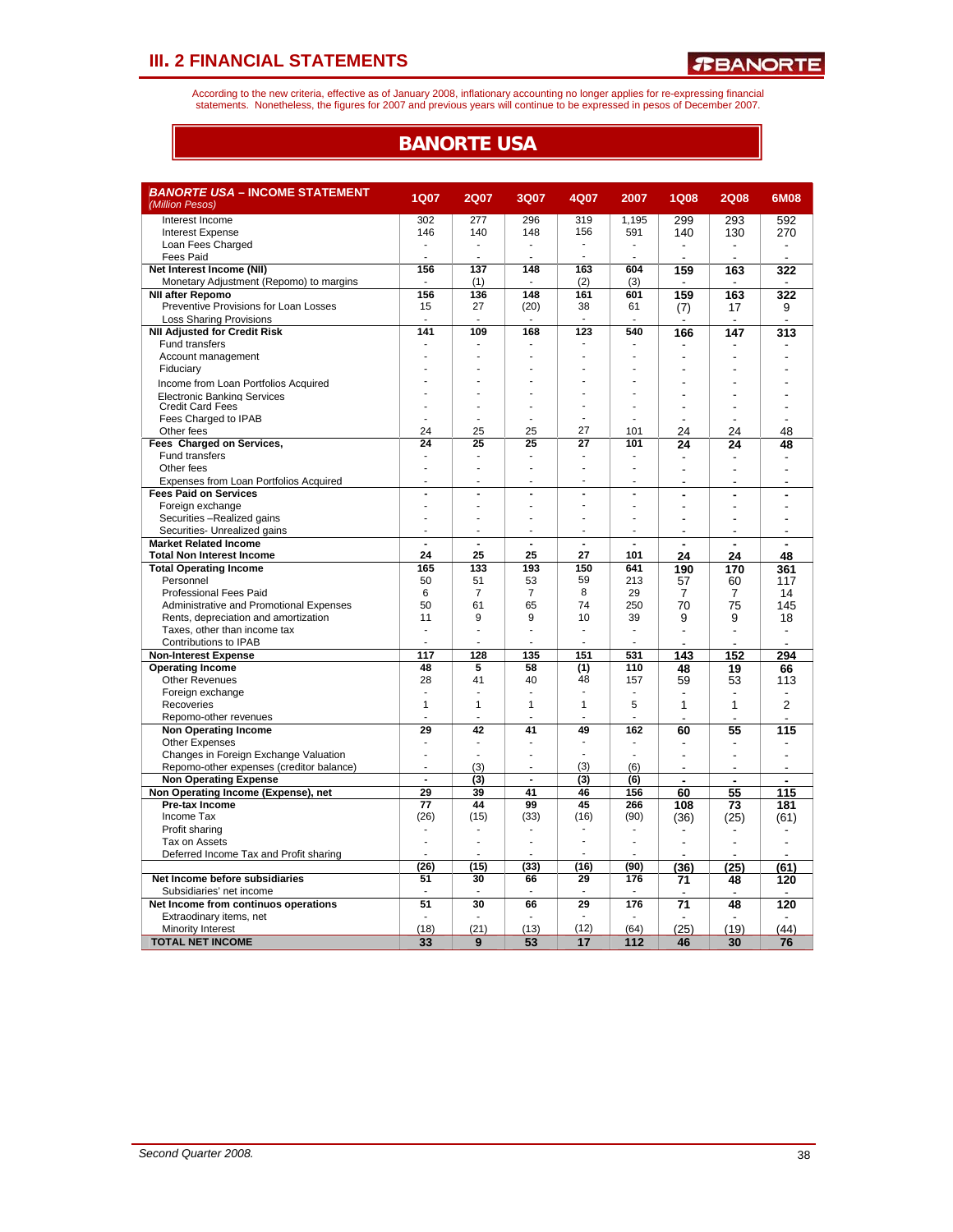# III. 2 FINANCIAL STATEMENTS

According to the new criteria, effective as of January 2008, inflationary accounting no longer applies for re-expressing financial statements. Nonetheless, the figures for 2007 and previous years will continue to be expressed in pesos of December 2007.

## BANORTE USA

| ***BANORTE USA* – INCOME STATEMENT** *(Million Pesos)* | 1Q07 | 2Q07 | 3Q07 | 4Q07 | 2007 | 1Q08 | 2Q08 | 6M08 |
|---|---|---|---|---|---|---|---|---|
| Interest Income | 302 | 277 | 296 | 319 | 1,195 | 299 | 293 | 592 |
| Interest Expense | 146 | 140 | 148 | 156 | 591 | 140 | 130 | 270 |
| Loan Fees Charged | - | - | - | - | - | - | - | - |
| Fees Paid | - | - | - | - | - | - | - | - |
| **Net Interest Income (NII)** | **156** | **137** | **148** | **163** | **604** | **159** | **163** | **322** |
| Monetary Adjustment (Repomo) to margins | - | (1) | - | (2) | (3) | - | - | - |
| **NII after Repomo** | **156** | **136** | **148** | **161** | **601** | **159** | **163** | **322** |
| Preventive Provisions for Loan Losses | 15 | 27 | (20) | 38 | 61 | (7) | 17 | 9 |
| Loss Sharing Provisions | - | - | - | - | - | - | - | - |
| **NII Adjusted for Credit Risk** | **141** | **109** | **168** | **123** | **540** | **166** | **147** | **313** |
| Fund transfers | - | - | - | - | - | - | - | - |
| Account management | - | - | - | - | - | - | - | - |
| Fiduciary | - | - | - | - | - | - | - | - |
| Income from Loan Portfolios Acquired | - | - | - | - | - | - | - | - |
| Electronic Banking Services | - | - | - | - | - | - | - | - |
| Credit Card Fees | - | - | - | - | - | - | - | - |
| Fees Charged to IPAB | - | - | - | - | - | - | - | - |
| Other fees | 24 | 25 | 25 | 27 | 101 | 24 | 24 | 48 |
| **Fees Charged on Services,** | **24** | **25** | **25** | **27** | **101** | **24** | **24** | **48** |
| Fund transfers | - | - | - | - | - | - | - | - |
| Other fees | - | - | - | - | - | - | - | - |
| Expenses from Loan Portfolios Acquired | - | - | - | - | - | - | - | - |
| **Fees Paid on Services** | **-** | **-** | **-** | **-** | **-** | **-** | **-** | **-** |
| Foreign exchange | - | - | - | - | - | - | - | - |
| Securities –Realized gains | - | - | - | - | - | - | - | - |
| Securities- Unrealized gains | - | - | - | - | - | - | - | - |
| **Market Related Income** | **-** | **-** | **-** | **-** | **-** | **-** | **-** | **-** |
| **Total Non Interest Income** | **24** | **25** | **25** | **27** | **101** | **24** | **24** | **48** |
| **Total Operating Income** | **165** | **133** | **193** | **150** | **641** | **190** | **170** | **361** |
| Personnel | 50 | 51 | 53 | 59 | 213 | 57 | 60 | 117 |
| Professional Fees Paid | 6 | 7 | 7 | 8 | 29 | 7 | 7 | 14 |
| Administrative and Promotional Expenses | 50 | 61 | 65 | 74 | 250 | 70 | 75 | 145 |
| Rents, depreciation and amortization | 11 | 9 | 9 | 10 | 39 | 9 | 9 | 18 |
| Taxes, other than income tax | - | - | - | - | - | - | - | - |
| Contributions to IPAB | - | - | - | - | - | - | - | - |
| **Non-Interest Expense** | **117** | **128** | **135** | **151** | **531** | **143** | **152** | **294** |
| **Operating Income** | **48** | **5** | **58** | **(1)** | **110** | **48** | **19** | **66** |
| Other Revenues | 28 | 41 | 40 | 48 | 157 | 59 | 53 | 113 |
| Foreign exchange | - | - | - | - | - | - | - | - |
| Recoveries | 1 | 1 | 1 | 1 | 5 | 1 | 1 | 2 |
| Repomo-other revenues | - | - | - | - | - | - | - | - |
| **Non Operating Income** | **29** | **42** | **41** | **49** | **162** | **60** | **55** | **115** |
| Other Expenses | - | - | - | - | - | - | - | - |
| Changes in Foreign Exchange Valuation | - | - | - | - | - | - | - | - |
| Repomo-other expenses (creditor balance) | - | (3) | - | (3) | (6) | - | - | - |
| **Non Operating Expense** | **-** | **(3)** | **-** | **(3)** | **(6)** | **-** | **-** | **-** |
| **Non Operating Income (Expense), net** | **29** | **39** | **41** | **46** | **156** | **60** | **55** | **115** |
| **Pre-tax Income** | **77** | **44** | **99** | **45** | **266** | **108** | **73** | **181** |
| Income Tax | (26) | (15) | (33) | (16) | (90) | (36) | (25) | (61) |
| Profit sharing | - | - | - | - | - | - | - | - |
| Tax on Assets | - | - | - | - | - | - | - | - |
| Deferred Income Tax and Profit sharing | - | - | - | - | - | - | - | - |
| | **(26)** | **(15)** | **(33)** | **(16)** | **(90)** | **(36)** | **(25)** | **(61)** |
| **Net Income before subsidiaries** | **51** | **30** | **66** | **29** | **176** | **71** | **48** | **120** |
| Subsidiaries' net income | - | - | - | - | - | - | - | - |
| **Net Income from continuos operations** | **51** | **30** | **66** | **29** | **176** | **71** | **48** | **120** |
| Extraodinary items, net | - | - | - | - | - | - | - | - |
| Minority Interest | (18) | (21) | (13) | (12) | (64) | (25) | (19) | (44) |
| **TOTAL NET INCOME** | **33** | **9** | **53** | **17** | **112** | **46** | **30** | **76** |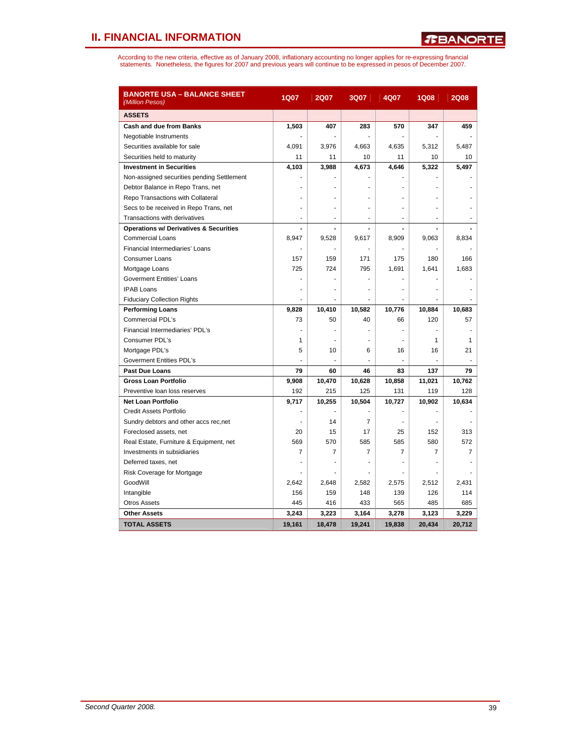## II. FINANCIAL INFORMATION

According to the new criteria, effective as of January 2008, inflationary accounting no longer applies for re-expressing financial statements. Nonetheless, the figures for 2007 and previous years will continue to be expressed in pesos of December 2007.

| **BANORTE USA – BALANCE SHEET** *(Million Pesos)* | 1Q07 | 2Q07 | 3Q07 | 4Q07 | 1Q08 | 2Q08 |
|---|---|---|---|---|---|---|
| **ASSETS** | | | | | | |
| **Cash and due from Banks** | **1,503** | **407** | **283** | **570** | **347** | **459** |
| Negotiable Instruments | - | - | - | - | - | - |
| Securities available for sale | 4,091 | 3,976 | 4,663 | 4,635 | 5,312 | 5,487 |
| Securities held to maturity | 11 | 11 | 10 | 11 | 10 | 10 |
| **Investment in Securities** | **4,103** | **3,988** | **4,673** | **4,646** | **5,322** | **5,497** |
| Non-assigned securities pending Settlement | - | - | - | - | - | - |
| Debtor Balance in Repo Trans, net | - | - | - | - | - | - |
| Repo Transactions with Collateral | - | - | - | - | - | - |
| Secs to be received in Repo Trans, net | - | - | - | - | - | - |
| Transactions with derivatives | - | - | - | - | - | - |
| **Operations w/ Derivatives & Securities** | **-** | **-** | **-** | **-** | **-** | **-** |
| Commercial Loans | 8,947 | 9,528 | 9,617 | 8,909 | 9,063 | 8,834 |
| Financial Intermediaries' Loans | - | - | - | - | - | - |
| Consumer Loans | 157 | 159 | 171 | 175 | 180 | 166 |
| Mortgage Loans | 725 | 724 | 795 | 1,691 | 1,641 | 1,683 |
| Goverment Entities' Loans | - | - | - | - | - | - |
| IPAB Loans | - | - | - | - | - | - |
| Fiduciary Collection Rights | - | - | - | - | - | - |
| **Performing Loans** | **9,828** | **10,410** | **10,582** | **10,776** | **10,884** | **10,683** |
| Commercial PDL's | 73 | 50 | 40 | 66 | 120 | 57 |
| Financial Intermediaries' PDL's | - | - | - | - | - | - |
| Consumer PDL's | 1 | - | - | - | 1 | 1 |
| Mortgage PDL's | 5 | 10 | 6 | 16 | 16 | 21 |
| Goverment Entities PDL's | - | - | - | - | - | - |
| **Past Due Loans** | **79** | **60** | **46** | **83** | **137** | **79** |
| **Gross Loan Portfolio** | **9,908** | **10,470** | **10,628** | **10,858** | **11,021** | **10,762** |
| Preventive loan loss reserves | 192 | 215 | 125 | 131 | 119 | 128 |
| **Net Loan Portfolio** | **9,717** | **10,255** | **10,504** | **10,727** | **10,902** | **10,634** |
| Credit Assets Portfolio | - | - | - | - | - | - |
| Sundry debtors and other accs rec,net | - | 14 | 7 | - | - | - |
| Foreclosed assets, net | 20 | 15 | 17 | 25 | 152 | 313 |
| Real Estate, Furniture & Equipment, net | 569 | 570 | 585 | 585 | 580 | 572 |
| Investments in subsidiaries | 7 | 7 | 7 | 7 | 7 | 7 |
| Deferred taxes, net | - | - | - | - | - | - |
| Risk Coverage for Mortgage | - | - | - | - | - | - |
| GoodWill | 2,642 | 2,648 | 2,582 | 2,575 | 2,512 | 2,431 |
| Intangible | 156 | 159 | 148 | 139 | 126 | 114 |
| Otros Assets | 445 | 416 | 433 | 565 | 485 | 685 |
| **Other Assets** | **3,243** | **3,223** | **3,164** | **3,278** | **3,123** | **3,229** |
| **TOTAL ASSETS** | **19,161** | **18,478** | **19,241** | **19,838** | **20,434** | **20,712** |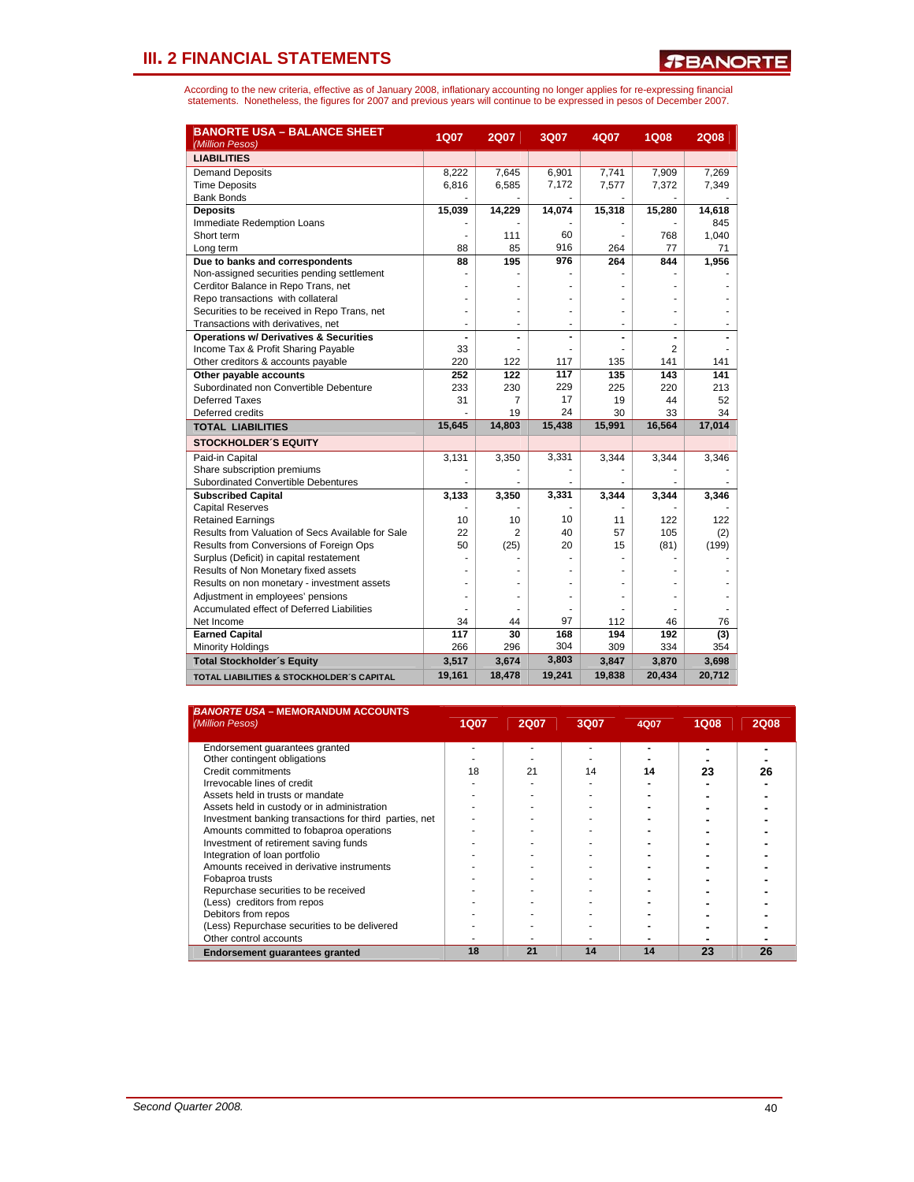# III. 2 FINANCIAL STATEMENTS

According to the new criteria, effective as of January 2008, inflationary accounting no longer applies for re-expressing financial statements. Nonetheless, the figures for 2007 and previous years will continue to be expressed in pesos of December 2007.

| **BANORTE USA – BALANCE SHEET** *(Million Pesos)* | 1Q07 | 2Q07 | 3Q07 | 4Q07 | 1Q08 | 2Q08 |
|---|---|---|---|---|---|---|
| **LIABILITIES** | | | | | | |
| Demand Deposits | 8,222 | 7,645 | 6,901 | 7,741 | 7,909 | 7,269 |
| Time Deposits | 6,816 | 6,585 | 7,172 | 7,577 | 7,372 | 7,349 |
| Bank Bonds | - | - | - | - | - | - |
| **Deposits** | **15,039** | **14,229** | **14,074** | **15,318** | **15,280** | **14,618** |
| Immediate Redemption Loans | - | - | - | - | - | 845 |
| Short term | - | 111 | 60 | - | 768 | 1,040 |
| Long term | 88 | 85 | 916 | 264 | 77 | 71 |
| **Due to banks and correspondents** | **88** | **195** | **976** | **264** | **844** | **1,956** |
| Non-assigned securities pending settlement | - | - | - | - | - | - |
| Cerditor Balance in Repo Trans, net | - | - | - | - | - | - |
| Repo transactions with collateral | - | - | - | - | - | - |
| Securities to be received in Repo Trans, net | - | - | - | - | - | - |
| Transactions with derivatives, net | - | - | - | - | - | - |
| **Operations w/ Derivatives & Securities** | **-** | **-** | **-** | **-** | **-** | **-** |
| Income Tax & Profit Sharing Payable | 33 | - | - | - | 2 | - |
| Other creditors & accounts payable | 220 | 122 | 117 | 135 | 141 | 141 |
| **Other payable accounts** | **252** | **122** | **117** | **135** | **143** | **141** |
| Subordinated non Convertible Debenture | 233 | 230 | 229 | 225 | 220 | 213 |
| Deferred Taxes | 31 | 7 | 17 | 19 | 44 | 52 |
| Deferred credits | - | 19 | 24 | 30 | 33 | 34 |
| **TOTAL LIABILITIES** | **15,645** | **14,803** | **15,438** | **15,991** | **16,564** | **17,014** |
| **STOCKHOLDER´S EQUITY** | | | | | | |
| Paid-in Capital | 3,131 | 3,350 | 3,331 | 3,344 | 3,344 | 3,346 |
| Share subscription premiums | - | - | - | - | - | - |
| Subordinated Convertible Debentures | - | - | - | - | - | - |
| **Subscribed Capital** | **3,133** | **3,350** | **3,331** | **3,344** | **3,344** | **3,346** |
| Capital Reserves | - | - | - | - | - | - |
| Retained Earnings | 10 | 10 | 10 | 11 | 122 | 122 |
| Results from Valuation of Secs Available for Sale | 22 | 2 | 40 | 57 | 105 | (2) |
| Results from Conversions of Foreign Ops | 50 | (25) | 20 | 15 | (81) | (199) |
| Surplus (Deficit) in capital restatement | - | - | - | - | - | - |
| Results of Non Monetary fixed assets | - | - | - | - | - | - |
| Results on non monetary - investment assets | - | - | - | - | - | - |
| Adjustment in employees' pensions | - | - | - | - | - | - |
| Accumulated effect of Deferred Liabilities | - | - | - | - | - | - |
| Net Income | 34 | 44 | 97 | 112 | 46 | 76 |
| **Earned Capital** | **117** | **30** | **168** | **194** | **192** | **(3)** |
| Minority Holdings | 266 | 296 | 304 | 309 | 334 | 354 |
| **Total Stockholder´s Equity** | **3,517** | **3,674** | **3,803** | **3,847** | **3,870** | **3,698** |
| **TOTAL LIABILITIES & STOCKHOLDER´S CAPITAL** | **19,161** | **18,478** | **19,241** | **19,838** | **20,434** | **20,712** |

| ***BANORTE USA* – MEMORANDUM ACCOUNTS** *(Million Pesos)* | 1Q07 | 2Q07 | 3Q07 | 4Q07 | 1Q08 | 2Q08 |
|---|---|---|---|---|---|---|
| Endorsement guarantees granted | - | - | - | - | - | - |
| Other contingent obligations | - | - | - | - | - | - |
| Credit commitments | 18 | 21 | 14 | 14 | 23 | 26 |
| Irrevocable lines of credit | - | - | - | - | - | - |
| Assets held in trusts or mandate | - | - | - | - | - | - |
| Assets held in custody or in administration | - | - | - | - | - | - |
| Investment banking transactions for third parties, net | - | - | - | - | - | - |
| Amounts committed to fobaproa operations | - | - | - | - | - | - |
| Investment of retirement saving funds | - | - | - | - | - | - |
| Integration of loan portfolio | - | - | - | - | - | - |
| Amounts received in derivative instruments | - | - | - | - | - | - |
| Fobaproa trusts | - | - | - | - | - | - |
| Repurchase securities to be received | - | - | - | - | - | - |
| (Less) creditors from repos | - | - | - | - | - | - |
| Debitors from repos | - | - | - | - | - | - |
| (Less) Repurchase securities to be delivered | - | - | - | - | - | - |
| Other control accounts | - | - | - | - | - | - |
| **Endorsement guarantees granted** | **18** | **21** | **14** | **14** | **23** | **26** |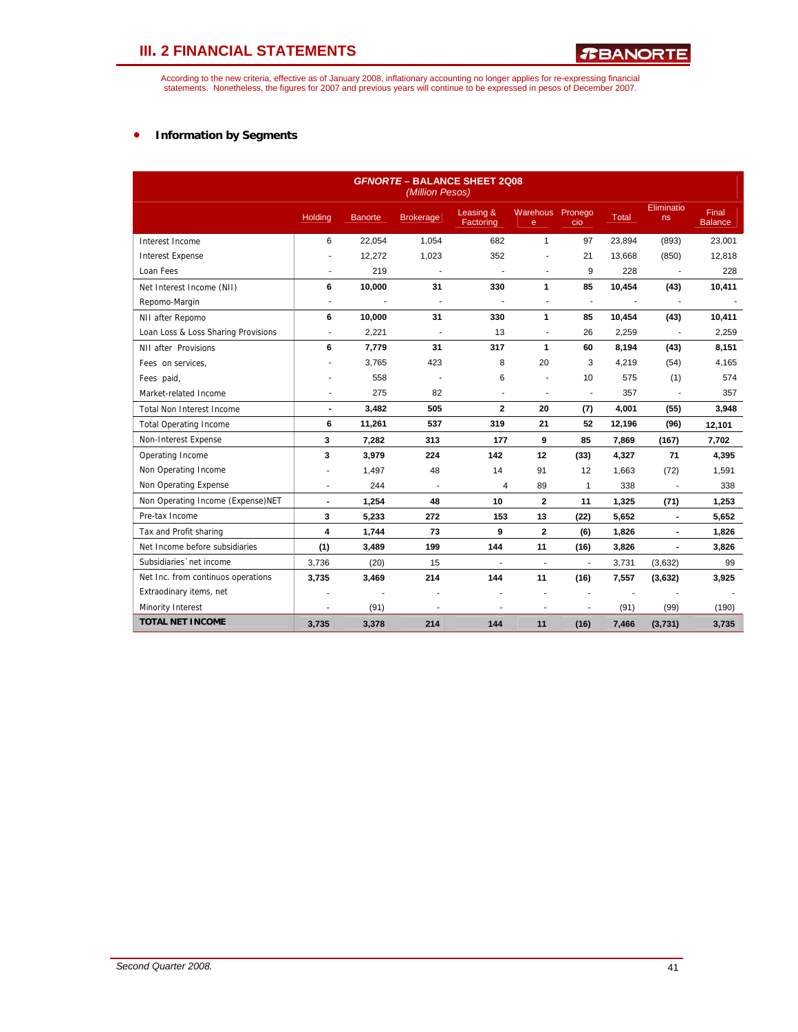## III. 2 FINANCIAL STATEMENTS

According to the new criteria, effective as of January 2008, inflationary accounting no longer applies for re-expressing financial statements. Nonetheless, the figures for 2007 and previous years will continue to be expressed in pesos of December 2007.

- **Information by Segments**

**GFNORTE – BALANCE SHEET 2Q08**
*(Million Pesos)*

| | Holding | Banorte | Brokerage | Leasing & Factoring | Warehouse | Pronegocio | Total | Eliminations | Final Balance |
|---|---|---|---|---|---|---|---|---|---|
| Interest Income | 6 | 22,054 | 1,054 | 682 | 1 | 97 | 23,894 | (893) | 23,001 |
| Interest Expense | - | 12,272 | 1,023 | 352 | - | 21 | 13,668 | (850) | 12,818 |
| Loan Fees | - | 219 | - | - | - | 9 | 228 | - | 228 |
| Net Interest Income (NII) | **6** | **10,000** | **31** | **330** | **1** | **85** | **10,454** | **(43)** | **10,411** |
| Repomo-Margin | - | - | - | - | - | - | - | - | - |
| NII after Repomo | **6** | **10,000** | **31** | **330** | **1** | **85** | **10,454** | **(43)** | **10,411** |
| Loan Loss & Loss Sharing Provisions | - | 2,221 | - | 13 | - | 26 | 2,259 | - | 2,259 |
| NII after Provisions | **6** | **7,779** | **31** | **317** | **1** | **60** | **8,194** | **(43)** | **8,151** |
| Fees on services, | - | 3,765 | 423 | 8 | 20 | 3 | 4,219 | (54) | 4,165 |
| Fees paid, | - | 558 | - | 6 | - | 10 | 575 | (1) | 574 |
| Market-related Income | - | 275 | 82 | - | - | - | 357 | - | 357 |
| Total Non Interest Income | **-** | **3,482** | **505** | **2** | **20** | **(7)** | **4,001** | **(55)** | **3,948** |
| Total Operating Income | **6** | **11,261** | **537** | **319** | **21** | **52** | **12,196** | **(96)** | **12,101** |
| Non-Interest Expense | **3** | **7,282** | **313** | **177** | **9** | **85** | **7,869** | **(167)** | **7,702** |
| Operating Income | **3** | **3,979** | **224** | **142** | **12** | **(33)** | **4,327** | **71** | **4,395** |
| Non Operating Income | - | 1,497 | 48 | 14 | 91 | 12 | 1,663 | (72) | 1,591 |
| Non Operating Expense | - | 244 | - | 4 | 89 | 1 | 338 | - | 338 |
| Non Operating Income (Expense)NET | **-** | **1,254** | **48** | **10** | **2** | **11** | **1,325** | **(71)** | **1,253** |
| Pre-tax Income | **3** | **5,233** | **272** | **153** | **13** | **(22)** | **5,652** | **-** | **5,652** |
| Tax and Profit sharing | **4** | **1,744** | **73** | **9** | **2** | **(6)** | **1,826** | **-** | **1,826** |
| Net Income before subsidiaries | **(1)** | **3,489** | **199** | **144** | **11** | **(16)** | **3,826** | **-** | **3,826** |
| Subsidiaries´net income | 3,736 | (20) | 15 | - | - | - | 3,731 | (3,632) | 99 |
| Net Inc. from continuos operations | **3,735** | **3,469** | **214** | **144** | **11** | **(16)** | **7,557** | **(3,632)** | **3,925** |
| Extraodinary items, net | - | - | - | - | - | - | - | - | - |
| Minority Interest | - | (91) | - | - | - | - | (91) | (99) | (190) |
| **TOTAL NET INCOME** | **3,735** | **3,378** | **214** | **144** | **11** | **(16)** | **7,466** | **(3,731)** | **3,735** |

*Second Quarter 2008.*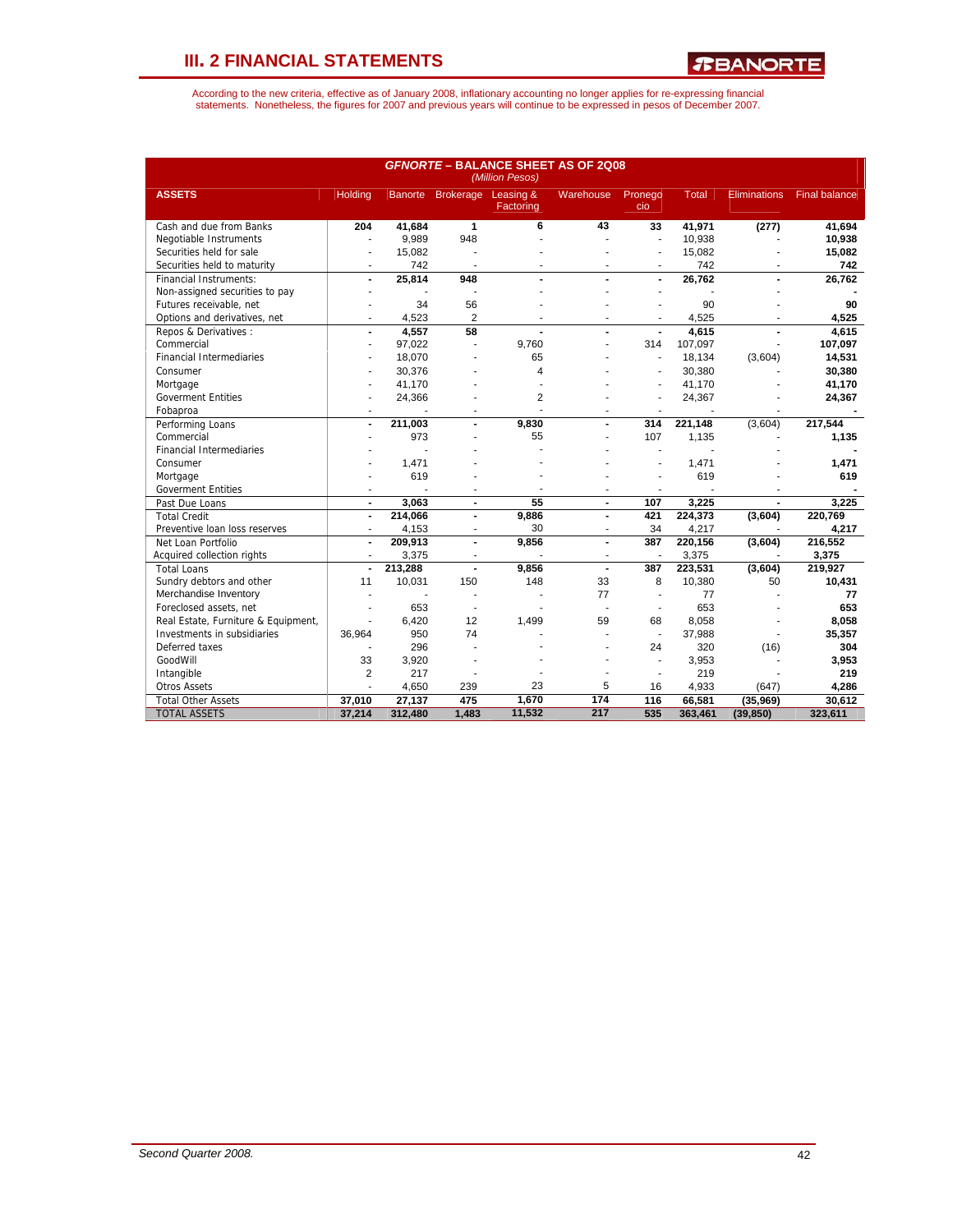# III. 2 FINANCIAL STATEMENTS

According to the new criteria, effective as of January 2008, inflationary accounting no longer applies for re-expressing financial statements. Nonetheless, the figures for 2007 and previous years will continue to be expressed in pesos of December 2007.

**GFNORTE – BALANCE SHEET AS OF 2Q08**
*(Million Pesos)*

| ASSETS | Holding | Banorte | Brokerage | Leasing & Factoring | Warehouse | Pronegocio | Total | Eliminations | Final balance |
|---|---|---|---|---|---|---|---|---|---|
| Cash and due from Banks | 204 | 41,684 | 1 | 6 | 43 | 33 | 41,971 | (277) | 41,694 |
| Negotiable Instruments | - | 9,989 | 948 | - | - | - | 10,938 | - | 10,938 |
| Securities held for sale | - | 15,082 | - | - | - | - | 15,082 | - | 15,082 |
| Securities held to maturity | - | 742 | - | - | - | - | 742 | - | 742 |
| Financial Instruments: | - | 25,814 | 948 | - | - | - | 26,762 | - | 26,762 |
| Non-assigned securities to pay | - | - | - | - | - | - | - | - | - |
| Futures receivable, net | - | 34 | 56 | - | - | - | 90 | - | 90 |
| Options and derivatives, net | - | 4,523 | 2 | - | - | - | 4,525 | - | 4,525 |
| Repos & Derivatives : | - | 4,557 | 58 | - | - | - | 4,615 | - | 4,615 |
| Commercial | - | 97,022 | - | 9,760 | - | 314 | 107,097 | - | 107,097 |
| Financial Intermediaries | - | 18,070 | - | 65 | - | - | 18,134 | (3,604) | 14,531 |
| Consumer | - | 30,376 | - | 4 | - | - | 30,380 | - | 30,380 |
| Mortgage | - | 41,170 | - | - | - | - | 41,170 | - | 41,170 |
| Goverment Entities | - | 24,366 | - | 2 | - | - | 24,367 | - | 24,367 |
| Fobaproa | - | - | - | - | - | - | - | - | - |
| Performing Loans | - | 211,003 | - | 9,830 | - | 314 | 221,148 | (3,604) | 217,544 |
| Commercial | - | 973 | - | 55 | - | 107 | 1,135 | - | 1,135 |
| Financial Intermediaries | - | - | - | - | - | - | - | - | - |
| Consumer | - | 1,471 | - | - | - | - | 1,471 | - | 1,471 |
| Mortgage | - | 619 | - | - | - | - | 619 | - | 619 |
| Goverment Entities | - | - | - | - | - | - | - | - | - |
| Past Due Loans | - | 3,063 | - | 55 | - | 107 | 3,225 | - | 3,225 |
| Total Credit | - | 214,066 | - | 9,886 | - | 421 | 224,373 | (3,604) | 220,769 |
| Preventive loan loss reserves | - | 4,153 | - | 30 | - | 34 | 4,217 | - | 4,217 |
| Net Loan Portfolio | - | 209,913 | - | 9,856 | - | 387 | 220,156 | (3,604) | 216,552 |
| Acquired collection rights | - | 3,375 | - | - | - | - | 3,375 | - | 3,375 |
| Total Loans | - | 213,288 | - | 9,856 | - | 387 | 223,531 | (3,604) | 219,927 |
| Sundry debtors and other | 11 | 10,031 | 150 | 148 | 33 | 8 | 10,380 | 50 | 10,431 |
| Merchandise Inventory | - | - | - | - | 77 | - | 77 | - | 77 |
| Foreclosed assets, net | - | 653 | - | - | - | - | 653 | - | 653 |
| Real Estate, Furniture & Equipment, | - | 6,420 | 12 | 1,499 | 59 | 68 | 8,058 | - | 8,058 |
| Investments in subsidiaries | 36,964 | 950 | 74 | - | - | - | 37,988 | - | 35,357 |
| Deferred taxes | - | 296 | - | - | - | 24 | 320 | (16) | 304 |
| GoodWill | 33 | 3,920 | - | - | - | - | 3,953 | - | 3,953 |
| Intangible | 2 | 217 | - | - | - | - | 219 | - | 219 |
| Otros Assets | - | 4,650 | 239 | 23 | 5 | 16 | 4,933 | (647) | 4,286 |
| Total Other Assets | 37,010 | 27,137 | 475 | 1,670 | 174 | 116 | 66,581 | (35,969) | 30,612 |
| TOTAL ASSETS | 37,214 | 312,480 | 1,483 | 11,532 | 217 | 535 | 363,461 | (39,850) | 323,611 |

*Second Quarter 2008.*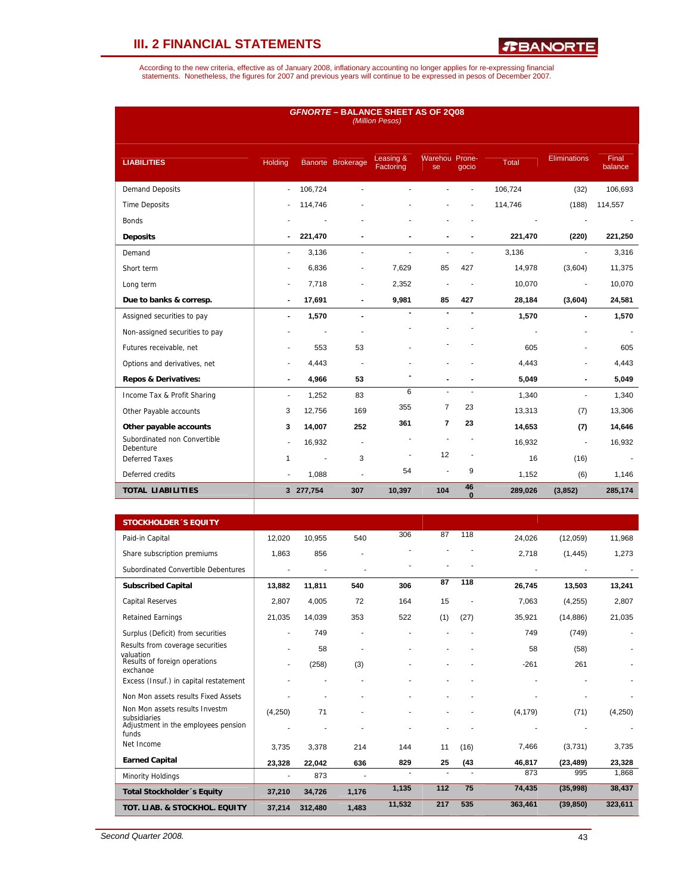## III. 2 FINANCIAL STATEMENTS

According to the new criteria, effective as of January 2008, inflationary accounting no longer applies for re-expressing financial statements. Nonetheless, the figures for 2007 and previous years will continue to be expressed in pesos of December 2007.

***GFNORTE* – BALANCE SHEET AS OF 2Q08**
*(Million Pesos)*

| LIABILITIES | Holding | Banorte | Brokerage | Leasing & Factoring | Warehouse | Pronegocio | Total | Eliminations | Final balance |
|---|---|---|---|---|---|---|---|---|---|
| Demand Deposits | - | 106,724 | - | - | - | - | 106,724 | (32) | 106,693 |
| Time Deposits | - | 114,746 | - | - | - | - | 114,746 | (188) | 114,557 |
| Bonds | - | - | - | - | - | - | - | - | - |
| **Deposits** | **-** | **221,470** | **-** | **-** | **-** | **-** | **221,470** | **(220)** | **221,250** |
| Demand | - | 3,136 | - | - | - | - | 3,136 | - | 3,316 |
| Short term | - | 6,836 | - | 7,629 | 85 | 427 | 14,978 | (3,604) | 11,375 |
| Long term | - | 7,718 | - | 2,352 | - | - | 10,070 | - | 10,070 |
| **Due to banks & corresp.** | **-** | **17,691** | **-** | **9,981** | **85** | **427** | **28,184** | **(3,604)** | **24,581** |
| Assigned securities to pay | **-** | **1,570** | **-** | **-** | **-** | **-** | **1,570** | **-** | **1,570** |
| Non-assigned securities to pay | - | - | - | - | - | - | - | - | - |
| Futures receivable, net | - | 553 | 53 | - | - | - | 605 | - | 605 |
| Options and derivatives, net | - | 4,443 | - | - | - | - | 4,443 | - | 4,443 |
| **Repos & Derivatives:** | **-** | **4,966** | **53** | **-** | **-** | **-** | **5,049** | **-** | **5,049** |
| Income Tax & Profit Sharing | - | 1,252 | 83 | 6 | - | - | 1,340 | - | 1,340 |
| Other Payable accounts | 3 | 12,756 | 169 | 355 | 7 | 23 | 13,313 | (7) | 13,306 |
| **Other payable accounts** | **3** | **14,007** | **252** | **361** | **7** | **23** | **14,653** | **(7)** | **14,646** |
| Subordinated non Convertible Debenture | - | 16,932 | - | - | - | - | 16,932 | - | 16,932 |
| Deferred Taxes | 1 | - | 3 | - | 12 | - | 16 | (16) | - |
| Deferred credits | - | 1,088 | - | 54 | - | 9 | 1,152 | (6) | 1,146 |
| **TOTAL LIABILITIES** | **3** | **277,754** | **307** | **10,397** | **104** | **460** | **289,026** | **(3,852)** | **285,174** |
| **STOCKHOLDER´S EQUITY** | | | | | | | | | |
| Paid-in Capital | 12,020 | 10,955 | 540 | 306 | 87 | 118 | 24,026 | (12,059) | 11,968 |
| Share subscription premiums | 1,863 | 856 | - | - | - | - | 2,718 | (1,445) | 1,273 |
| Subordinated Convertible Debentures | - | - | - | - | - | - | - | - | - |
| **Subscribed Capital** | **13,882** | **11,811** | **540** | **306** | **87** | **118** | **26,745** | **13,503** | **13,241** |
| Capital Reserves | 2,807 | 4,005 | 72 | 164 | 15 | - | 7,063 | (4,255) | 2,807 |
| Retained Earnings | 21,035 | 14,039 | 353 | 522 | (1) | (27) | 35,921 | (14,886) | 21,035 |
| Surplus (Deficit) from securities | - | 749 | - | - | - | - | 749 | (749) | - |
| Results from coverage securities valuation | - | 58 | - | - | - | - | 58 | (58) | - |
| Results of foreign operations exchange | - | (258) | (3) | - | - | - | -261 | 261 | - |
| Excess (Insuf.) in capital restatement | - | - | - | - | - | - | - | - | - |
| Non Mon assets results Fixed Assets | - | - | - | - | - | - | - | - | - |
| Non Mon assets results Investm subsidiaries | (4,250) | 71 | - | - | - | - | (4,179) | (71) | (4,250) |
| Adjustment in the employees pension funds | - | - | - | - | - | - | - | - | - |
| Net Income | 3,735 | 3,378 | 214 | 144 | 11 | (16) | 7,466 | (3,731) | 3,735 |
| **Earned Capital** | **23,328** | **22,042** | **636** | **829** | **25** | **(43** | **46,817** | **(23,489)** | **23,328** |
| Minority Holdings | - | 873 | - | - | - | - | 873 | 995 | 1,868 |
| **Total Stockholder´s Equity** | **37,210** | **34,726** | **1,176** | **1,135** | **112** | **75** | **74,435** | **(35,998)** | **38,437** |
| **TOT. LIAB. & STOCKHOL. EQUITY** | **37,214** | **312,480** | **1,483** | **11,532** | **217** | **535** | **363,461** | **(39,850)** | **323,611** |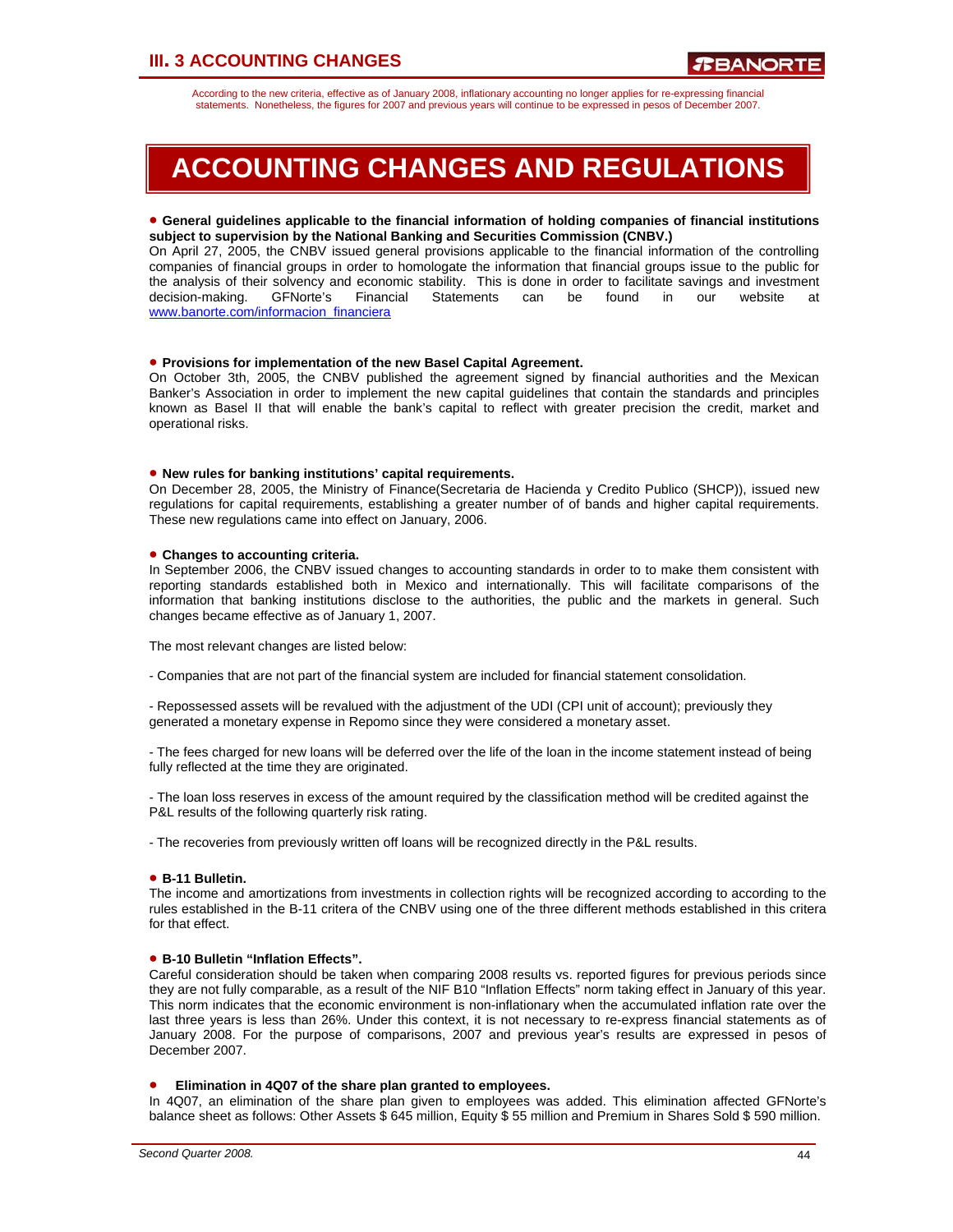## III. 3 ACCOUNTING CHANGES

According to the new criteria, effective as of January 2008, inflationary accounting no longer applies for re-expressing financial statements. Nonetheless, the figures for 2007 and previous years will continue to be expressed in pesos of December 2007.

# ACCOUNTING CHANGES AND REGULATIONS

● **General guidelines applicable to the financial information of holding companies of financial institutions subject to supervision by the National Banking and Securities Commission (CNBV.)**
On April 27, 2005, the CNBV issued general provisions applicable to the financial information of the controlling companies of financial groups in order to homologate the information that financial groups issue to the public for the analysis of their solvency and economic stability. This is done in order to facilitate savings and investment decision-making. GFNorte's Financial Statements can be found in our website at www.banorte.com/informacion_financiera

● **Provisions for implementation of the new Basel Capital Agreement.**
On October 3th, 2005, the CNBV published the agreement signed by financial authorities and the Mexican Banker's Association in order to implement the new capital guidelines that contain the standards and principles known as Basel II that will enable the bank's capital to reflect with greater precision the credit, market and operational risks.

● **New rules for banking institutions' capital requirements.**
On December 28, 2005, the Ministry of Finance(Secretaria de Hacienda y Credito Publico (SHCP)), issued new regulations for capital requirements, establishing a greater number of of bands and higher capital requirements. These new regulations came into effect on January, 2006.

● **Changes to accounting criteria.**
In September 2006, the CNBV issued changes to accounting standards in order to to make them consistent with reporting standards established both in Mexico and internationally. This will facilitate comparisons of the information that banking institutions disclose to the authorities, the public and the markets in general. Such changes became effective as of January 1, 2007.

The most relevant changes are listed below:

- Companies that are not part of the financial system are included for financial statement consolidation.

- Repossessed assets will be revalued with the adjustment of the UDI (CPI unit of account); previously they generated a monetary expense in Repomo since they were considered a monetary asset.

- The fees charged for new loans will be deferred over the life of the loan in the income statement instead of being fully reflected at the time they are originated.

- The loan loss reserves in excess of the amount required by the classification method will be credited against the P&L results of the following quarterly risk rating.

- The recoveries from previously written off loans will be recognized directly in the P&L results.

● **B-11 Bulletin.**
The income and amortizations from investments in collection rights will be recognized according to according to the rules established in the B-11 critera of the CNBV using one of the three different methods established in this critera for that effect.

● **B-10 Bulletin "Inflation Effects".**
Careful consideration should be taken when comparing 2008 results vs. reported figures for previous periods since they are not fully comparable, as a result of the NIF B10 "Inflation Effects" norm taking effect in January of this year. This norm indicates that the economic environment is non-inflationary when the accumulated inflation rate over the last three years is less than 26%. Under this context, it is not necessary to re-express financial statements as of January 2008. For the purpose of comparisons, 2007 and previous year's results are expressed in pesos of December 2007.

● **Elimination in 4Q07 of the share plan granted to employees.**
In 4Q07, an elimination of the share plan given to employees was added. This elimination affected GFNorte's balance sheet as follows: Other Assets $ 645 million, Equity $ 55 million and Premium in Shares Sold $ 590 million.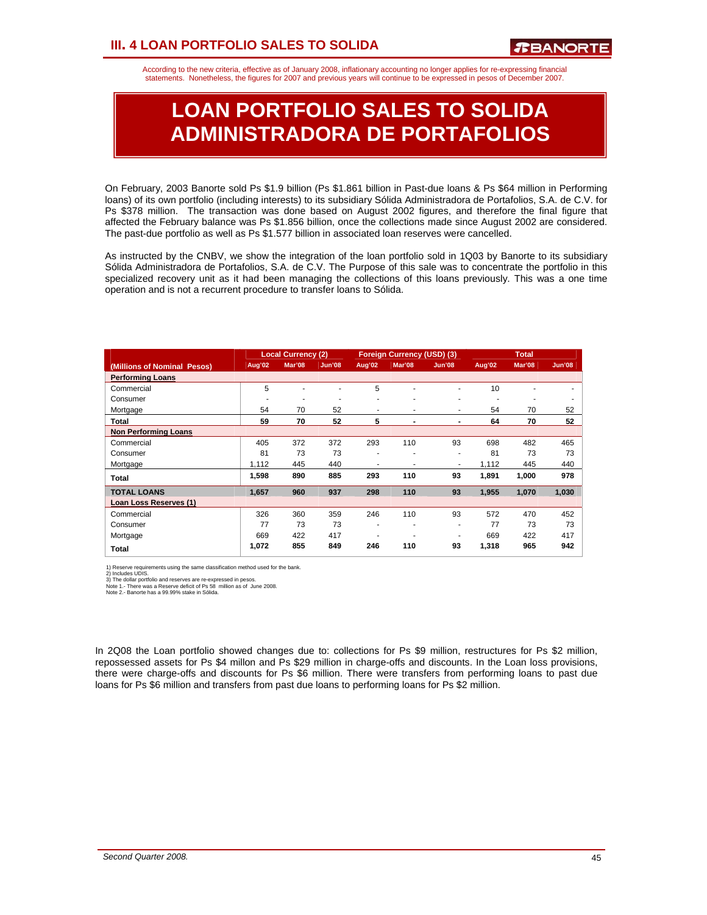# III. 4 LOAN PORTFOLIO SALES TO SOLIDA

According to the new criteria, effective as of January 2008, inflationary accounting no longer applies for re-expressing financial statements. Nonetheless, the figures for 2007 and previous years will continue to be expressed in pesos of December 2007.

## LOAN PORTFOLIO SALES TO SOLIDA ADMINISTRADORA DE PORTAFOLIOS

On February, 2003 Banorte sold Ps $1.9 billion (Ps $1.861 billion in Past-due loans & Ps $64 million in Performing loans) of its own portfolio (including interests) to its subsidiary Sólida Administradora de Portafolios, S.A. de C.V. for Ps $378 million. The transaction was done based on August 2002 figures, and therefore the final figure that affected the February balance was Ps $1.856 billion, once the collections made since August 2002 are considered. The past-due portfolio as well as Ps $1.577 billion in associated loan reserves were cancelled.

As instructed by the CNBV, we show the integration of the loan portfolio sold in 1Q03 by Banorte to its subsidiary Sólida Administradora de Portafolios, S.A. de C.V. The Purpose of this sale was to concentrate the portfolio in this specialized recovery unit as it had been managing the collections of this loans previously. This was a one time operation and is not a recurrent procedure to transfer loans to Sólida.

| | Local Currency (2) | | | Foreign Currency (USD) (3) | | | Total | | |
|---|---|---|---|---|---|---|---|---|---|
| (Millions of Nominal Pesos) | Aug'02 | Mar'08 | Jun'08 | Aug'02 | Mar'08 | Jun'08 | Aug'02 | Mar'08 | Jun'08 |
| **Performing Loans** | | | | | | | | | |
| Commercial | 5 | - | - | 5 | - | - | 10 | - | - |
| Consumer | - | - | - | - | - | - | - | - | - |
| Mortgage | 54 | 70 | 52 | - | - | - | 54 | 70 | 52 |
| **Total** | **59** | **70** | **52** | **5** | **-** | **-** | **64** | **70** | **52** |
| **Non Performing Loans** | | | | | | | | | |
| Commercial | 405 | 372 | 372 | 293 | 110 | 93 | 698 | 482 | 465 |
| Consumer | 81 | 73 | 73 | - | - | - | 81 | 73 | 73 |
| Mortgage | 1,112 | 445 | 440 | - | - | - | 1,112 | 445 | 440 |
| **Total** | **1,598** | **890** | **885** | **293** | **110** | **93** | **1,891** | **1,000** | **978** |
| **TOTAL LOANS** | **1,657** | **960** | **937** | **298** | **110** | **93** | **1,955** | **1,070** | **1,030** |
| **Loan Loss Reserves (1)** | | | | | | | | | |
| Commercial | 326 | 360 | 359 | 246 | 110 | 93 | 572 | 470 | 452 |
| Consumer | 77 | 73 | 73 | - | - | - | 77 | 73 | 73 |
| Mortgage | 669 | 422 | 417 | - | - | - | 669 | 422 | 417 |
| **Total** | **1,072** | **855** | **849** | **246** | **110** | **93** | **1,318** | **965** | **942** |

1) Reserve requirements using the same classification method used for the bank.
2) Includes UDIS.
3) The dollar portfolio and reserves are re-expressed in pesos.
Note 1.- There was a Reserve deficit of Ps 58 million as of June 2008.
Note 2.- Banorte has a 99.99% stake in Sólida.

In 2Q08 the Loan portfolio showed changes due to: collections for Ps $9 million, restructures for Ps $2 million, repossessed assets for Ps $4 millon and Ps $29 million in charge-offs and discounts. In the Loan loss provisions, there were charge-offs and discounts for Ps $6 million. There were transfers from performing loans to past due loans for Ps $6 million and transfers from past due loans to performing loans for Ps $2 million.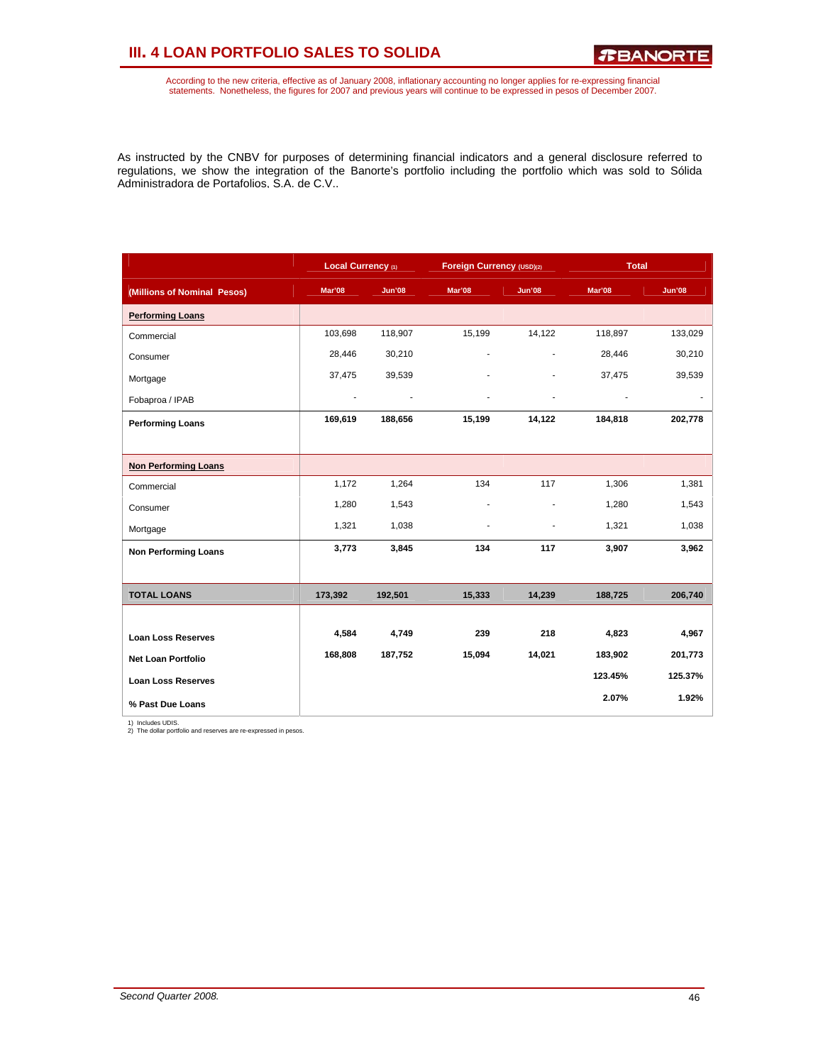## III. 4 LOAN PORTFOLIO SALES TO SOLIDA

According to the new criteria, effective as of January 2008, inflationary accounting no longer applies for re-expressing financial statements. Nonetheless, the figures for 2007 and previous years will continue to be expressed in pesos of December 2007.

As instructed by the CNBV for purposes of determining financial indicators and a general disclosure referred to regulations, we show the integration of the Banorte's portfolio including the portfolio which was sold to Sólida Administradora de Portafolios, S.A. de C.V..

| | Local Currency (1) | | Foreign Currency (USD)(2) | | Total | |
|---|---|---|---|---|---|---|
| **(Millions of Nominal Pesos)** | **Mar'08** | **Jun'08** | **Mar'08** | **Jun'08** | **Mar'08** | **Jun'08** |
| **Performing Loans** | | | | | | |
| Commercial | 103,698 | 118,907 | 15,199 | 14,122 | 118,897 | 133,029 |
| Consumer | 28,446 | 30,210 | - | - | 28,446 | 30,210 |
| Mortgage | 37,475 | 39,539 | - | - | 37,475 | 39,539 |
| Fobaproa / IPAB | - | - | - | - | - | - |
| **Performing Loans** | **169,619** | **188,656** | **15,199** | **14,122** | **184,818** | **202,778** |
| **Non Performing Loans** | | | | | | |
| Commercial | 1,172 | 1,264 | 134 | 117 | 1,306 | 1,381 |
| Consumer | 1,280 | 1,543 | - | - | 1,280 | 1,543 |
| Mortgage | 1,321 | 1,038 | - | - | 1,321 | 1,038 |
| **Non Performing Loans** | **3,773** | **3,845** | **134** | **117** | **3,907** | **3,962** |
| **TOTAL LOANS** | **173,392** | **192,501** | **15,333** | **14,239** | **188,725** | **206,740** |
| **Loan Loss Reserves** | **4,584** | **4,749** | **239** | **218** | **4,823** | **4,967** |
| **Net Loan Portfolio** | **168,808** | **187,752** | **15,094** | **14,021** | **183,902** | **201,773** |
| **Loan Loss Reserves** | | | | | **123.45%** | **125.37%** |
| **% Past Due Loans** | | | | | **2.07%** | **1.92%** |

1) Includes UDIS.
2) The dollar portfolio and reserves are re-expressed in pesos.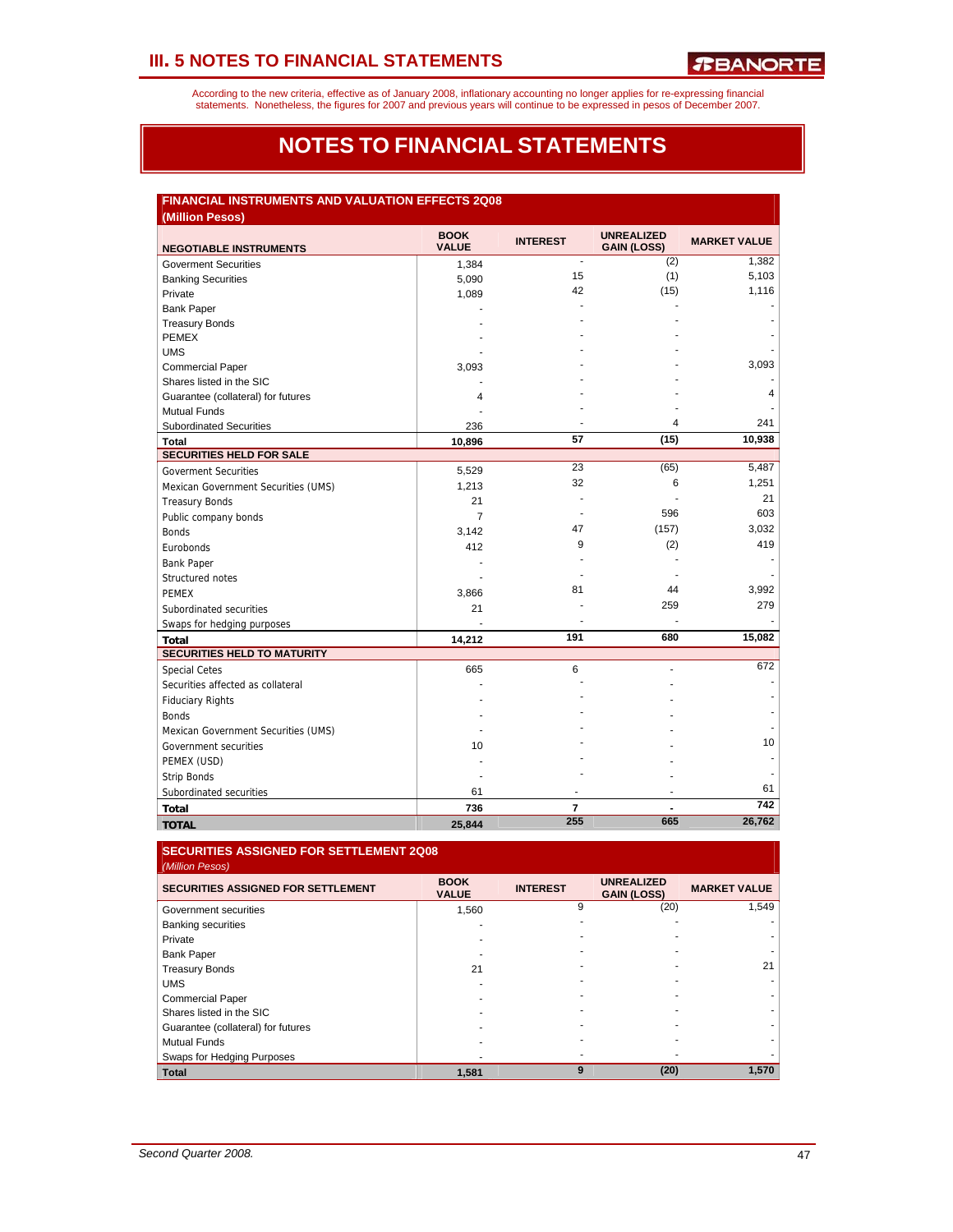According to the new criteria, effective as of January 2008, inflationary accounting no longer applies for re-expressing financial statements. Nonetheless, the figures for 2007 and previous years will continue to be expressed in pesos of December 2007.

# NOTES TO FINANCIAL STATEMENTS

**FINANCIAL INSTRUMENTS AND VALUATION EFFECTS 2Q08**
**(Million Pesos)**

| NEGOTIABLE INSTRUMENTS | BOOK VALUE | INTEREST | UNREALIZED GAIN (LOSS) | MARKET VALUE |
|---|---|---|---|---|
| Goverment Securities | 1,384 | - | (2) | 1,382 |
| Banking Securities | 5,090 | 15 | (1) | 5,103 |
| Private | 1,089 | 42 | (15) | 1,116 |
| Bank Paper | - | - | - | - |
| Treasury Bonds | - | - | - | - |
| PEMEX | - | - | - | - |
| UMS | - | - | - | - |
| Commercial Paper | 3,093 | - | - | 3,093 |
| Shares listed in the SIC | - | - | - | - |
| Guarantee (collateral) for futures | 4 | - | - | 4 |
| Mutual Funds | - | - | - | - |
| Subordinated Securities | 236 | - | 4 | 241 |
| **Total** | **10,896** | **57** | **(15)** | **10,938** |
| **SECURITIES HELD FOR SALE** | | | | |
| Goverment Securities | 5,529 | 23 | (65) | 5,487 |
| Mexican Government Securities (UMS) | 1,213 | 32 | 6 | 1,251 |
| Treasury Bonds | 21 | - | - | 21 |
| Public company bonds | 7 | - | 596 | 603 |
| Bonds | 3,142 | 47 | (157) | 3,032 |
| Eurobonds | 412 | 9 | (2) | 419 |
| Bank Paper | - | - | - | - |
| Structured notes | - | - | - | - |
| PEMEX | 3,866 | 81 | 44 | 3,992 |
| Subordinated securities | 21 | - | 259 | 279 |
| Swaps for hedging purposes | - | - | - | - |
| **Total** | **14,212** | **191** | **680** | **15,082** |
| **SECURITIES HELD TO MATURITY** | | | | |
| Special Cetes | 665 | 6 | - | 672 |
| Securities affected as collateral | - | - | - | - |
| Fiduciary Rights | - | - | - | - |
| Bonds | - | - | - | - |
| Mexican Government Securities (UMS) | - | - | - | - |
| Government securities | 10 | - | - | 10 |
| PEMEX (USD) | - | - | - | - |
| Strip Bonds | - | - | - | - |
| Subordinated securities | 61 | - | - | 61 |
| **Total** | **736** | **7** | **-** | **742** |
| **TOTAL** | **25,844** | **255** | **665** | **26,762** |

**SECURITIES ASSIGNED FOR SETTLEMENT 2Q08**
*(Million Pesos)*

| SECURITIES ASSIGNED FOR SETTLEMENT | BOOK VALUE | INTEREST | UNREALIZED GAIN (LOSS) | MARKET VALUE |
|---|---|---|---|---|
| Government securities | 1,560 | 9 | (20) | 1,549 |
| Banking securities | - | - | - | - |
| Private | - | - | - | - |
| Bank Paper | - | - | - | - |
| Treasury Bonds | 21 | - | - | 21 |
| UMS | - | - | - | - |
| Commercial Paper | - | - | - | - |
| Shares listed in the SIC | - | - | - | - |
| Guarantee (collateral) for futures | - | - | - | - |
| Mutual Funds | - | - | - | - |
| Swaps for Hedging Purposes | - | - | - | - |
| **Total** | **1,581** | **9** | **(20)** | **1,570** |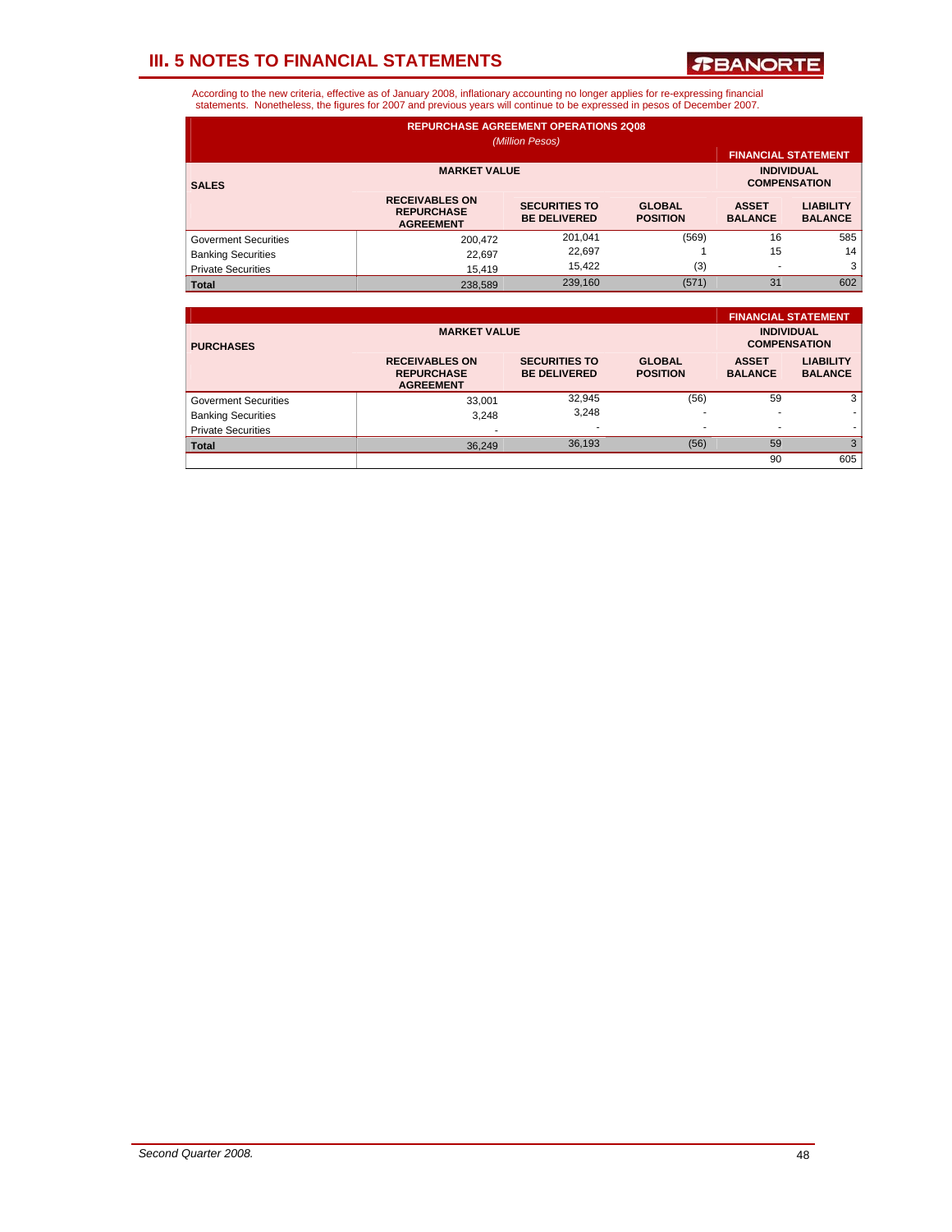## III. 5 NOTES TO FINANCIAL STATEMENTS

According to the new criteria, effective as of January 2008, inflationary accounting no longer applies for re-expressing financial statements. Nonetheless, the figures for 2007 and previous years will continue to be expressed in pesos of December 2007.

**REPURCHASE AGREEMENT OPERATIONS 2Q08**

*(Million Pesos)*

| SALES | MARKET VALUE | | | FINANCIAL STATEMENT INDIVIDUAL COMPENSATION | |
|---|---|---|---|---|---|
| | RECEIVABLES ON REPURCHASE AGREEMENT | SECURITIES TO BE DELIVERED | GLOBAL POSITION | ASSET BALANCE | LIABILITY BALANCE |
| Goverment Securities | 200,472 | 201,041 | (569) | 16 | 585 |
| Banking Securities | 22,697 | 22,697 | 1 | 15 | 14 |
| Private Securities | 15,419 | 15,422 | (3) | - | 3 |
| **Total** | 238,589 | 239,160 | (571) | 31 | 602 |

| PURCHASES | MARKET VALUE | | | FINANCIAL STATEMENT INDIVIDUAL COMPENSATION | |
|---|---|---|---|---|---|
| | RECEIVABLES ON REPURCHASE AGREEMENT | SECURITIES TO BE DELIVERED | GLOBAL POSITION | ASSET BALANCE | LIABILITY BALANCE |
| Goverment Securities | 33,001 | 32,945 | (56) | 59 | 3 |
| Banking Securities | 3,248 | 3,248 | - | - | - |
| Private Securities | - | - | - | - | - |
| **Total** | 36,249 | 36,193 | (56) | 59 | 3 |
| | | | | 90 | 605 |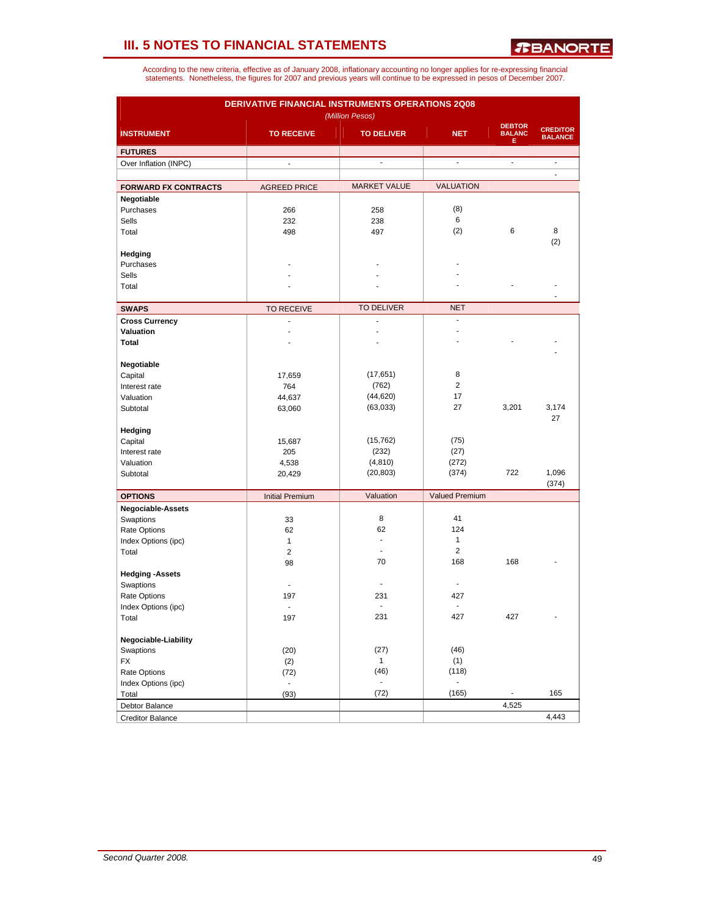# III. 5 NOTES TO FINANCIAL STATEMENTS

According to the new criteria, effective as of January 2008, inflationary accounting no longer applies for re-expressing financial statements. Nonetheless, the figures for 2007 and previous years will continue to be expressed in pesos of December 2007.

**DERIVATIVE FINANCIAL INSTRUMENTS OPERATIONS 2Q08**

*(Million Pesos)*

| INSTRUMENT | TO RECEIVE | TO DELIVER | NET | DEBTOR BALANCE | CREDITOR BALANCE |
|---|---|---|---|---|---|
| **FUTURES** | | | | | |
| Over Inflation (INPC) | - | - | - | - | - |
| | | | | | - |
| **FORWARD FX CONTRACTS** | AGREED PRICE | MARKET VALUE | VALUATION | | |
| **Negotiable** | | | | | |
| Purchases | 266 | 258 | (8) | | |
| Sells | 232 | 238 | 6 | | |
| Total | 498 | 497 | (2) | 6 | 8 |
| | | | | | (2) |
| **Hedging** | | | | | |
| Purchases | - | - | - | | |
| Sells | - | - | - | | |
| Total | - | - | - | - | - |
| | | | | | - |
| **SWAPS** | TO RECEIVE | TO DELIVER | NET | | |
| **Cross Currency** | - | - | - | | |
| **Valuation** | - | - | - | | |
| **Total** | - | - | - | - | - |
| | | | | | - |
| **Negotiable** | | | | | |
| Capital | 17,659 | (17,651) | 8 | | |
| Interest rate | 764 | (762) | 2 | | |
| Valuation | 44,637 | (44,620) | 17 | | |
| Subtotal | 63,060 | (63,033) | 27 | 3,201 | 3,174 |
| | | | | | 27 |
| **Hedging** | | | | | |
| Capital | 15,687 | (15,762) | (75) | | |
| Interest rate | 205 | (232) | (27) | | |
| Valuation | 4,538 | (4,810) | (272) | | |
| Subtotal | 20,429 | (20,803) | (374) | 722 | 1,096 |
| | | | | | (374) |
| **OPTIONS** | Initial Premium | Valuation | Valued Premium | | |
| **Negociable-Assets** | | | | | |
| Swaptions | 33 | 8 | 41 | | |
| Rate Options | 62 | 62 | 124 | | |
| Index Options (ipc) | 1 | - | 1 | | |
| Total | 2 | - | 2 | | |
| | 98 | 70 | 168 | 168 | - |
| **Hedging -Assets** | | | | | |
| Swaptions | - | - | - | | |
| Rate Options | 197 | 231 | 427 | | |
| Index Options (ipc) | - | - | - | | |
| Total | 197 | 231 | 427 | 427 | - |
| **Negociable-Liability** | | | | | |
| Swaptions | (20) | (27) | (46) | | |
| FX | (2) | 1 | (1) | | |
| Rate Options | (72) | (46) | (118) | | |
| Index Options (ipc) | - | - | - | | |
| Total | (93) | (72) | (165) | - | 165 |
| Debtor Balance | | | | 4,525 | |
| Creditor Balance | | | | | 4,443 |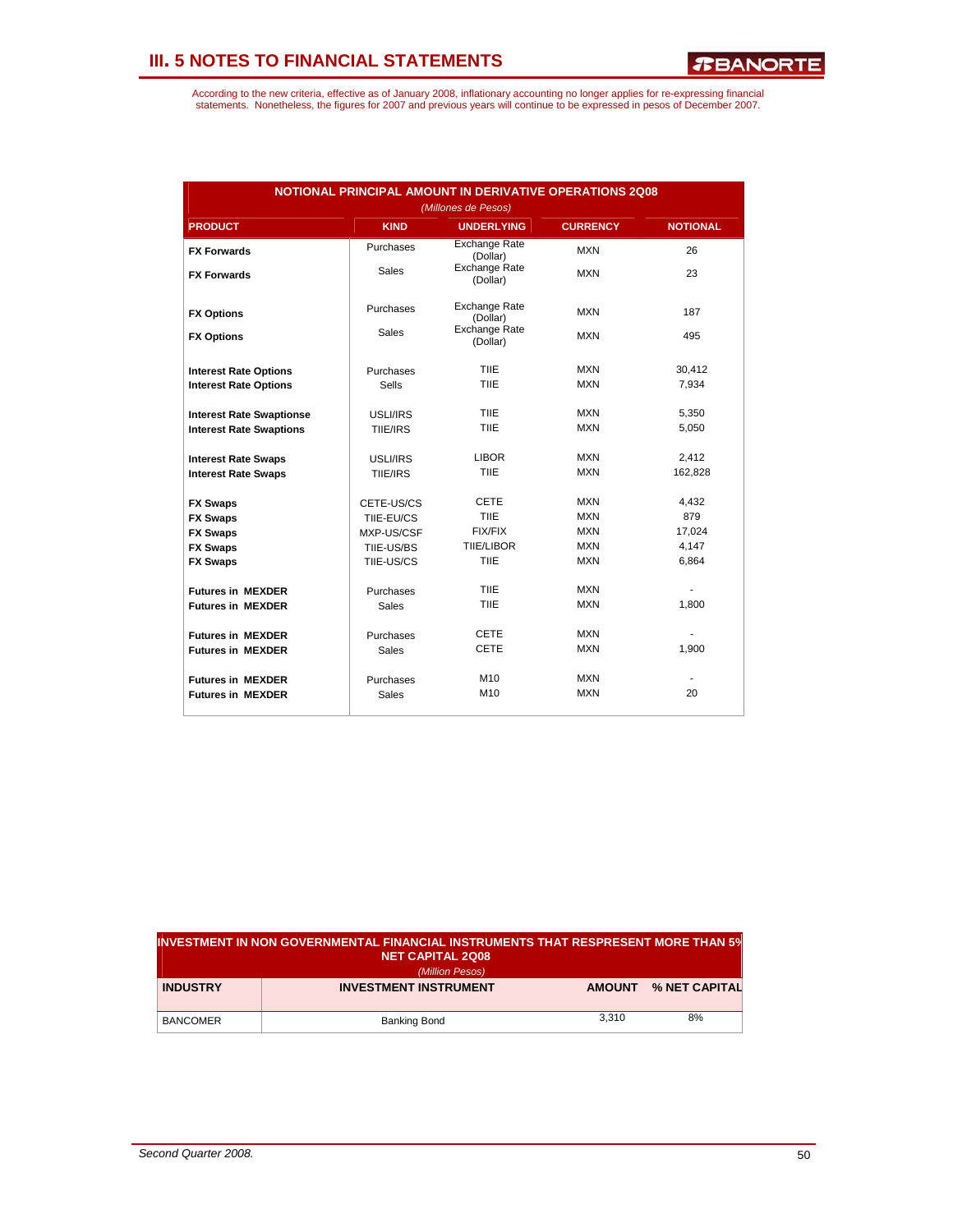## III. 5 NOTES TO FINANCIAL STATEMENTS

According to the new criteria, effective as of January 2008, inflationary accounting no longer applies for re-expressing financial statements. Nonetheless, the figures for 2007 and previous years will continue to be expressed in pesos of December 2007.

**NOTIONAL PRINCIPAL AMOUNT IN DERIVATIVE OPERATIONS 2Q08**
*(Millones de Pesos)*

| PRODUCT | KIND | UNDERLYING | CURRENCY | NOTIONAL |
|---|---|---|---|---|
| **FX Forwards** | Purchases | Exchange Rate (Dollar) | MXN | 26 |
| **FX Forwards** | Sales | Exchange Rate (Dollar) | MXN | 23 |
| **FX Options** | Purchases | Exchange Rate (Dollar) | MXN | 187 |
| **FX Options** | Sales | Exchange Rate (Dollar) | MXN | 495 |
| **Interest Rate Options** | Purchases | TIIE | MXN | 30,412 |
| **Interest Rate Options** | Sells | TIIE | MXN | 7,934 |
| **Interest Rate Swaptionse** | USLI/IRS | TIIE | MXN | 5,350 |
| **Interest Rate Swaptions** | TIIE/IRS | TIIE | MXN | 5,050 |
| **Interest Rate Swaps** | USLI/IRS | LIBOR | MXN | 2,412 |
| **Interest Rate Swaps** | TIIE/IRS | TIIE | MXN | 162,828 |
| **FX Swaps** | CETE-US/CS | CETE | MXN | 4,432 |
| **FX Swaps** | TIIE-EU/CS | TIIE | MXN | 879 |
| **FX Swaps** | MXP-US/CSF | FIX/FIX | MXN | 17,024 |
| **FX Swaps** | TIIE-US/BS | TIIE/LIBOR | MXN | 4,147 |
| **FX Swaps** | TIIE-US/CS | TIIE | MXN | 6,864 |
| **Futures in MEXDER** | Purchases | TIIE | MXN | - |
| **Futures in MEXDER** | Sales | TIIE | MXN | 1,800 |
| **Futures in MEXDER** | Purchases | CETE | MXN | - |
| **Futures in MEXDER** | Sales | CETE | MXN | 1,900 |
| **Futures in MEXDER** | Purchases | M10 | MXN | - |
| **Futures in MEXDER** | Sales | M10 | MXN | 20 |

**INVESTMENT IN NON GOVERNMENTAL FINANCIAL INSTRUMENTS THAT RESPRESENT MORE THAN 5% NET CAPITAL 2Q08**
*(Million Pesos)*

| INDUSTRY | INVESTMENT INSTRUMENT | AMOUNT | % NET CAPITAL |
|---|---|---|---|
| BANCOMER | Banking Bond | 3,310 | 8% |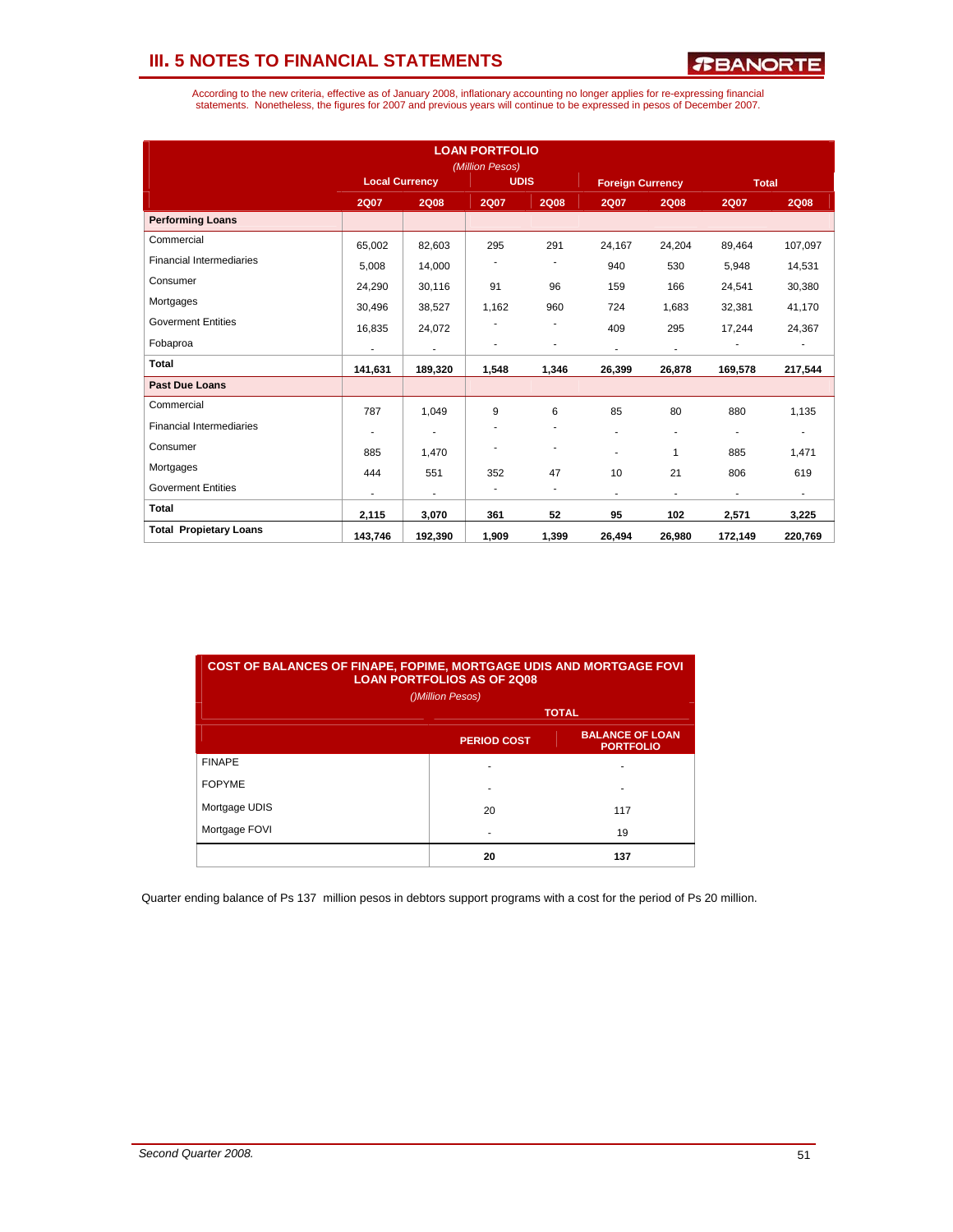## III. 5 NOTES TO FINANCIAL STATEMENTS

According to the new criteria, effective as of January 2008, inflationary accounting no longer applies for re-expressing financial statements. Nonetheless, the figures for 2007 and previous years will continue to be expressed in pesos of December 2007.

**LOAN PORTFOLIO**
*(Million Pesos)*

| | Local Currency | | UDIS | | Foreign Currency | | Total | |
|---|---|---|---|---|---|---|---|---|
| | 2Q07 | 2Q08 | 2Q07 | 2Q08 | 2Q07 | 2Q08 | 2Q07 | 2Q08 |
| **Performing Loans** | | | | | | | | |
| Commercial | 65,002 | 82,603 | 295 | 291 | 24,167 | 24,204 | 89,464 | 107,097 |
| Financial Intermediaries | 5,008 | 14,000 | - | - | 940 | 530 | 5,948 | 14,531 |
| Consumer | 24,290 | 30,116 | 91 | 96 | 159 | 166 | 24,541 | 30,380 |
| Mortgages | 30,496 | 38,527 | 1,162 | 960 | 724 | 1,683 | 32,381 | 41,170 |
| Goverment Entities | 16,835 | 24,072 | - | - | 409 | 295 | 17,244 | 24,367 |
| Fobaproa | - | - | - | - | - | - | - | - |
| **Total** | **141,631** | **189,320** | **1,548** | **1,346** | **26,399** | **26,878** | **169,578** | **217,544** |
| **Past Due Loans** | | | | | | | | |
| Commercial | 787 | 1,049 | 9 | 6 | 85 | 80 | 880 | 1,135 |
| Financial Intermediaries | - | - | - | - | - | - | - | - |
| Consumer | 885 | 1,470 | - | - | - | 1 | 885 | 1,471 |
| Mortgages | 444 | 551 | 352 | 47 | 10 | 21 | 806 | 619 |
| Goverment Entities | - | - | - | - | - | - | - | - |
| **Total** | **2,115** | **3,070** | **361** | **52** | **95** | **102** | **2,571** | **3,225** |
| **Total Propietary Loans** | **143,746** | **192,390** | **1,909** | **1,399** | **26,494** | **26,980** | **172,149** | **220,769** |

**COST OF BALANCES OF FINAPE, FOPIME, MORTGAGE UDIS AND MORTGAGE FOVI LOAN PORTFOLIOS AS OF 2Q08**
*()Million Pesos)*

| | TOTAL | |
|---|---|---|
| | PERIOD COST | BALANCE OF LOAN PORTFOLIO |
| FINAPE | - | - |
| FOPYME | - | - |
| Mortgage UDIS | 20 | 117 |
| Mortgage FOVI | - | 19 |
| | **20** | **137** |

Quarter ending balance of Ps 137 million pesos in debtors support programs with a cost for the period of Ps 20 million.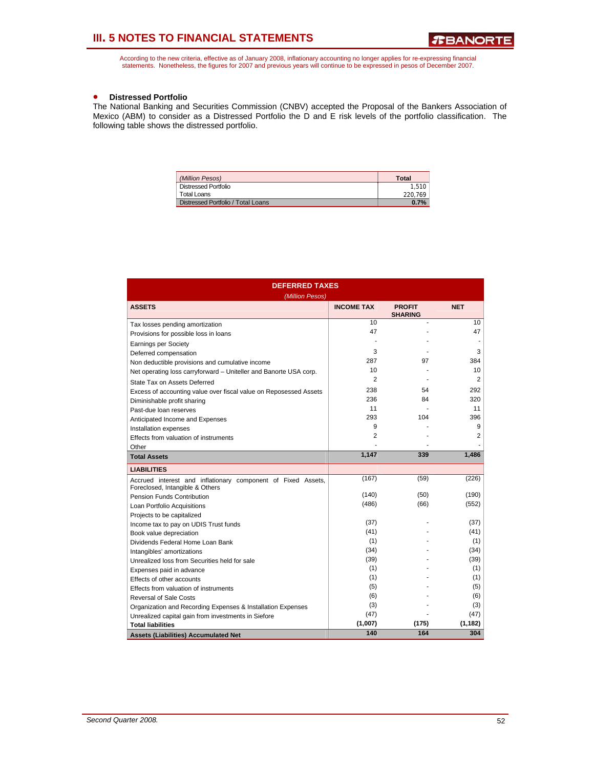According to the new criteria, effective as of January 2008, inflationary accounting no longer applies for re-expressing financial statements. Nonetheless, the figures for 2007 and previous years will continue to be expressed in pesos of December 2007.

- **Distressed Portfolio**

The National Banking and Securities Commission (CNBV) accepted the Proposal of the Bankers Association of Mexico (ABM) to consider as a Distressed Portfolio the D and E risk levels of the portfolio classification. The following table shows the distressed portfolio.

| *(Million Pesos)* | **Total** |
|---|---|
| Distressed Portfolio | 1,510 |
| Total Loans | 220,769 |
| Distressed Portfolio / Total Loans | **0.7%** |

| **DEFERRED TAXES** *(Million Pesos)* | | | |
|---|---|---|---|
| **ASSETS** | **INCOME TAX** | **PROFIT SHARING** | **NET** |
| Tax losses pending amortization | 10 | - | 10 |
| Provisions for possible loss in loans | 47 | - | 47 |
| Earnings per Society | - | - | - |
| Deferred compensation | 3 | - | 3 |
| Non deductible provisions and cumulative income | 287 | 97 | 384 |
| Net operating loss carryforward – Uniteller and Banorte USA corp. | 10 | - | 10 |
| State Tax on Assets Deferred | 2 | - | 2 |
| Excess of accounting value over fiscal value on Reposessed Assets | 238 | 54 | 292 |
| Diminishable profit sharing | 236 | 84 | 320 |
| Past-due loan reserves | 11 | - | 11 |
| Anticipated Income and Expenses | 293 | 104 | 396 |
| Installation expenses | 9 | - | 9 |
| Effects from valuation of instruments | 2 | - | 2 |
| Other | - | - | - |
| **Total Assets** | **1,147** | **339** | **1,486** |
| **LIABILITIES** | | | |
| Accrued interest and inflationary component of Fixed Assets, Foreclosed, Intangible & Others | (167) | (59) | (226) |
| Pension Funds Contribution | (140) | (50) | (190) |
| Loan Portfolio Acquisitions | (486) | (66) | (552) |
| Projects to be capitalized | | | |
| Income tax to pay on UDIS Trust funds | (37) | - | (37) |
| Book value depreciation | (41) | - | (41) |
| Dividends Federal Home Loan Bank | (1) | - | (1) |
| Intangibles' amortizations | (34) | - | (34) |
| Unrealized loss from Securities held for sale | (39) | - | (39) |
| Expenses paid in advance | (1) | - | (1) |
| Effects of other accounts | (1) | - | (1) |
| Effects from valuation of instruments | (5) | - | (5) |
| Reversal of Sale Costs | (6) | - | (6) |
| Organization and Recording Expenses & Installation Expenses | (3) | - | (3) |
| Unrealized capital gain from investments in Siefore | (47) | - | (47) |
| **Total liabilities** | **(1,007)** | **(175)** | **(1,182)** |
| **Assets (Liabilities) Accumulated Net** | **140** | **164** | **304** |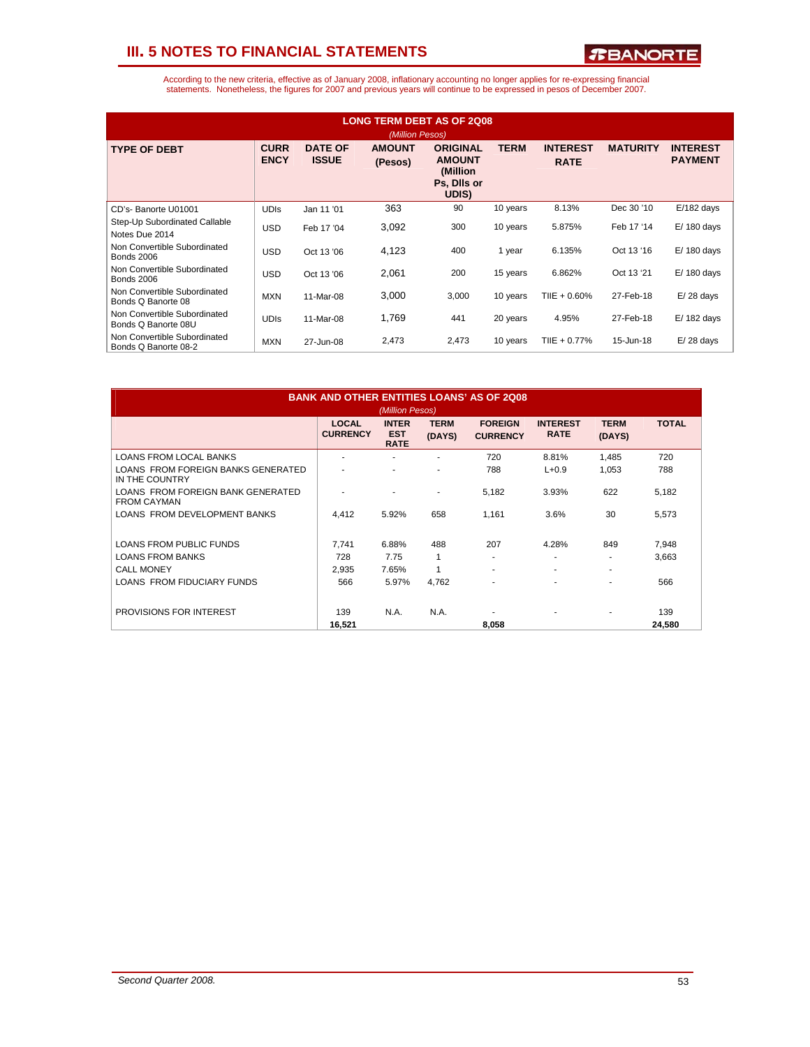## III. 5 NOTES TO FINANCIAL STATEMENTS

According to the new criteria, effective as of January 2008, inflationary accounting no longer applies for re-expressing financial statements. Nonetheless, the figures for 2007 and previous years will continue to be expressed in pesos of December 2007.

**LONG TERM DEBT AS OF 2Q08**
*(Million Pesos)*

| TYPE OF DEBT | CURRENCY | DATE OF ISSUE | AMOUNT (Pesos) | ORIGINAL AMOUNT (Million Ps, Dlls or UDIS) | TERM | INTEREST RATE | MATURITY | INTEREST PAYMENT |
|---|---|---|---|---|---|---|---|---|
| CD's- Banorte U01001 | UDIs | Jan 11 '01 | 363 | 90 | 10 years | 8.13% | Dec 30 '10 | E/182 days |
| Step-Up Subordinated Callable Notes Due 2014 | USD | Feb 17 '04 | 3,092 | 300 | 10 years | 5.875% | Feb 17 '14 | E/ 180 days |
| Non Convertible Subordinated Bonds 2006 | USD | Oct 13 '06 | 4,123 | 400 | 1 year | 6.135% | Oct 13 '16 | E/ 180 days |
| Non Convertible Subordinated Bonds 2006 | USD | Oct 13 '06 | 2,061 | 200 | 15 years | 6.862% | Oct 13 '21 | E/ 180 days |
| Non Convertible Subordinated Bonds Q Banorte 08 | MXN | 11-Mar-08 | 3,000 | 3,000 | 10 years | TIIE + 0.60% | 27-Feb-18 | E/ 28 days |
| Non Convertible Subordinated Bonds Q Banorte 08U | UDIs | 11-Mar-08 | 1,769 | 441 | 20 years | 4.95% | 27-Feb-18 | E/ 182 days |
| Non Convertible Subordinated Bonds Q Banorte 08-2 | MXN | 27-Jun-08 | 2,473 | 2,473 | 10 years | TIIE + 0.77% | 15-Jun-18 | E/ 28 days |

**BANK AND OTHER ENTITIES LOANS' AS OF 2Q08**
*(Million Pesos)*

| | LOCAL CURRENCY | INTEREST RATE | TERM (DAYS) | FOREIGN CURRENCY | INTEREST RATE | TERM (DAYS) | TOTAL |
|---|---|---|---|---|---|---|---|
| LOANS FROM LOCAL BANKS | - | - | - | 720 | 8.81% | 1,485 | 720 |
| LOANS FROM FOREIGN BANKS GENERATED IN THE COUNTRY | - | - | - | 788 | L+0.9 | 1,053 | 788 |
| LOANS FROM FOREIGN BANK GENERATED FROM CAYMAN | - | - | - | 5,182 | 3.93% | 622 | 5,182 |
| LOANS FROM DEVELOPMENT BANKS | 4,412 | 5.92% | 658 | 1,161 | 3.6% | 30 | 5,573 |
| LOANS FROM PUBLIC FUNDS | 7,741 | 6.88% | 488 | 207 | 4.28% | 849 | 7,948 |
| LOANS FROM BANKS | 728 | 7.75 | 1 | - | - | - | 3,663 |
| CALL MONEY | 2,935 | 7.65% | 1 | - | - | - | |
| LOANS FROM FIDUCIARY FUNDS | 566 | 5.97% | 4,762 | - | - | - | 566 |
| PROVISIONS FOR INTEREST | 139 | N.A. | N.A. | - | - | - | 139 |
| | **16,521** | | | **8,058** | | | **24,580** |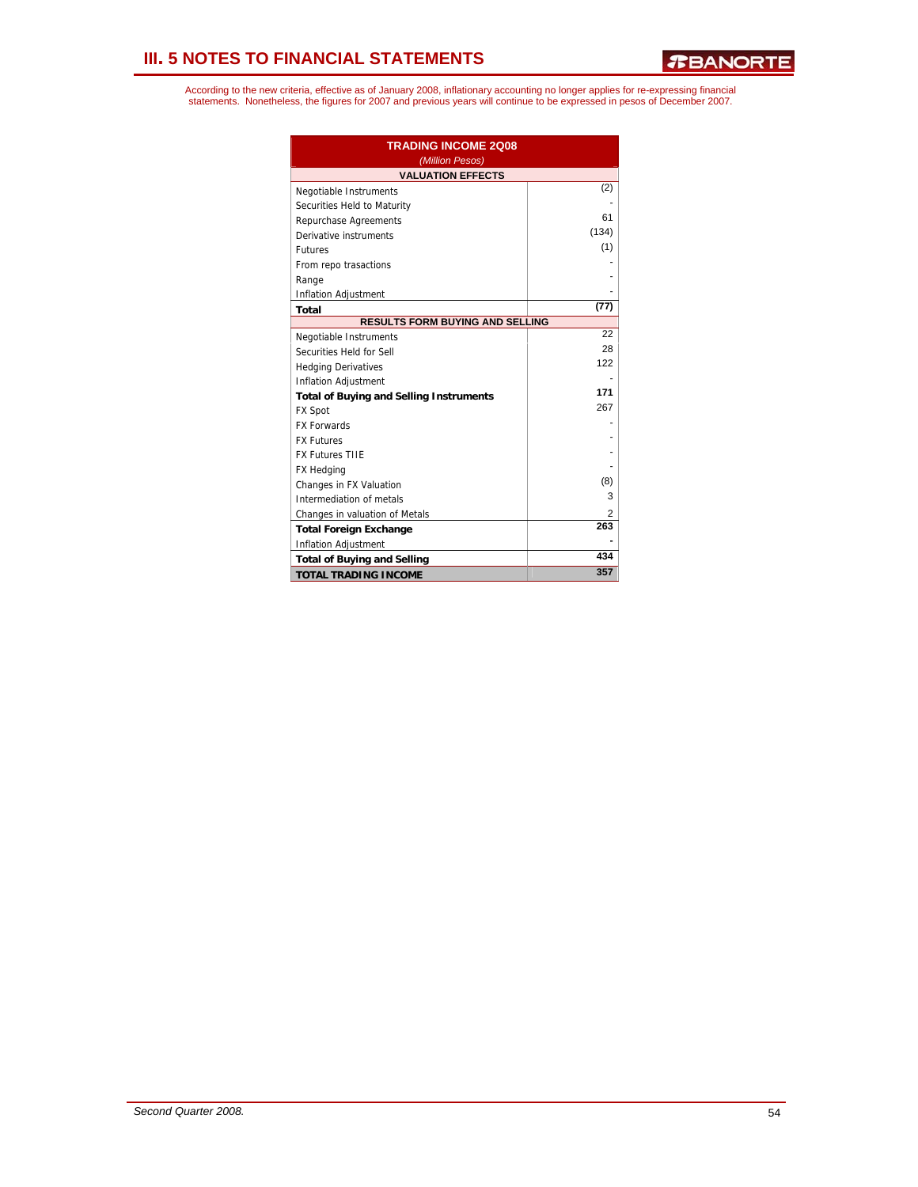# III. 5 NOTES TO FINANCIAL STATEMENTS

According to the new criteria, effective as of January 2008, inflationary accounting no longer applies for re-expressing financial statements. Nonetheless, the figures for 2007 and previous years will continue to be expressed in pesos of December 2007.

| TRADING INCOME 2Q08 *(Million Pesos)* | |
|---|---|
| **VALUATION EFFECTS** | |
| Negotiable Instruments | (2) |
| Securities Held to Maturity | - |
| Repurchase Agreements | 61 |
| Derivative instruments | (134) |
| Futures | (1) |
| From repo trasactions | - |
| Range | - |
| Inflation Adjustment | - |
| **Total** | **(77)** |
| **RESULTS FORM BUYING AND SELLING** | |
| Negotiable Instruments | 22 |
| Securities Held for Sell | 28 |
| Hedging Derivatives | 122 |
| Inflation Adjustment | - |
| **Total of Buying and Selling Instruments** | **171** |
| FX Spot | 267 |
| FX Forwards | - |
| FX Futures | - |
| FX Futures TIIE | - |
| FX Hedging | - |
| Changes in FX Valuation | (8) |
| Intermediation of metals | 3 |
| Changes in valuation of Metals | 2 |
| **Total Foreign Exchange** | **263** |
| Inflation Adjustment | **-** |
| **Total of Buying and Selling** | **434** |
| **TOTAL TRADING INCOME** | **357** |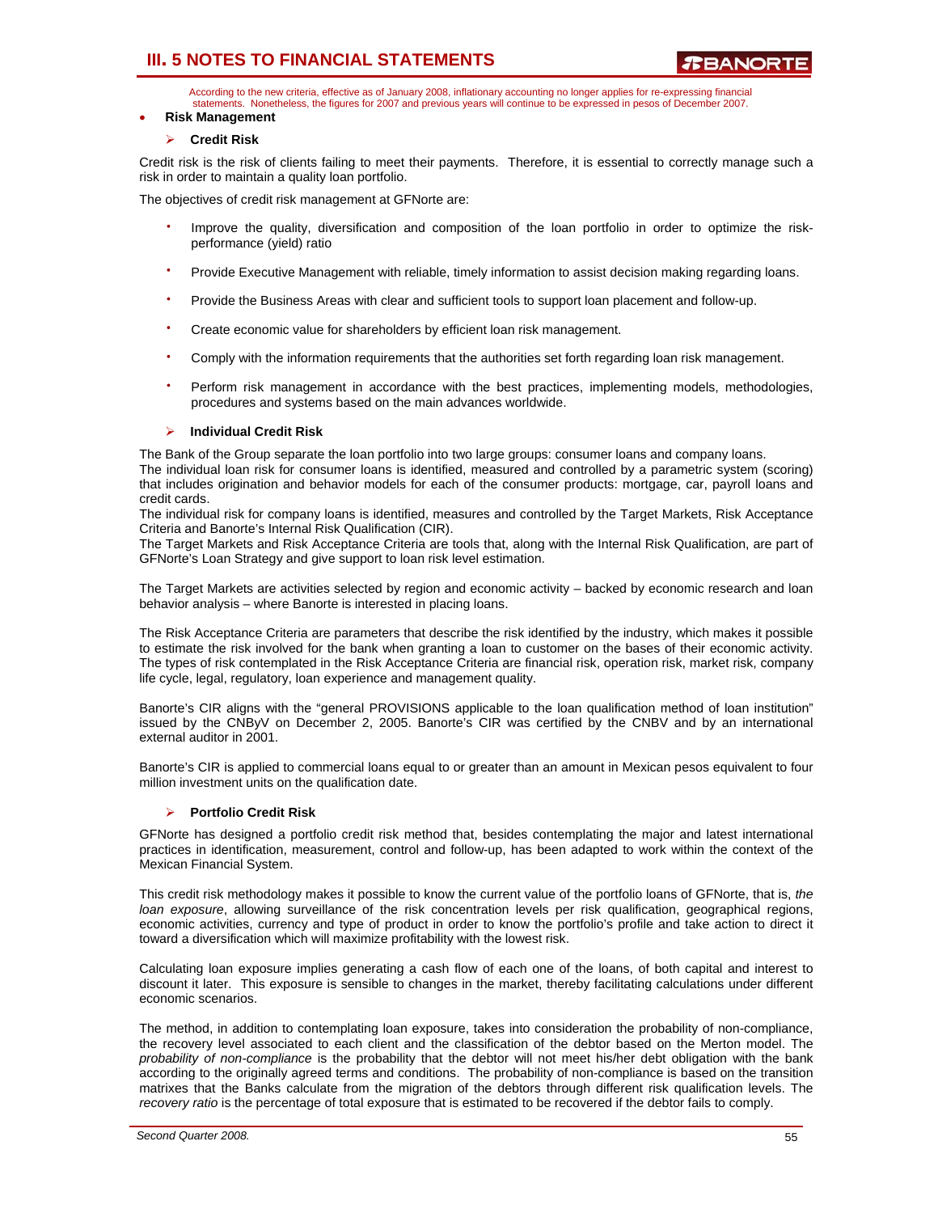According to the new criteria, effective as of January 2008, inflationary accounting no longer applies for re-expressing financial statements. Nonetheless, the figures for 2007 and previous years will continue to be expressed in pesos of December 2007.

- **Risk Management**

### Credit Risk

Credit risk is the risk of clients failing to meet their payments. Therefore, it is essential to correctly manage such a risk in order to maintain a quality loan portfolio.

The objectives of credit risk management at GFNorte are:

- Improve the quality, diversification and composition of the loan portfolio in order to optimize the risk-performance (yield) ratio
- Provide Executive Management with reliable, timely information to assist decision making regarding loans.
- Provide the Business Areas with clear and sufficient tools to support loan placement and follow-up.
- Create economic value for shareholders by efficient loan risk management.
- Comply with the information requirements that the authorities set forth regarding loan risk management.
- Perform risk management in accordance with the best practices, implementing models, methodologies, procedures and systems based on the main advances worldwide.

### Individual Credit Risk

The Bank of the Group separate the loan portfolio into two large groups: consumer loans and company loans.
The individual loan risk for consumer loans is identified, measured and controlled by a parametric system (scoring) that includes origination and behavior models for each of the consumer products: mortgage, car, payroll loans and credit cards.
The individual risk for company loans is identified, measures and controlled by the Target Markets, Risk Acceptance Criteria and Banorte's Internal Risk Qualification (CIR).
The Target Markets and Risk Acceptance Criteria are tools that, along with the Internal Risk Qualification, are part of GFNorte's Loan Strategy and give support to loan risk level estimation.

The Target Markets are activities selected by region and economic activity – backed by economic research and loan behavior analysis – where Banorte is interested in placing loans.

The Risk Acceptance Criteria are parameters that describe the risk identified by the industry, which makes it possible to estimate the risk involved for the bank when granting a loan to customer on the bases of their economic activity. The types of risk contemplated in the Risk Acceptance Criteria are financial risk, operation risk, market risk, company life cycle, legal, regulatory, loan experience and management quality.

Banorte's CIR aligns with the "general PROVISIONS applicable to the loan qualification method of loan institution" issued by the CNByV on December 2, 2005. Banorte's CIR was certified by the CNBV and by an international external auditor in 2001.

Banorte's CIR is applied to commercial loans equal to or greater than an amount in Mexican pesos equivalent to four million investment units on the qualification date.

### Portfolio Credit Risk

GFNorte has designed a portfolio credit risk method that, besides contemplating the major and latest international practices in identification, measurement, control and follow-up, has been adapted to work within the context of the Mexican Financial System.

This credit risk methodology makes it possible to know the current value of the portfolio loans of GFNorte, that is, *the loan exposure*, allowing surveillance of the risk concentration levels per risk qualification, geographical regions, economic activities, currency and type of product in order to know the portfolio's profile and take action to direct it toward a diversification which will maximize profitability with the lowest risk.

Calculating loan exposure implies generating a cash flow of each one of the loans, of both capital and interest to discount it later. This exposure is sensible to changes in the market, thereby facilitating calculations under different economic scenarios.

The method, in addition to contemplating loan exposure, takes into consideration the probability of non-compliance, the recovery level associated to each client and the classification of the debtor based on the Merton model. The *probability of non-compliance* is the probability that the debtor will not meet his/her debt obligation with the bank according to the originally agreed terms and conditions. The probability of non-compliance is based on the transition matrixes that the Banks calculate from the migration of the debtors through different risk qualification levels. The *recovery ratio* is the percentage of total exposure that is estimated to be recovered if the debtor fails to comply.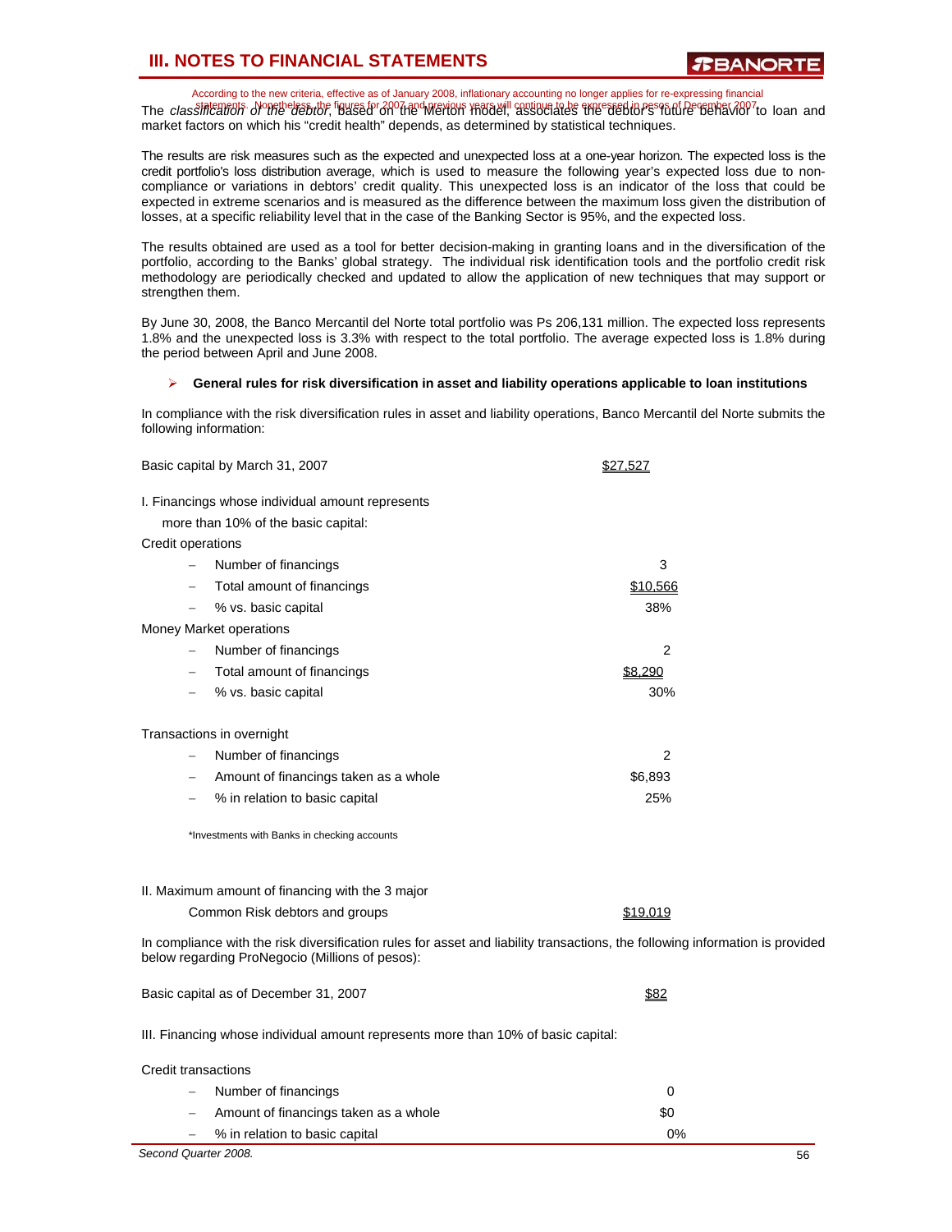The *classification of the debtor*, based on the Merton model, associates the debtor's future behavior to loan and market factors on which his "credit health" depends, as determined by statistical techniques.

The results are risk measures such as the expected and unexpected loss at a one-year horizon. The expected loss is the credit portfolio's loss distribution average, which is used to measure the following year's expected loss due to non-compliance or variations in debtors' credit quality. This unexpected loss is an indicator of the loss that could be expected in extreme scenarios and is measured as the difference between the maximum loss given the distribution of losses, at a specific reliability level that in the case of the Banking Sector is 95%, and the expected loss.

The results obtained are used as a tool for better decision-making in granting loans and in the diversification of the portfolio, according to the Banks' global strategy. The individual risk identification tools and the portfolio credit risk methodology are periodically checked and updated to allow the application of new techniques that may support or strengthen them.

By June 30, 2008, the Banco Mercantil del Norte total portfolio was Ps 206,131 million. The expected loss represents 1.8% and the unexpected loss is 3.3% with respect to the total portfolio. The average expected loss is 1.8% during the period between April and June 2008.

- **General rules for risk diversification in asset and liability operations applicable to loan institutions**

In compliance with the risk diversification rules in asset and liability operations, Banco Mercantil del Norte submits the following information:

| | |
|---|---|
| Basic capital by March 31, 2007 | $27,527 |
| I. Financings whose individual amount represents more than 10% of the basic capital: | |
| Credit operations | |
| – Number of financings | 3 |
| – Total amount of financings | $10,566 |
| – % vs. basic capital | 38% |
| Money Market operations | |
| – Number of financings | 2 |
| – Total amount of financings | $8,290 |
| – % vs. basic capital | 30% |
| Transactions in overnight | |
| – Number of financings | 2 |
| – Amount of financings taken as a whole | $6,893 |
| – % in relation to basic capital | 25% |

*Investments with Banks in checking accounts

| | |
|---|---|
| II. Maximum amount of financing with the 3 major Common Risk debtors and groups | $19,019 |

In compliance with the risk diversification rules for asset and liability transactions, the following information is provided below regarding ProNegocio (Millions of pesos):

| | |
|---|---|
| Basic capital as of December 31, 2007 | $82 |
| III. Financing whose individual amount represents more than 10% of basic capital: | |
| Credit transactions | |
| – Number of financings | 0 |
| – Amount of financings taken as a whole | $0 |
| – % in relation to basic capital | 0% |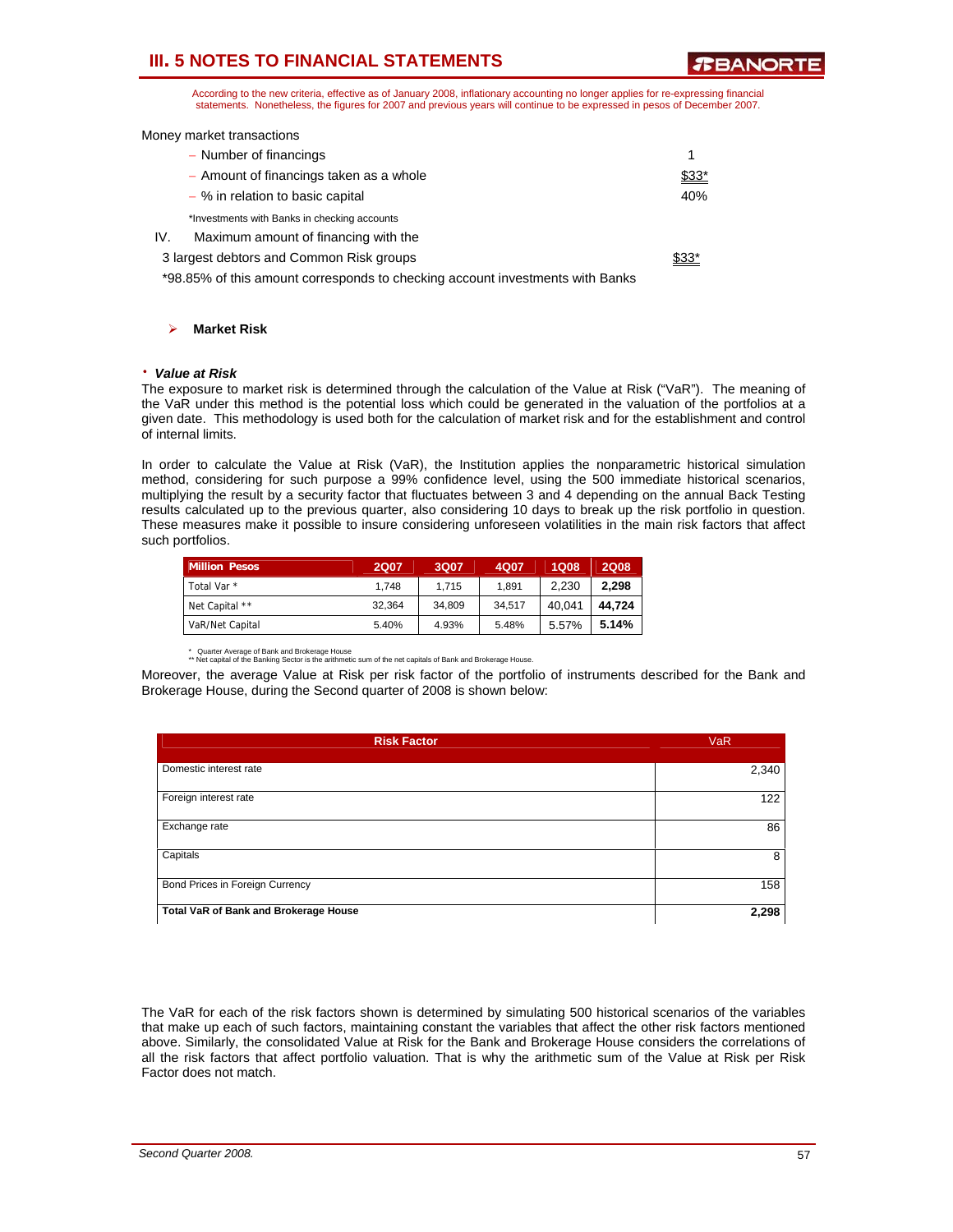According to the new criteria, effective as of January 2008, inflationary accounting no longer applies for re-expressing financial statements. Nonetheless, the figures for 2007 and previous years will continue to be expressed in pesos of December 2007.

Money market transactions

| | |
|---|---|
| – Number of financings | 1 |
| – Amount of financings taken as a whole | $33* |
| – % in relation to basic capital | 40% |

*Investments with Banks in checking accounts

IV. Maximum amount of financing with the 3 largest debtors and Common Risk groups — $33*

*98.85% of this amount corresponds to checking account investments with Banks

- **Market Risk**

**· *Value at Risk***

The exposure to market risk is determined through the calculation of the Value at Risk ("VaR"). The meaning of the VaR under this method is the potential loss which could be generated in the valuation of the portfolios at a given date. This methodology is used both for the calculation of market risk and for the establishment and control of internal limits.

In order to calculate the Value at Risk (VaR), the Institution applies the nonparametric historical simulation method, considering for such purpose a 99% confidence level, using the 500 immediate historical scenarios, multiplying the result by a security factor that fluctuates between 3 and 4 depending on the annual Back Testing results calculated up to the previous quarter, also considering 10 days to break up the risk portfolio in question. These measures make it possible to insure considering unforeseen volatilities in the main risk factors that affect such portfolios.

| Million Pesos | 2Q07 | 3Q07 | 4Q07 | 1Q08 | 2Q08 |
|---|---|---|---|---|---|
| Total Var * | 1,748 | 1,715 | 1,891 | 2,230 | **2,298** |
| Net Capital ** | 32,364 | 34,809 | 34,517 | 40,041 | **44,724** |
| VaR/Net Capital | 5.40% | 4.93% | 5.48% | 5.57% | **5.14%** |

\* Quarter Average of Bank and Brokerage House
\** Net capital of the Banking Sector is the arithmetic sum of the net capitals of Bank and Brokerage House.

Moreover, the average Value at Risk per risk factor of the portfolio of instruments described for the Bank and Brokerage House, during the Second quarter of 2008 is shown below:

| Risk Factor | VaR |
|---|---|
| Domestic interest rate | 2,340 |
| Foreign interest rate | 122 |
| Exchange rate | 86 |
| Capitals | 8 |
| Bond Prices in Foreign Currency | 158 |
| **Total VaR of Bank and Brokerage House** | **2,298** |

The VaR for each of the risk factors shown is determined by simulating 500 historical scenarios of the variables that make up each of such factors, maintaining constant the variables that affect the other risk factors mentioned above. Similarly, the consolidated Value at Risk for the Bank and Brokerage House considers the correlations of all the risk factors that affect portfolio valuation. That is why the arithmetic sum of the Value at Risk per Risk Factor does not match.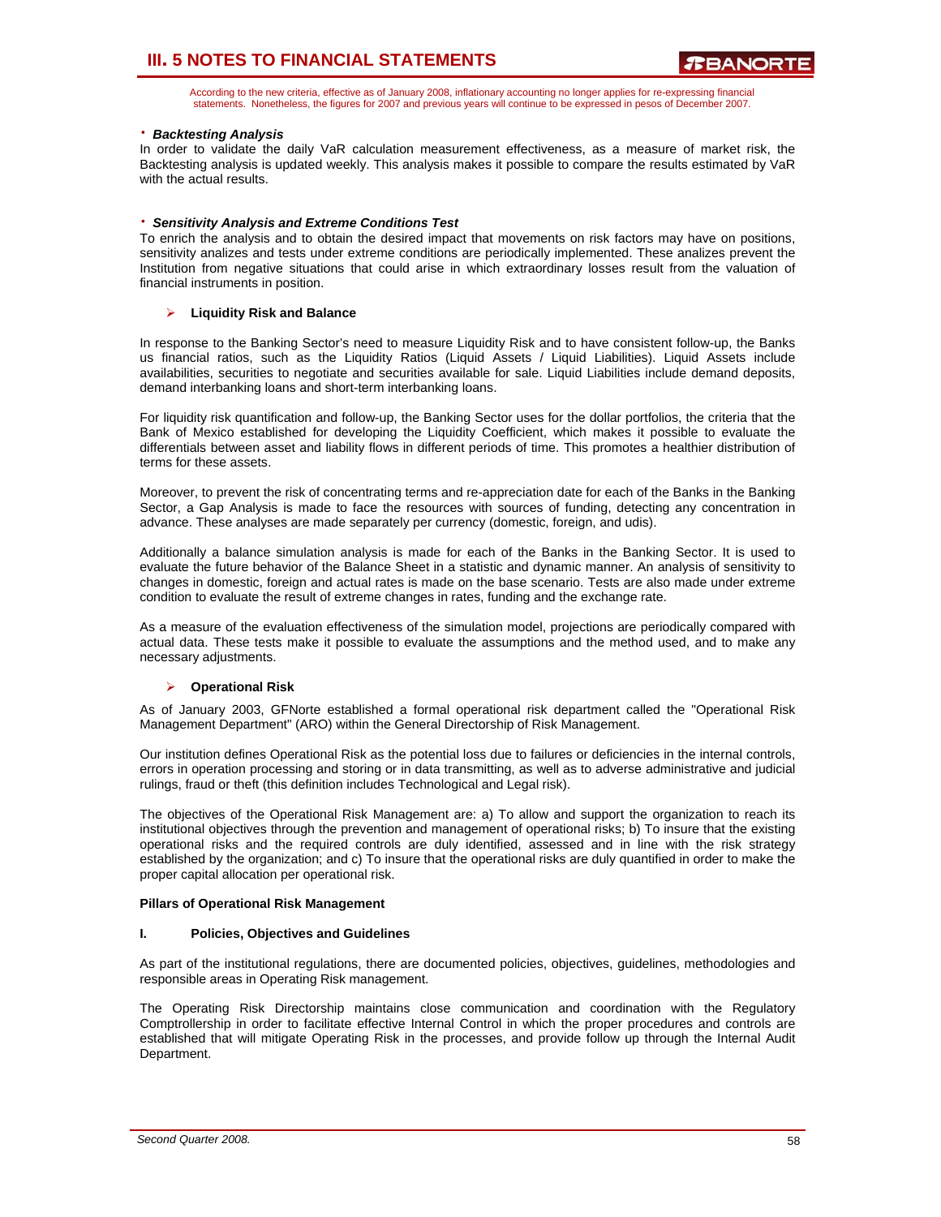According to the new criteria, effective as of January 2008, inflationary accounting no longer applies for re-expressing financial statements. Nonetheless, the figures for 2007 and previous years will continue to be expressed in pesos of December 2007.

- ***Backtesting Analysis***

In order to validate the daily VaR calculation measurement effectiveness, as a measure of market risk, the Backtesting analysis is updated weekly. This analysis makes it possible to compare the results estimated by VaR with the actual results.

- ***Sensitivity Analysis and Extreme Conditions Test***

To enrich the analysis and to obtain the desired impact that movements on risk factors may have on positions, sensitivity analizes and tests under extreme conditions are periodically implemented. These analizes prevent the Institution from negative situations that could arise in which extraordinary losses result from the valuation of financial instruments in position.

- **Liquidity Risk and Balance**

In response to the Banking Sector's need to measure Liquidity Risk and to have consistent follow-up, the Banks us financial ratios, such as the Liquidity Ratios (Liquid Assets / Liquid Liabilities). Liquid Assets include availabilities, securities to negotiate and securities available for sale. Liquid Liabilities include demand deposits, demand interbanking loans and short-term interbanking loans.

For liquidity risk quantification and follow-up, the Banking Sector uses for the dollar portfolios, the criteria that the Bank of Mexico established for developing the Liquidity Coefficient, which makes it possible to evaluate the differentials between asset and liability flows in different periods of time. This promotes a healthier distribution of terms for these assets.

Moreover, to prevent the risk of concentrating terms and re-appreciation date for each of the Banks in the Banking Sector, a Gap Analysis is made to face the resources with sources of funding, detecting any concentration in advance. These analyses are made separately per currency (domestic, foreign, and udis).

Additionally a balance simulation analysis is made for each of the Banks in the Banking Sector. It is used to evaluate the future behavior of the Balance Sheet in a statistic and dynamic manner. An analysis of sensitivity to changes in domestic, foreign and actual rates is made on the base scenario. Tests are also made under extreme condition to evaluate the result of extreme changes in rates, funding and the exchange rate.

As a measure of the evaluation effectiveness of the simulation model, projections are periodically compared with actual data. These tests make it possible to evaluate the assumptions and the method used, and to make any necessary adjustments.

- **Operational Risk**

As of January 2003, GFNorte established a formal operational risk department called the "Operational Risk Management Department" (ARO) within the General Directorship of Risk Management.

Our institution defines Operational Risk as the potential loss due to failures or deficiencies in the internal controls, errors in operation processing and storing or in data transmitting, as well as to adverse administrative and judicial rulings, fraud or theft (this definition includes Technological and Legal risk).

The objectives of the Operational Risk Management are: a) To allow and support the organization to reach its institutional objectives through the prevention and management of operational risks; b) To insure that the existing operational risks and the required controls are duly identified, assessed and in line with the risk strategy established by the organization; and c) To insure that the operational risks are duly quantified in order to make the proper capital allocation per operational risk.

**Pillars of Operational Risk Management**

**I. Policies, Objectives and Guidelines**

As part of the institutional regulations, there are documented policies, objectives, guidelines, methodologies and responsible areas in Operating Risk management.

The Operating Risk Directorship maintains close communication and coordination with the Regulatory Comptrollership in order to facilitate effective Internal Control in which the proper procedures and controls are established that will mitigate Operating Risk in the processes, and provide follow up through the Internal Audit Department.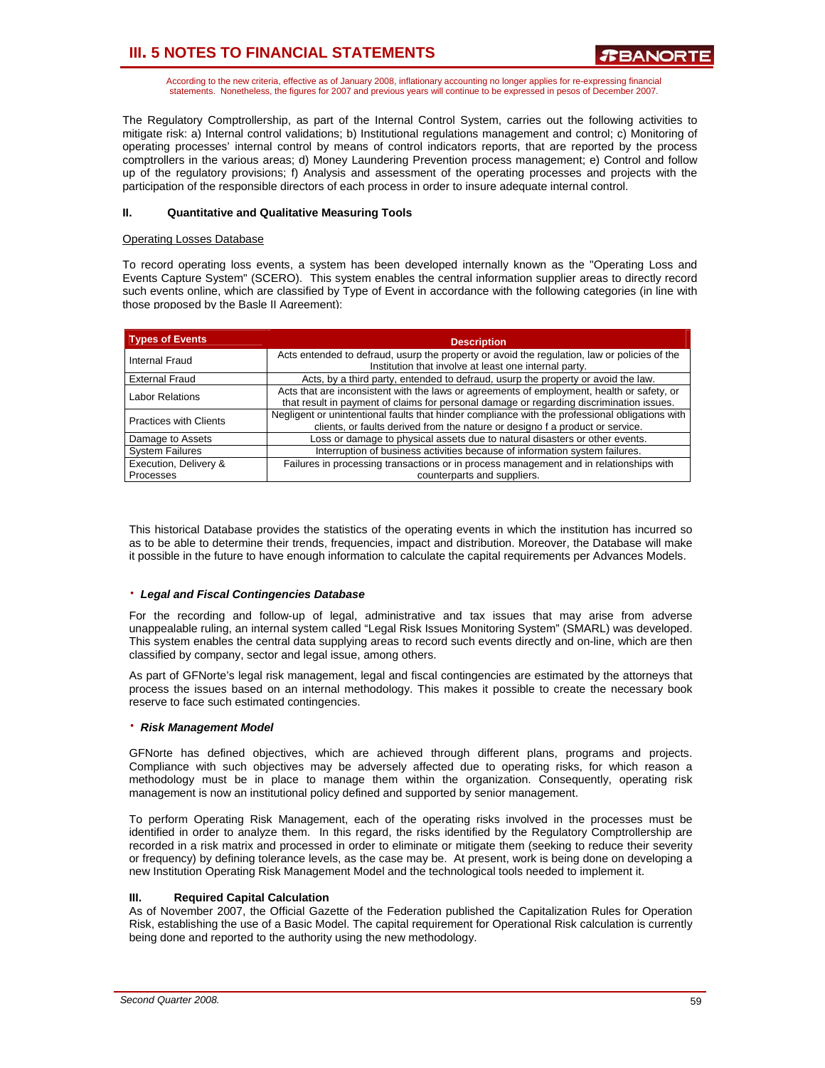According to the new criteria, effective as of January 2008, inflationary accounting no longer applies for re-expressing financial statements. Nonetheless, the figures for 2007 and previous years will continue to be expressed in pesos of December 2007.

The Regulatory Comptrollership, as part of the Internal Control System, carries out the following activities to mitigate risk: a) Internal control validations; b) Institutional regulations management and control; c) Monitoring of operating processes' internal control by means of control indicators reports, that are reported by the process comptrollers in the various areas; d) Money Laundering Prevention process management; e) Control and follow up of the regulatory provisions; f) Analysis and assessment of the operating processes and projects with the participation of the responsible directors of each process in order to insure adequate internal control.

#### II. Quantitative and Qualitative Measuring Tools

Operating Losses Database

To record operating loss events, a system has been developed internally known as the "Operating Loss and Events Capture System" (SCERO). This system enables the central information supplier areas to directly record such events online, which are classified by Type of Event in accordance with the following categories (in line with those proposed by the Basle II Agreement):

| Types of Events | Description |
|---|---|
| Internal Fraud | Acts entended to defraud, usurp the property or avoid the regulation, law or policies of the Institution that involve at least one internal party. |
| External Fraud | Acts, by a third party, entended to defraud, usurp the property or avoid the law. |
| Labor Relations | Acts that are inconsistent with the laws or agreements of employment, health or safety, or that result in payment of claims for personal damage or regarding discrimination issues. |
| Practices with Clients | Negligent or unintentional faults that hinder compliance with the professional obligations with clients, or faults derived from the nature or designo f a product or service. |
| Damage to Assets | Loss or damage to physical assets due to natural disasters or other events. |
| System Failures | Interruption of business activities because of information system failures. |
| Execution, Delivery & Processes | Failures in processing transactions or in process management and in relationships with counterparts and suppliers. |

This historical Database provides the statistics of the operating events in which the institution has incurred so as to be able to determine their trends, frequencies, impact and distribution. Moreover, the Database will make it possible in the future to have enough information to calculate the capital requirements per Advances Models.

- ***Legal and Fiscal Contingencies Database***

For the recording and follow-up of legal, administrative and tax issues that may arise from adverse unappealable ruling, an internal system called "Legal Risk Issues Monitoring System" (SMARL) was developed. This system enables the central data supplying areas to record such events directly and on-line, which are then classified by company, sector and legal issue, among others.

As part of GFNorte's legal risk management, legal and fiscal contingencies are estimated by the attorneys that process the issues based on an internal methodology. This makes it possible to create the necessary book reserve to face such estimated contingencies.

- ***Risk Management Model***

GFNorte has defined objectives, which are achieved through different plans, programs and projects. Compliance with such objectives may be adversely affected due to operating risks, for which reason a methodology must be in place to manage them within the organization. Consequently, operating risk management is now an institutional policy defined and supported by senior management.

To perform Operating Risk Management, each of the operating risks involved in the processes must be identified in order to analyze them. In this regard, the risks identified by the Regulatory Comptrollership are recorded in a risk matrix and processed in order to eliminate or mitigate them (seeking to reduce their severity or frequency) by defining tolerance levels, as the case may be. At present, work is being done on developing a new Institution Operating Risk Management Model and the technological tools needed to implement it.

#### III. Required Capital Calculation

As of November 2007, the Official Gazette of the Federation published the Capitalization Rules for Operation Risk, establishing the use of a Basic Model. The capital requirement for Operational Risk calculation is currently being done and reported to the authority using the new methodology.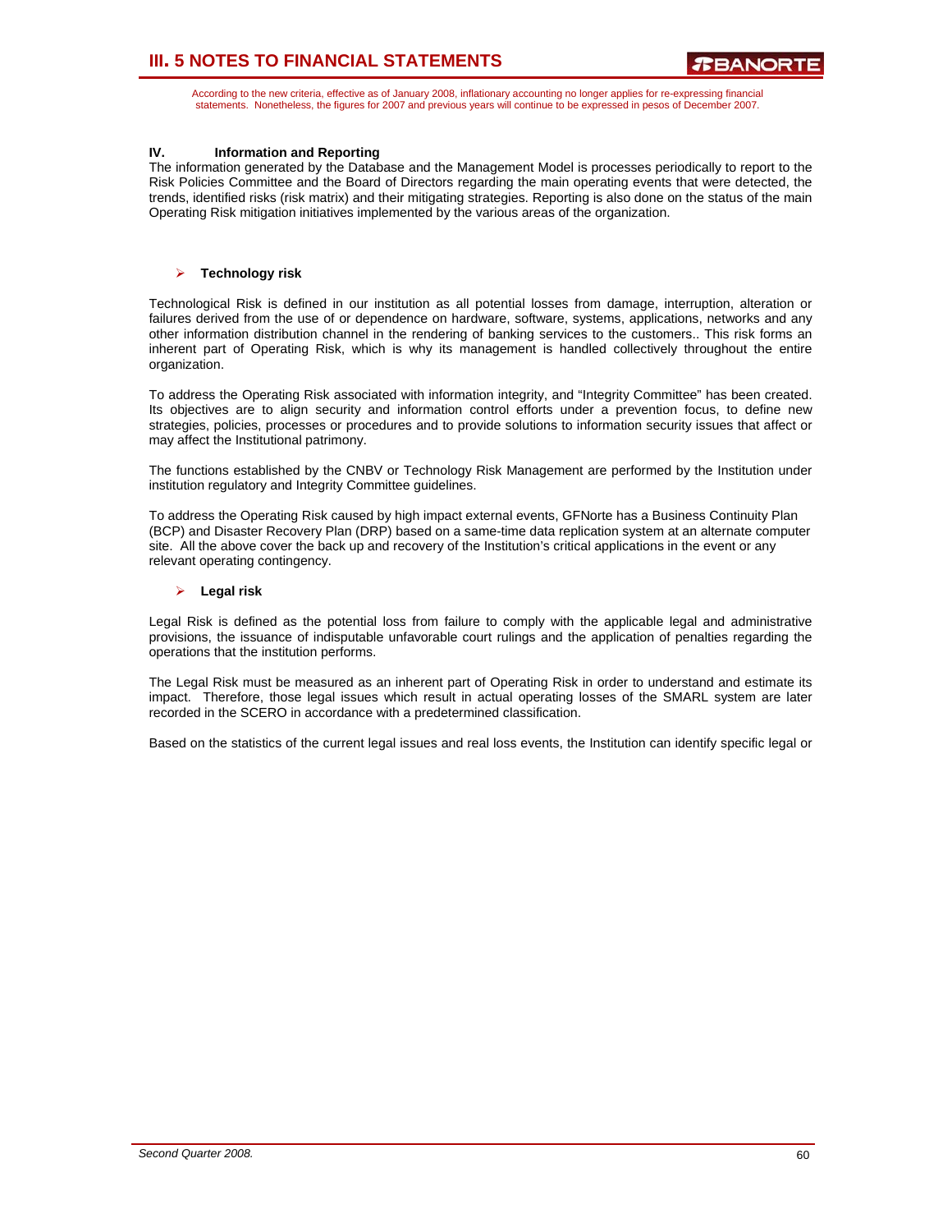According to the new criteria, effective as of January 2008, inflationary accounting no longer applies for re-expressing financial statements. Nonetheless, the figures for 2007 and previous years will continue to be expressed in pesos of December 2007.

**IV. Information and Reporting**

The information generated by the Database and the Management Model is processes periodically to report to the Risk Policies Committee and the Board of Directors regarding the main operating events that were detected, the trends, identified risks (risk matrix) and their mitigating strategies. Reporting is also done on the status of the main Operating Risk mitigation initiatives implemented by the various areas of the organization.

- **Technology risk**

Technological Risk is defined in our institution as all potential losses from damage, interruption, alteration or failures derived from the use of or dependence on hardware, software, systems, applications, networks and any other information distribution channel in the rendering of banking services to the customers.. This risk forms an inherent part of Operating Risk, which is why its management is handled collectively throughout the entire organization.

To address the Operating Risk associated with information integrity, and "Integrity Committee" has been created. Its objectives are to align security and information control efforts under a prevention focus, to define new strategies, policies, processes or procedures and to provide solutions to information security issues that affect or may affect the Institutional patrimony.

The functions established by the CNBV or Technology Risk Management are performed by the Institution under institution regulatory and Integrity Committee guidelines.

To address the Operating Risk caused by high impact external events, GFNorte has a Business Continuity Plan (BCP) and Disaster Recovery Plan (DRP) based on a same-time data replication system at an alternate computer site. All the above cover the back up and recovery of the Institution's critical applications in the event or any relevant operating contingency.

- **Legal risk**

Legal Risk is defined as the potential loss from failure to comply with the applicable legal and administrative provisions, the issuance of indisputable unfavorable court rulings and the application of penalties regarding the operations that the institution performs.

The Legal Risk must be measured as an inherent part of Operating Risk in order to understand and estimate its impact. Therefore, those legal issues which result in actual operating losses of the SMARL system are later recorded in the SCERO in accordance with a predetermined classification.

Based on the statistics of the current legal issues and real loss events, the Institution can identify specific legal or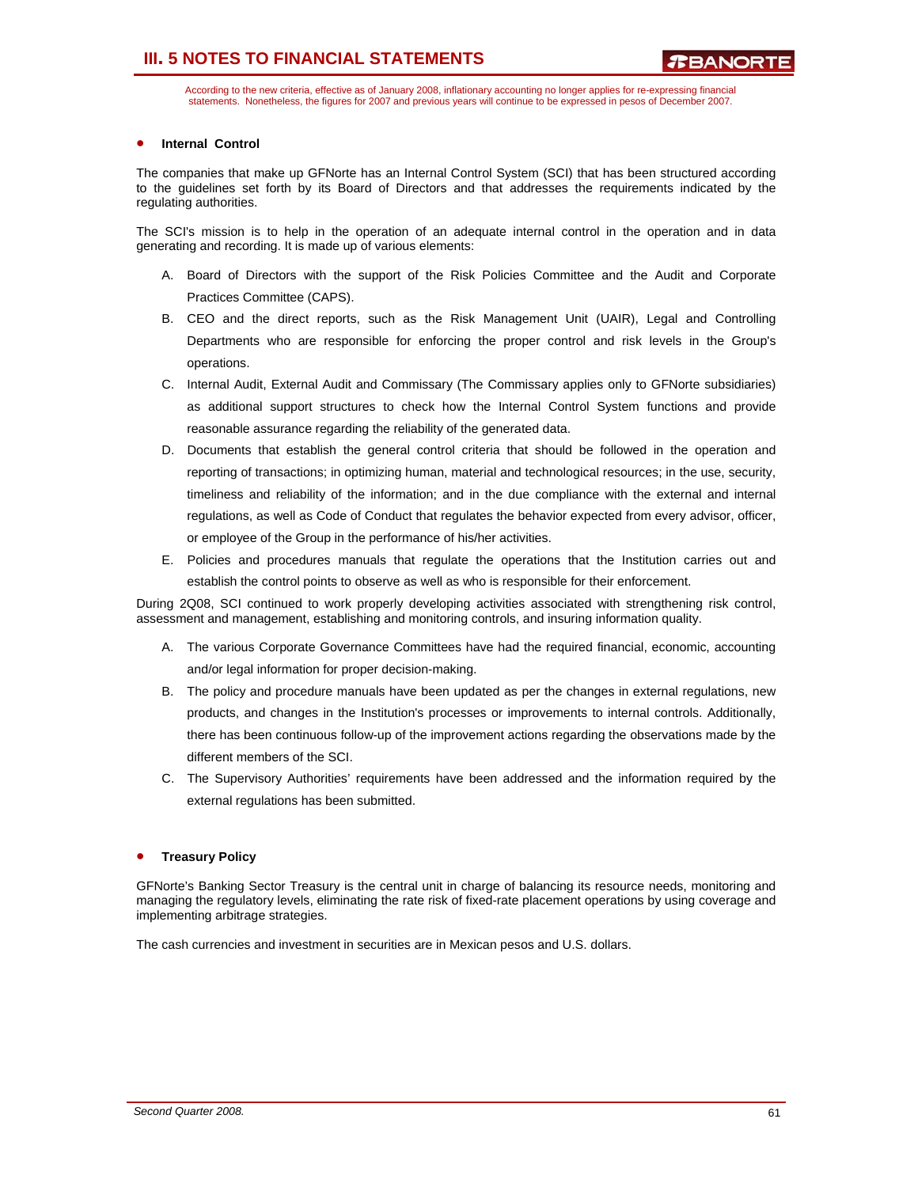According to the new criteria, effective as of January 2008, inflationary accounting no longer applies for re-expressing financial statements. Nonetheless, the figures for 2007 and previous years will continue to be expressed in pesos of December 2007.

- **Internal Control**

The companies that make up GFNorte has an Internal Control System (SCI) that has been structured according to the guidelines set forth by its Board of Directors and that addresses the requirements indicated by the regulating authorities.

The SCI's mission is to help in the operation of an adequate internal control in the operation and in data generating and recording. It is made up of various elements:

A. Board of Directors with the support of the Risk Policies Committee and the Audit and Corporate Practices Committee (CAPS).

B. CEO and the direct reports, such as the Risk Management Unit (UAIR), Legal and Controlling Departments who are responsible for enforcing the proper control and risk levels in the Group's operations.

C. Internal Audit, External Audit and Commissary (The Commissary applies only to GFNorte subsidiaries) as additional support structures to check how the Internal Control System functions and provide reasonable assurance regarding the reliability of the generated data.

D. Documents that establish the general control criteria that should be followed in the operation and reporting of transactions; in optimizing human, material and technological resources; in the use, security, timeliness and reliability of the information; and in the due compliance with the external and internal regulations, as well as Code of Conduct that regulates the behavior expected from every advisor, officer, or employee of the Group in the performance of his/her activities.

E. Policies and procedures manuals that regulate the operations that the Institution carries out and establish the control points to observe as well as who is responsible for their enforcement.

During 2Q08, SCI continued to work properly developing activities associated with strengthening risk control, assessment and management, establishing and monitoring controls, and insuring information quality.

A. The various Corporate Governance Committees have had the required financial, economic, accounting and/or legal information for proper decision-making.

B. The policy and procedure manuals have been updated as per the changes in external regulations, new products, and changes in the Institution's processes or improvements to internal controls. Additionally, there has been continuous follow-up of the improvement actions regarding the observations made by the different members of the SCI.

C. The Supervisory Authorities' requirements have been addressed and the information required by the external regulations has been submitted.

- **Treasury Policy**

GFNorte's Banking Sector Treasury is the central unit in charge of balancing its resource needs, monitoring and managing the regulatory levels, eliminating the rate risk of fixed-rate placement operations by using coverage and implementing arbitrage strategies.

The cash currencies and investment in securities are in Mexican pesos and U.S. dollars.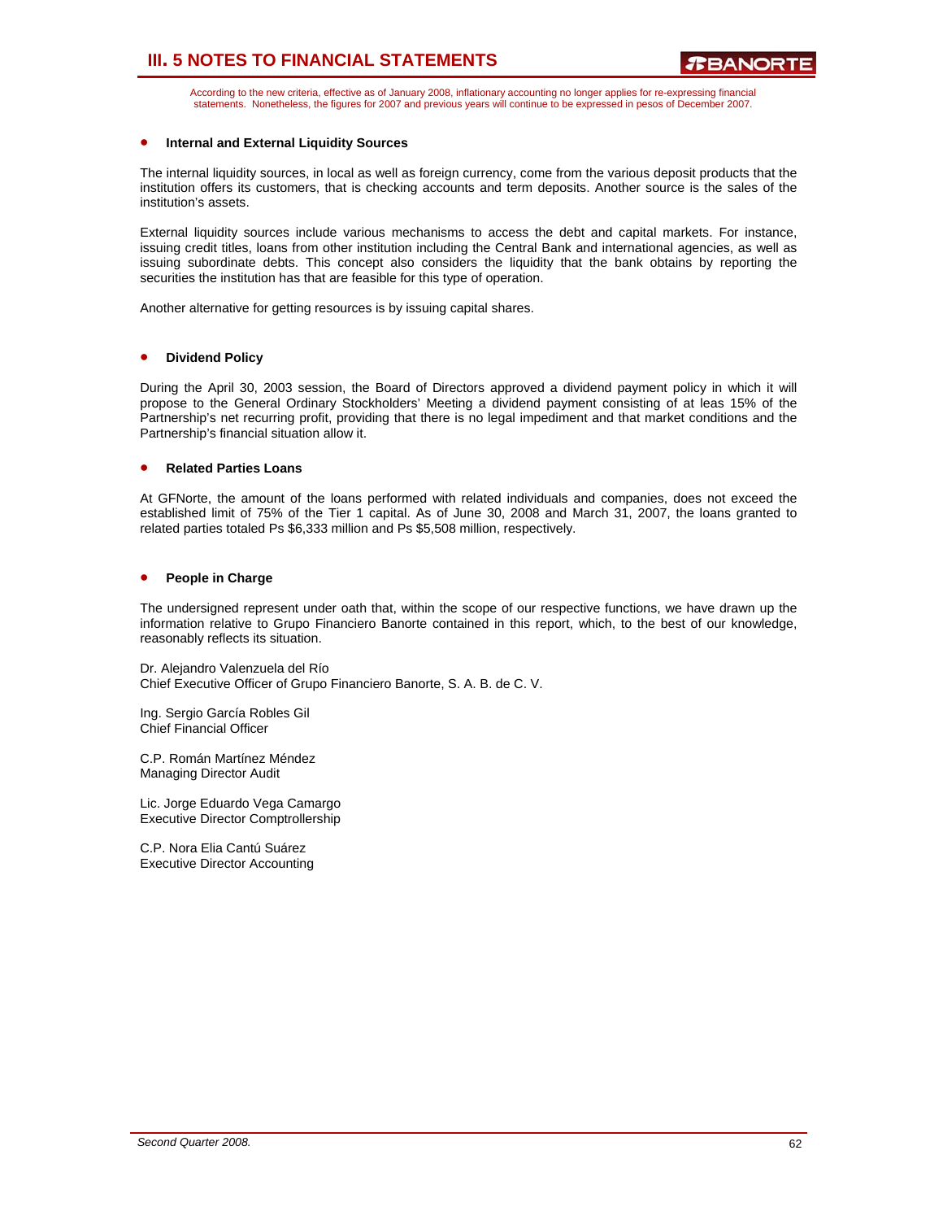According to the new criteria, effective as of January 2008, inflationary accounting no longer applies for re-expressing financial statements. Nonetheless, the figures for 2007 and previous years will continue to be expressed in pesos of December 2007.

- **Internal and External Liquidity Sources**

The internal liquidity sources, in local as well as foreign currency, come from the various deposit products that the institution offers its customers, that is checking accounts and term deposits. Another source is the sales of the institution's assets.

External liquidity sources include various mechanisms to access the debt and capital markets. For instance, issuing credit titles, loans from other institution including the Central Bank and international agencies, as well as issuing subordinate debts. This concept also considers the liquidity that the bank obtains by reporting the securities the institution has that are feasible for this type of operation.

Another alternative for getting resources is by issuing capital shares.

- **Dividend Policy**

During the April 30, 2003 session, the Board of Directors approved a dividend payment policy in which it will propose to the General Ordinary Stockholders' Meeting a dividend payment consisting of at leas 15% of the Partnership's net recurring profit, providing that there is no legal impediment and that market conditions and the Partnership's financial situation allow it.

- **Related Parties Loans**

At GFNorte, the amount of the loans performed with related individuals and companies, does not exceed the established limit of 75% of the Tier 1 capital. As of June 30, 2008 and March 31, 2007, the loans granted to related parties totaled Ps $6,333 million and Ps $5,508 million, respectively.

- **People in Charge**

The undersigned represent under oath that, within the scope of our respective functions, we have drawn up the information relative to Grupo Financiero Banorte contained in this report, which, to the best of our knowledge, reasonably reflects its situation.

Dr. Alejandro Valenzuela del Río
Chief Executive Officer of Grupo Financiero Banorte, S. A. B. de C. V.

Ing. Sergio García Robles Gil
Chief Financial Officer

C.P. Román Martínez Méndez
Managing Director Audit

Lic. Jorge Eduardo Vega Camargo
Executive Director Comptrollership

C.P. Nora Elia Cantú Suárez
Executive Director Accounting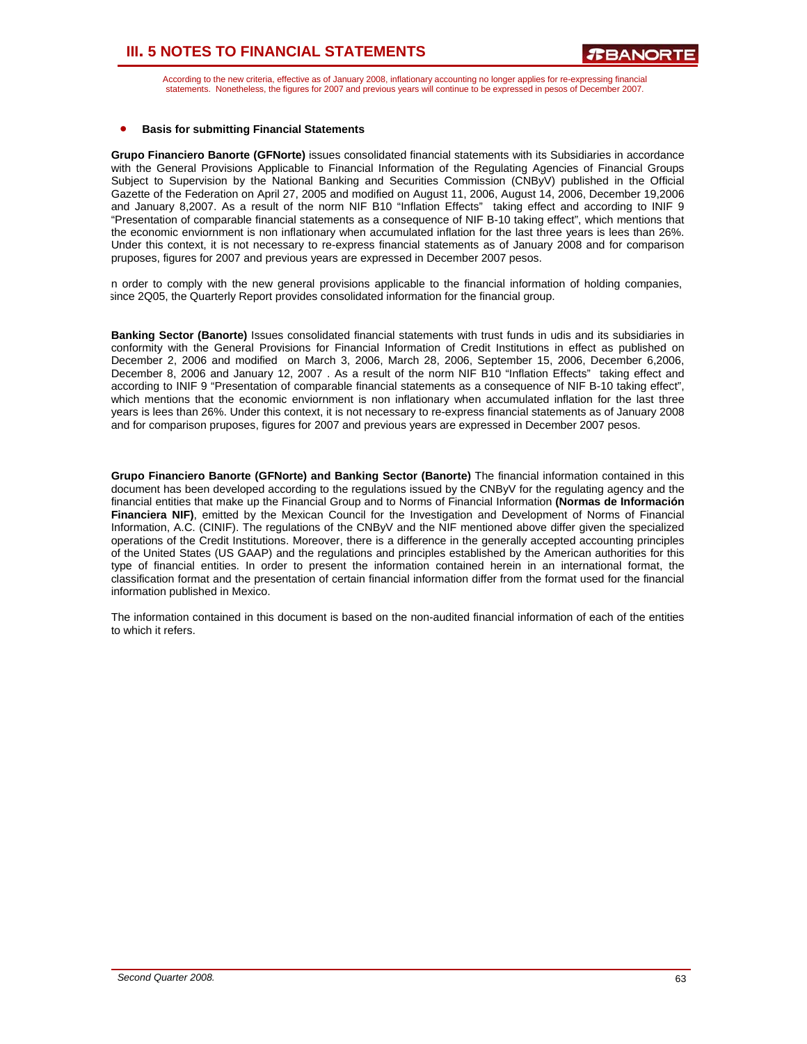# III. 5 NOTES TO FINANCIAL STATEMENTS

According to the new criteria, effective as of January 2008, inflationary accounting no longer applies for re-expressing financial statements. Nonetheless, the figures for 2007 and previous years will continue to be expressed in pesos of December 2007.

- **Basis for submitting Financial Statements**

**Grupo Financiero Banorte (GFNorte)** issues consolidated financial statements with its Subsidiaries in accordance with the General Provisions Applicable to Financial Information of the Regulating Agencies of Financial Groups Subject to Supervision by the National Banking and Securities Commission (CNByV) published in the Official Gazette of the Federation on April 27, 2005 and modified on August 11, 2006, August 14, 2006, December 19,2006 and January 8,2007. As a result of the norm NIF B10 "Inflation Effects" taking effect and according to INIF 9 "Presentation of comparable financial statements as a consequence of NIF B-10 taking effect", which mentions that the economic enviornment is non inflationary when accumulated inflation for the last three years is lees than 26%. Under this context, it is not necessary to re-express financial statements as of January 2008 and for comparison pruposes, figures for 2007 and previous years are expressed in December 2007 pesos.

n order to comply with the new general provisions applicable to the financial information of holding companies, since 2Q05, the Quarterly Report provides consolidated information for the financial group.

**Banking Sector (Banorte)** Issues consolidated financial statements with trust funds in udis and its subsidiaries in conformity with the General Provisions for Financial Information of Credit Institutions in effect as published on December 2, 2006 and modified on March 3, 2006, March 28, 2006, September 15, 2006, December 6,2006, December 8, 2006 and January 12, 2007 . As a result of the norm NIF B10 "Inflation Effects" taking effect and according to INIF 9 "Presentation of comparable financial statements as a consequence of NIF B-10 taking effect", which mentions that the economic enviornment is non inflationary when accumulated inflation for the last three years is lees than 26%. Under this context, it is not necessary to re-express financial statements as of January 2008 and for comparison pruposes, figures for 2007 and previous years are expressed in December 2007 pesos.

**Grupo Financiero Banorte (GFNorte) and Banking Sector (Banorte)** The financial information contained in this document has been developed according to the regulations issued by the CNByV for the regulating agency and the financial entities that make up the Financial Group and to Norms of Financial Information **(Normas de Información Financiera NIF)**, emitted by the Mexican Council for the Investigation and Development of Norms of Financial Information, A.C. (CINIF). The regulations of the CNByV and the NIF mentioned above differ given the specialized operations of the Credit Institutions. Moreover, there is a difference in the generally accepted accounting principles of the United States (US GAAP) and the regulations and principles established by the American authorities for this type of financial entities. In order to present the information contained herein in an international format, the classification format and the presentation of certain financial information differ from the format used for the financial information published in Mexico.

The information contained in this document is based on the non-audited financial information of each of the entities to which it refers.